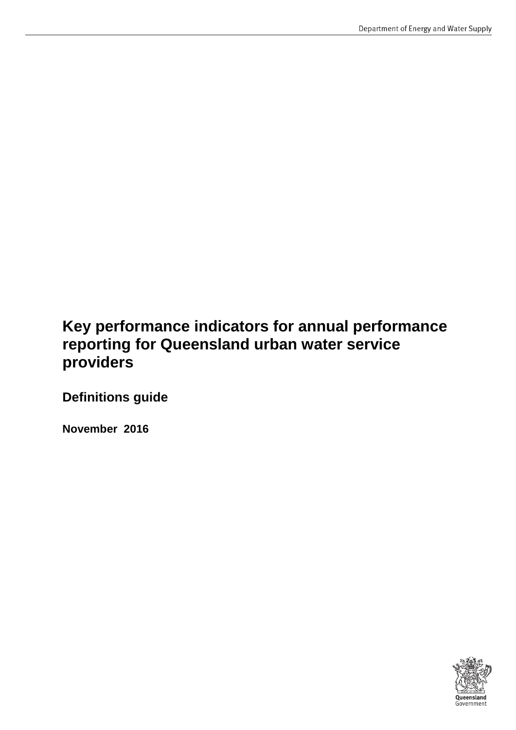# Key performance indicators for annual performance reporting for Queensland urban water service providers

## Definitions guide

**November 2016**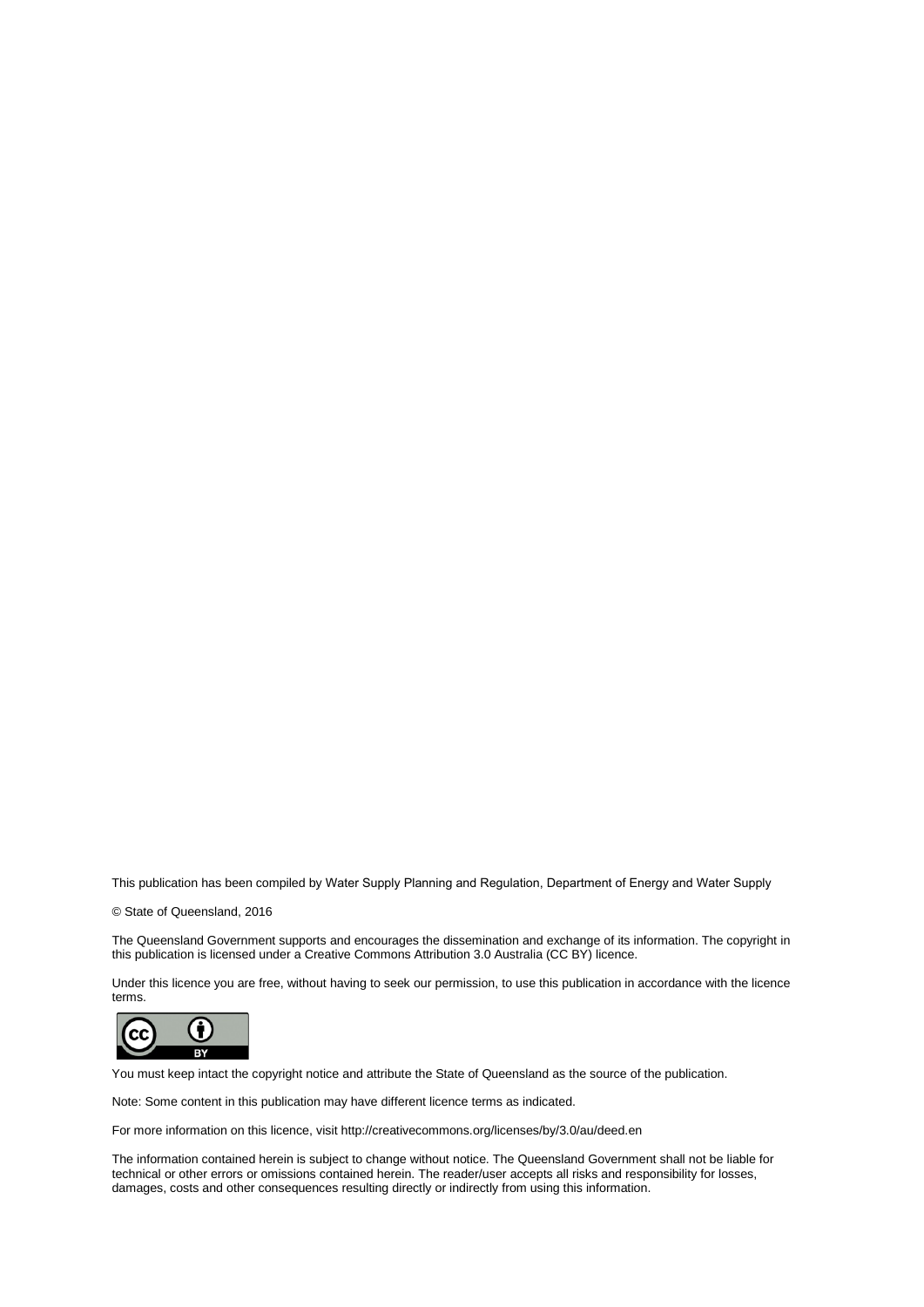This publication has been compiled by Water Supply Planning and Regulation, Department of Energy and Water Supply

© State of Queensland, 2016

The Queensland Government supports and encourages the dissemination and exchange of its information. The copyright in this publication is licensed under a Creative Commons Attribution 3.0 Australia (CC BY) licence.

Under this licence you are free, without having to seek our permission, to use this publication in accordance with the licence terms.

You must keep intact the copyright notice and attribute the State of Queensland as the source of the publication.

Note: Some content in this publication may have different licence terms as indicated.

For more information on this licence, visit http://creativecommons.org/licenses/by/3.0/au/deed.en

The information contained herein is subject to change without notice. The Queensland Government shall not be liable for technical or other errors or omissions contained herein. The reader/user accepts all risks and responsibility for losses, damages, costs and other consequences resulting directly or indirectly from using this information.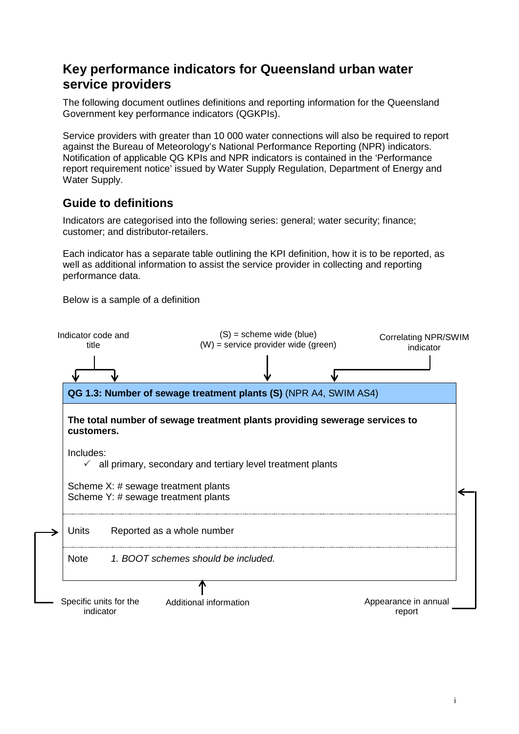# Key performance indicators for Queensland urban water service providers

The following document outlines definitions and reporting information for the Queensland Government key performance indicators (QGKPIs).

Service providers with greater than 10 000 water connections will also be required to report against the Bureau of Meteorology's National Performance Reporting (NPR) indicators. Notification of applicable QG KPIs and NPR indicators is contained in the 'Performance report requirement notice' issued by Water Supply Regulation, Department of Energy and Water Supply.

## Guide to definitions

Indicators are categorised into the following series: general; water security; finance; customer; and distributor-retailers.

Each indicator has a separate table outlining the KPI definition, how it is to be reported, as well as additional information to assist the service provider in collecting and reporting performance data.

Below is a sample of a definition

Indicator code and title

(S) = scheme wide (blue)
(W) = service provider wide (green)

Correlating NPR/SWIM indicator

| **QG 1.3: Number of sewage treatment plants (S)** (NPR A4, SWIM AS4) | |
|---|---|
| **The total number of sewage treatment plants providing sewerage services to customers.**<br><br>Includes:<br>✓ all primary, secondary and tertiary level treatment plants<br><br>Scheme X: # sewage treatment plants<br>Scheme Y: # sewage treatment plants | |
| Units | Reported as a whole number |
| Note | *1. BOOT schemes should be included.* |

Specific units for the indicator

Additional information

Appearance in annual report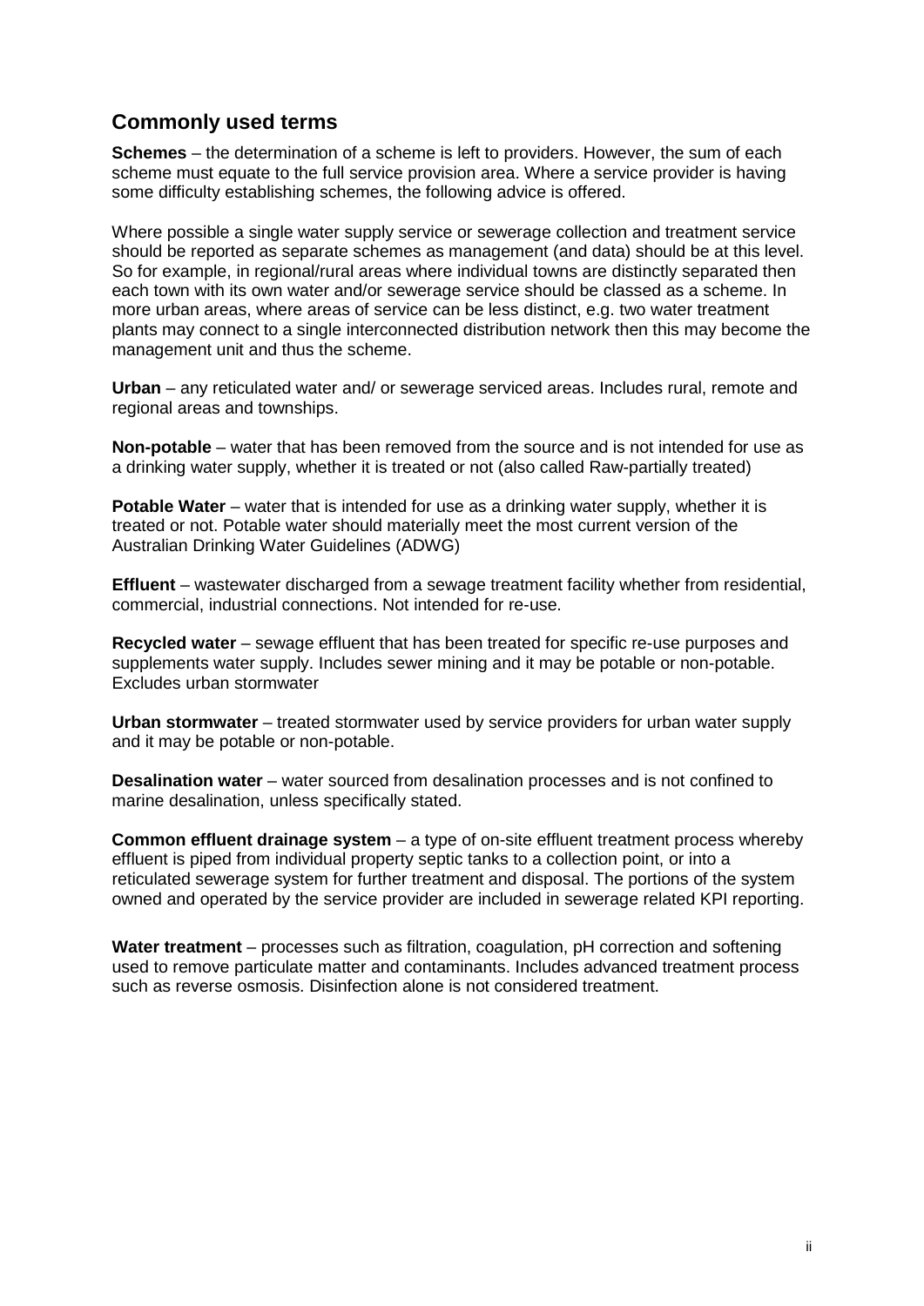## Commonly used terms

**Schemes** – the determination of a scheme is left to providers. However, the sum of each scheme must equate to the full service provision area. Where a service provider is having some difficulty establishing schemes, the following advice is offered.

Where possible a single water supply service or sewerage collection and treatment service should be reported as separate schemes as management (and data) should be at this level. So for example, in regional/rural areas where individual towns are distinctly separated then each town with its own water and/or sewerage service should be classed as a scheme. In more urban areas, where areas of service can be less distinct, e.g. two water treatment plants may connect to a single interconnected distribution network then this may become the management unit and thus the scheme.

**Urban** – any reticulated water and/ or sewerage serviced areas. Includes rural, remote and regional areas and townships.

**Non-potable** – water that has been removed from the source and is not intended for use as a drinking water supply, whether it is treated or not (also called Raw-partially treated)

**Potable Water** – water that is intended for use as a drinking water supply, whether it is treated or not. Potable water should materially meet the most current version of the Australian Drinking Water Guidelines (ADWG)

**Effluent** – wastewater discharged from a sewage treatment facility whether from residential, commercial, industrial connections. Not intended for re-use.

**Recycled water** – sewage effluent that has been treated for specific re-use purposes and supplements water supply. Includes sewer mining and it may be potable or non-potable. Excludes urban stormwater

**Urban stormwater** – treated stormwater used by service providers for urban water supply and it may be potable or non-potable.

**Desalination water** – water sourced from desalination processes and is not confined to marine desalination, unless specifically stated.

**Common effluent drainage system** – a type of on-site effluent treatment process whereby effluent is piped from individual property septic tanks to a collection point, or into a reticulated sewerage system for further treatment and disposal. The portions of the system owned and operated by the service provider are included in sewerage related KPI reporting.

**Water treatment** – processes such as filtration, coagulation, pH correction and softening used to remove particulate matter and contaminants. Includes advanced treatment process such as reverse osmosis. Disinfection alone is not considered treatment.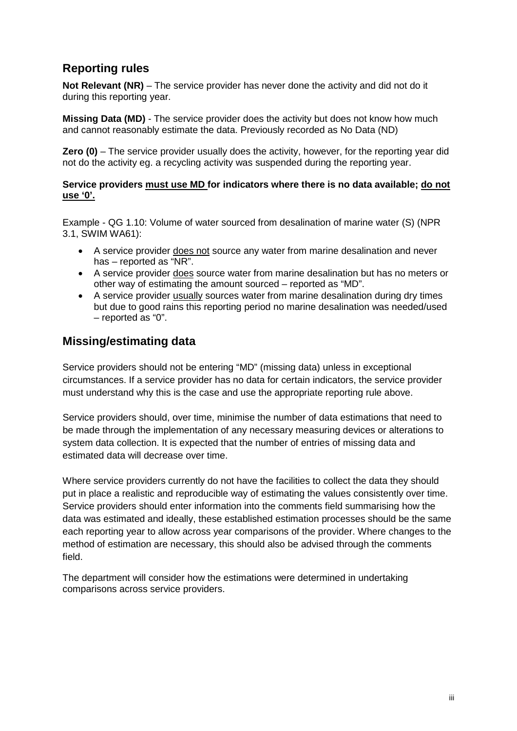## Reporting rules

**Not Relevant (NR)** – The service provider has never done the activity and did not do it during this reporting year.

**Missing Data (MD)** - The service provider does the activity but does not know how much and cannot reasonably estimate the data. Previously recorded as No Data (ND)

**Zero (0)** – The service provider usually does the activity, however, for the reporting year did not do the activity eg. a recycling activity was suspended during the reporting year.

**Service providers <u>must use MD</u> for indicators where there is no data available; <u>do not use '0'</u>.**

Example - QG 1.10: Volume of water sourced from desalination of marine water (S) (NPR 3.1, SWIM WA61):

- A service provider <u>does not</u> source any water from marine desalination and never has – reported as "NR".
- A service provider <u>does</u> source water from marine desalination but has no meters or other way of estimating the amount sourced – reported as "MD".
- A service provider <u>usually</u> sources water from marine desalination during dry times but due to good rains this reporting period no marine desalination was needed/used – reported as "0".

## Missing/estimating data

Service providers should not be entering "MD" (missing data) unless in exceptional circumstances. If a service provider has no data for certain indicators, the service provider must understand why this is the case and use the appropriate reporting rule above.

Service providers should, over time, minimise the number of data estimations that need to be made through the implementation of any necessary measuring devices or alterations to system data collection. It is expected that the number of entries of missing data and estimated data will decrease over time.

Where service providers currently do not have the facilities to collect the data they should put in place a realistic and reproducible way of estimating the values consistently over time. Service providers should enter information into the comments field summarising how the data was estimated and ideally, these established estimation processes should be the same each reporting year to allow across year comparisons of the provider. Where changes to the method of estimation are necessary, this should also be advised through the comments field.

The department will consider how the estimations were determined in undertaking comparisons across service providers.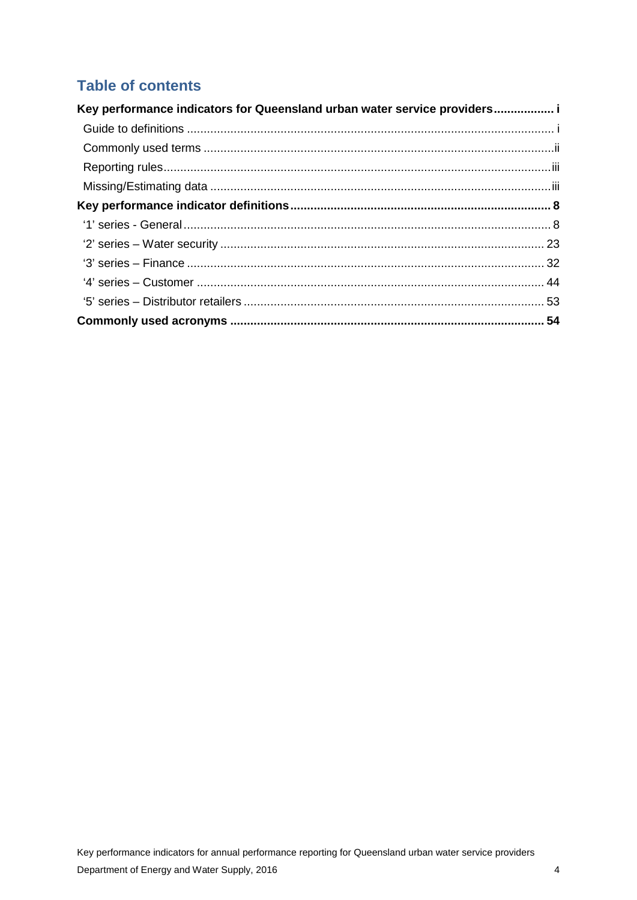## Table of contents

**Key performance indicators for Queensland urban water service providers .................. i**

- Guide to definitions ............................................................................................................. i
- Commonly used terms .........................................................................................................ii
- Reporting rules....................................................................................................................iii
- Missing/Estimating data .....................................................................................................iii

**Key performance indicator definitions ............................................................................. 8**

- '1' series - General ............................................................................................................. 8
- '2' series – Water security ................................................................................................ 23
- '3' series – Finance .......................................................................................................... 32
- '4' series – Customer ........................................................................................................ 44
- '5' series – Distributor retailers ......................................................................................... 53

**Commonly used acronyms ............................................................................................ 54**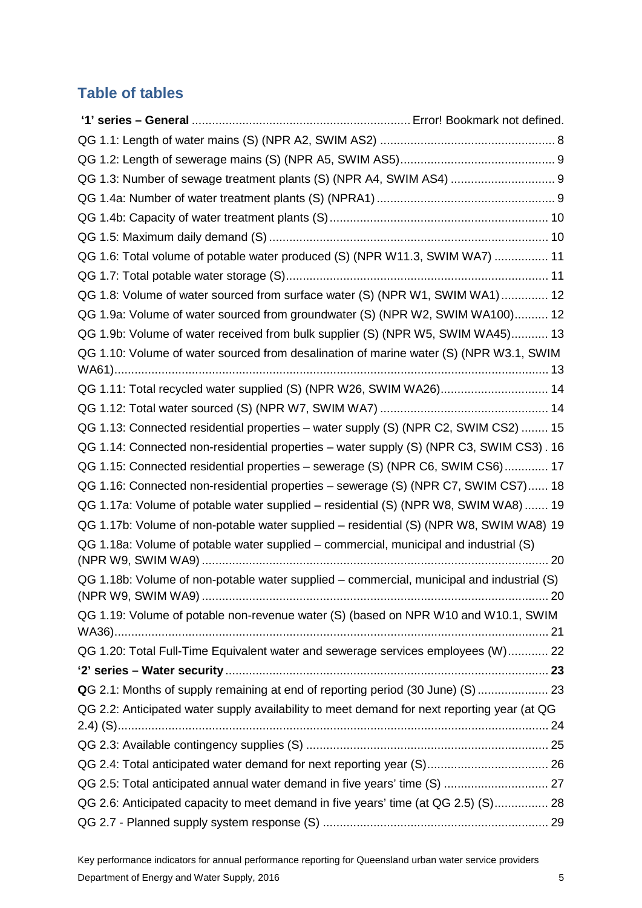## Table of tables

**'1' series – General** ................................................................ Error! Bookmark not defined.

QG 1.1: Length of water mains (S) (NPR A2, SWIM AS2) ..................................................... 8

QG 1.2: Length of sewerage mains (S) (NPR A5, SWIM AS5)............................................. 9

QG 1.3: Number of sewage treatment plants (S) (NPR A4, SWIM AS4) ............................... 9

QG 1.4a: Number of water treatment plants (S) (NPRA1) ..................................................... 9

QG 1.4b: Capacity of water treatment plants (S)................................................................ 10

QG 1.5: Maximum daily demand (S) ................................................................................... 10

QG 1.6: Total volume of potable water produced (S) (NPR W11.3, SWIM WA7) ................ 11

QG 1.7: Total potable water storage (S).............................................................................. 11

QG 1.8: Volume of water sourced from surface water (S) (NPR W1, SWIM WA1).............. 12

QG 1.9a: Volume of water sourced from groundwater (S) (NPR W2, SWIM WA100).......... 12

QG 1.9b: Volume of water received from bulk supplier (S) (NPR W5, SWIM WA45)........... 13

QG 1.10: Volume of water sourced from desalination of marine water (S) (NPR W3.1, SWIM WA61)................................................................................................................................ 13

QG 1.11: Total recycled water supplied (S) (NPR W26, SWIM WA26)................................ 14

QG 1.12: Total water sourced (S) (NPR W7, SWIM WA7) .................................................. 14

QG 1.13: Connected residential properties – water supply (S) (NPR C2, SWIM CS2) ........ 15

QG 1.14: Connected non-residential properties – water supply (S) (NPR C3, SWIM CS3) . 16

QG 1.15: Connected residential properties – sewerage (S) (NPR C6, SWIM CS6)............. 17

QG 1.16: Connected non-residential properties – sewerage (S) (NPR C7, SWIM CS7)...... 18

QG 1.17a: Volume of potable water supplied – residential (S) (NPR W8, SWIM WA8) ....... 19

QG 1.17b: Volume of non-potable water supplied – residential (S) (NPR W8, SWIM WA8) 19

QG 1.18a: Volume of potable water supplied – commercial, municipal and industrial (S) (NPR W9, SWIM WA9) ....................................................................................................... 20

QG 1.18b: Volume of non-potable water supplied – commercial, municipal and industrial (S) (NPR W9, SWIM WA9) ....................................................................................................... 20

QG 1.19: Volume of potable non-revenue water (S) (based on NPR W10 and W10.1, SWIM WA36)................................................................................................................................ 21

QG 1.20: Total Full-Time Equivalent water and sewerage services employees (W)............ 22

**'2' series – Water security** ................................................................................................ **23**

QG 2.1: Months of supply remaining at end of reporting period (30 June) (S) ..................... 23

QG 2.2: Anticipated water supply availability to meet demand for next reporting year (at QG 2.4) (S)................................................................................................................................ 24

QG 2.3: Available contingency supplies (S) ........................................................................ 25

QG 2.4: Total anticipated water demand for next reporting year (S).................................... 26

QG 2.5: Total anticipated annual water demand in five years' time (S) ............................... 27

QG 2.6: Anticipated capacity to meet demand in five years' time (at QG 2.5) (S)................ 28

QG 2.7 - Planned supply system response (S) ................................................................... 29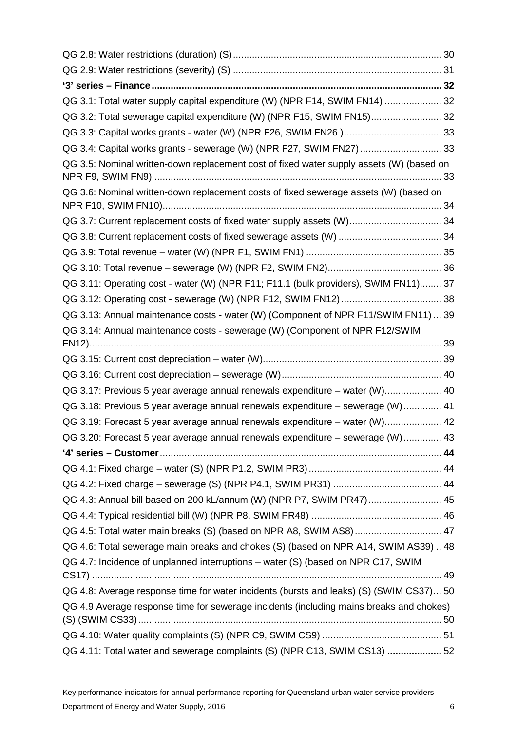QG 2.8: Water restrictions (duration) (S) ... 30

QG 2.9: Water restrictions (severity) (S) ... 31

**'3' series – Finance ... 32**

QG 3.1: Total water supply capital expenditure (W) (NPR F14, SWIM FN14) ... 32

QG 3.2: Total sewerage capital expenditure (W) (NPR F15, SWIM FN15) ... 32

QG 3.3: Capital works grants - water (W) (NPR F26, SWIM FN26 ) ... 33

QG 3.4: Capital works grants - sewerage (W) (NPR F27, SWIM FN27) ... 33

QG 3.5: Nominal written-down replacement cost of fixed water supply assets (W) (based on NPR F9, SWIM FN9) ... 33

QG 3.6: Nominal written-down replacement costs of fixed sewerage assets (W) (based on NPR F10, SWIM FN10) ... 34

QG 3.7: Current replacement costs of fixed water supply assets (W) ... 34

QG 3.8: Current replacement costs of fixed sewerage assets (W) ... 34

QG 3.9: Total revenue – water (W) (NPR F1, SWIM FN1) ... 35

QG 3.10: Total revenue – sewerage (W) (NPR F2, SWIM FN2) ... 36

QG 3.11: Operating cost - water (W) (NPR F11; F11.1 (bulk providers), SWIM FN11) ... 37

QG 3.12: Operating cost - sewerage (W) (NPR F12, SWIM FN12) ... 38

QG 3.13: Annual maintenance costs - water (W) (Component of NPR F11/SWIM FN11) ... 39

QG 3.14: Annual maintenance costs - sewerage (W) (Component of NPR F12/SWIM FN12) ... 39

QG 3.15: Current cost depreciation – water (W) ... 39

QG 3.16: Current cost depreciation – sewerage (W) ... 40

QG 3.17: Previous 5 year average annual renewals expenditure – water (W) ... 40

QG 3.18: Previous 5 year average annual renewals expenditure – sewerage (W) ... 41

QG 3.19: Forecast 5 year average annual renewals expenditure – water (W) ... 42

QG 3.20: Forecast 5 year average annual renewals expenditure – sewerage (W) ... 43

**'4' series – Customer ... 44**

QG 4.1: Fixed charge – water (S) (NPR P1.2, SWIM PR3) ... 44

QG 4.2: Fixed charge – sewerage (S) (NPR P4.1, SWIM PR31) ... 44

QG 4.3: Annual bill based on 200 kL/annum (W) (NPR P7, SWIM PR47) ... 45

QG 4.4: Typical residential bill (W) (NPR P8, SWIM PR48) ... 46

QG 4.5: Total water main breaks (S) (based on NPR A8, SWIM AS8) ... 47

QG 4.6: Total sewerage main breaks and chokes (S) (based on NPR A14, SWIM AS39) .. 48

QG 4.7: Incidence of unplanned interruptions – water (S) (based on NPR C17, SWIM CS17) ... 49

QG 4.8: Average response time for water incidents (bursts and leaks) (S) (SWIM CS37) ... 50

QG 4.9 Average response time for sewerage incidents (including mains breaks and chokes) (S) (SWIM CS33) ... 50

QG 4.10: Water quality complaints (S) (NPR C9, SWIM CS9) ... 51

QG 4.11: Total water and sewerage complaints (S) (NPR C13, SWIM CS13) **... 52**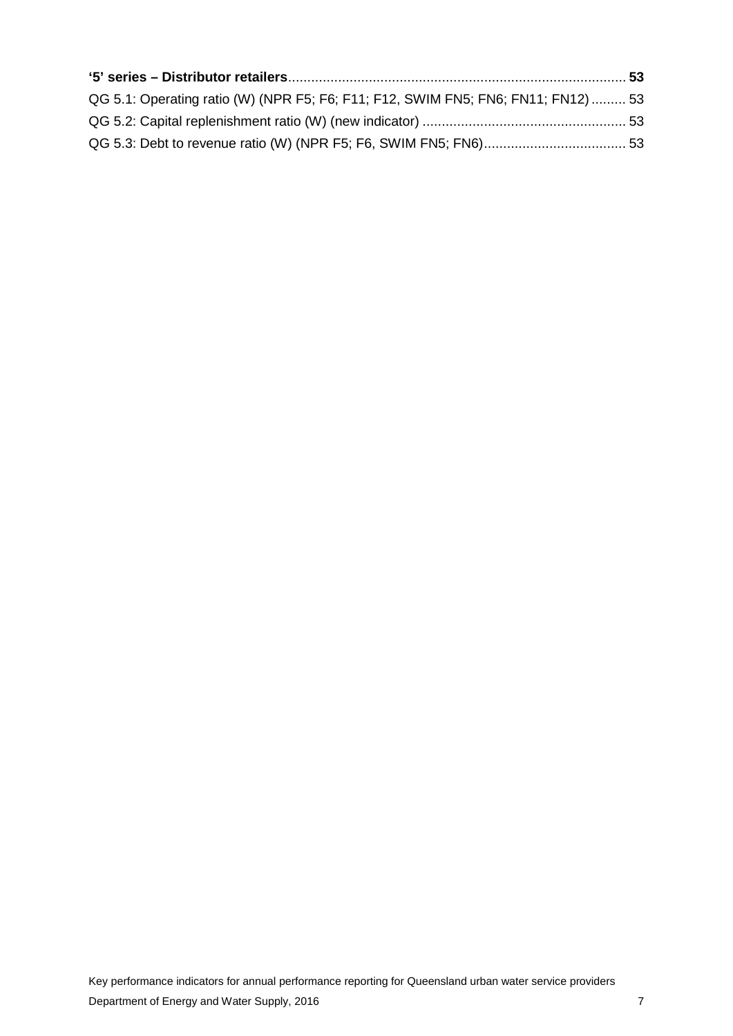**‘5’ series – Distributor retailers**........................................................................................ **53**

QG 5.1: Operating ratio (W) (NPR F5; F6; F11; F12, SWIM FN5; FN6; FN11; FN12) ......... 53

QG 5.2: Capital replenishment ratio (W) (new indicator) ..................................................... 53

QG 5.3: Debt to revenue ratio (W) (NPR F5; F6, SWIM FN5; FN6)..................................... 53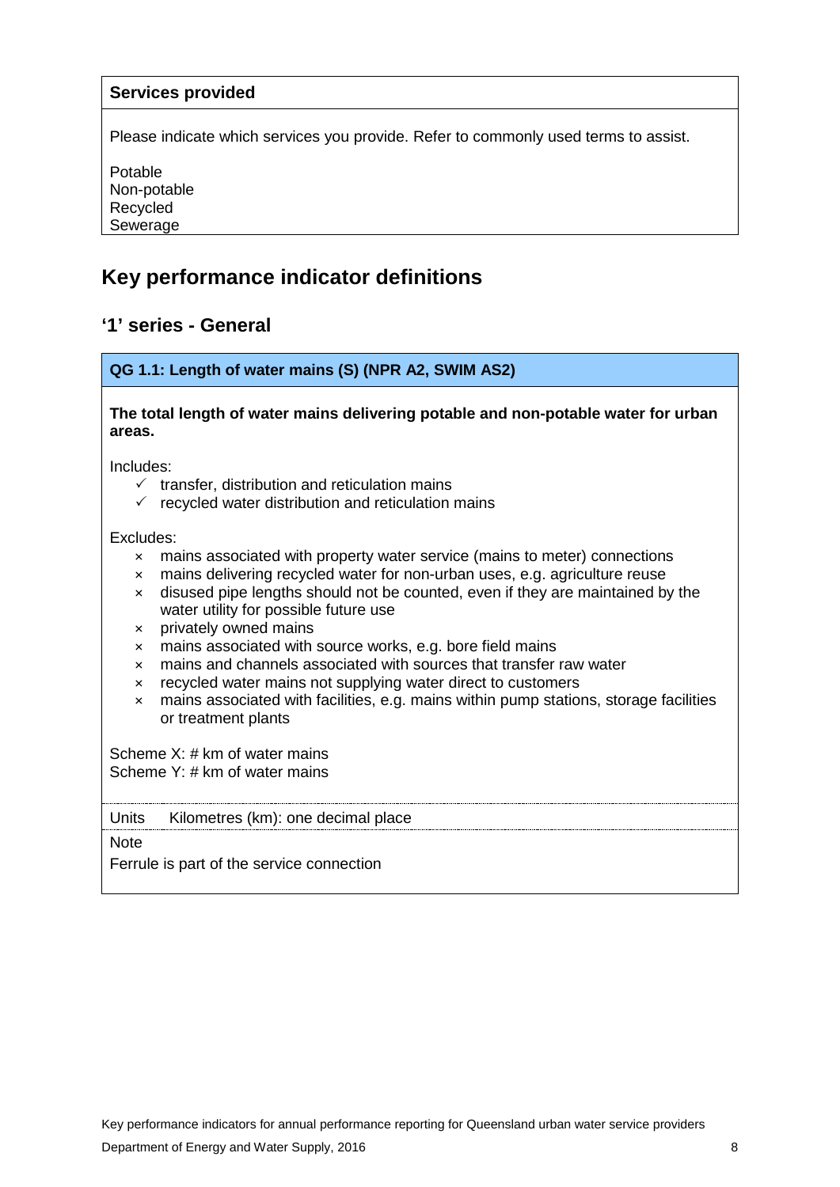**Services provided**

Please indicate which services you provide. Refer to commonly used terms to assist.

Potable
Non-potable
Recycled
Sewerage

# Key performance indicator definitions

## '1' series - General

### QG 1.1: Length of water mains (S) (NPR A2, SWIM AS2)

**The total length of water mains delivering potable and non-potable water for urban areas.**

Includes:

- ✓ transfer, distribution and reticulation mains
- ✓ recycled water distribution and reticulation mains

Excludes:

- × mains associated with property water service (mains to meter) connections
- × mains delivering recycled water for non-urban uses, e.g. agriculture reuse
- × disused pipe lengths should not be counted, even if they are maintained by the water utility for possible future use
- × privately owned mains
- × mains associated with source works, e.g. bore field mains
- × mains and channels associated with sources that transfer raw water
- × recycled water mains not supplying water direct to customers
- × mains associated with facilities, e.g. mains within pump stations, storage facilities or treatment plants

Scheme X: # km of water mains
Scheme Y: # km of water mains

Units Kilometres (km): one decimal place

Note

Ferrule is part of the service connection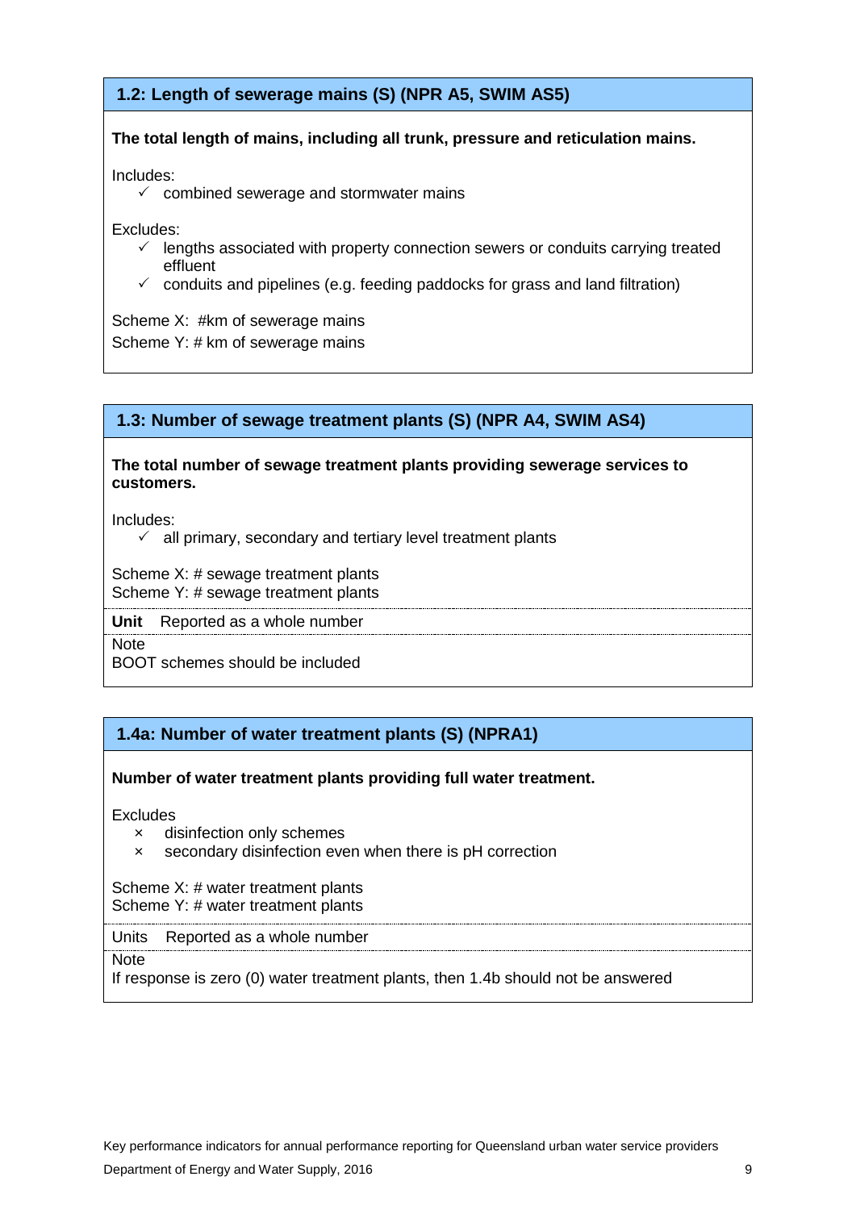## 1.2: Length of sewerage mains (S) (NPR A5, SWIM AS5)

**The total length of mains, including all trunk, pressure and reticulation mains.**

Includes:

- ✓ combined sewerage and stormwater mains

Excludes:

- ✓ lengths associated with property connection sewers or conduits carrying treated effluent
- ✓ conduits and pipelines (e.g. feeding paddocks for grass and land filtration)

Scheme X: #km of sewerage mains
Scheme Y: # km of sewerage mains

## 1.3: Number of sewage treatment plants (S) (NPR A4, SWIM AS4)

**The total number of sewage treatment plants providing sewerage services to customers.**

Includes:

- ✓ all primary, secondary and tertiary level treatment plants

Scheme X: # sewage treatment plants
Scheme Y: # sewage treatment plants

**Unit** Reported as a whole number

Note
BOOT schemes should be included

## 1.4a: Number of water treatment plants (S) (NPRA1)

**Number of water treatment plants providing full water treatment.**

Excludes

- × disinfection only schemes
- × secondary disinfection even when there is pH correction

Scheme X: # water treatment plants
Scheme Y: # water treatment plants

Units Reported as a whole number

Note
If response is zero (0) water treatment plants, then 1.4b should not be answered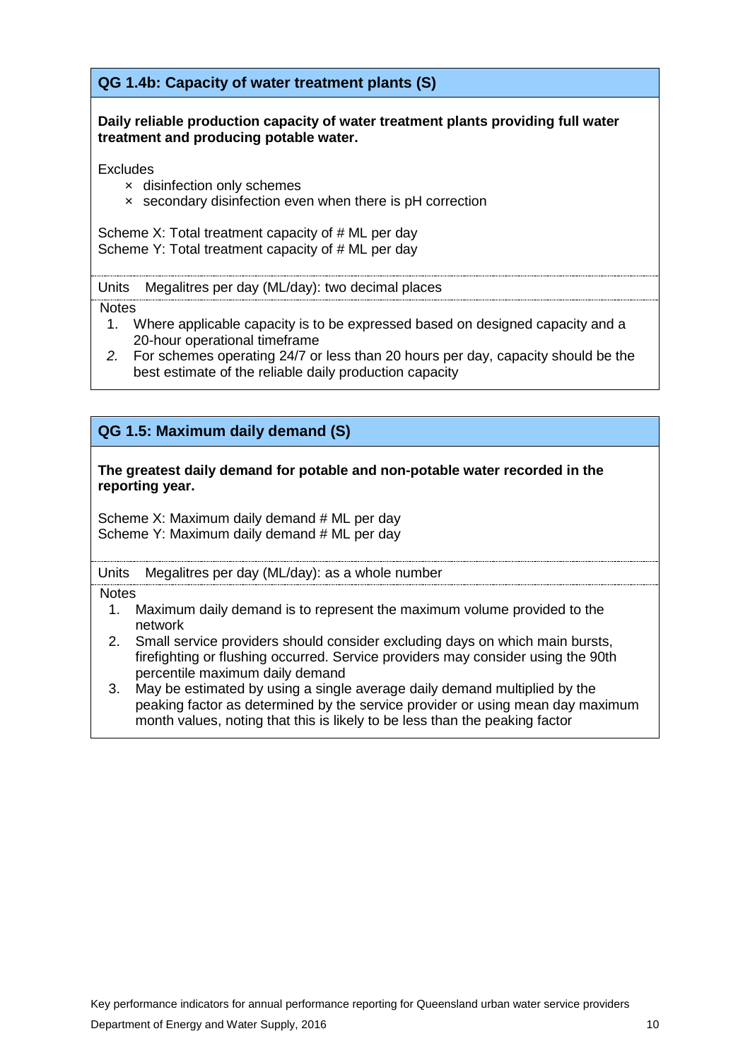## QG 1.4b: Capacity of water treatment plants (S)

**Daily reliable production capacity of water treatment plants providing full water treatment and producing potable water.**

Excludes

- × disinfection only schemes
- × secondary disinfection even when there is pH correction

Scheme X: Total treatment capacity of # ML per day
Scheme Y: Total treatment capacity of # ML per day

Units Megalitres per day (ML/day): two decimal places

Notes

1. Where applicable capacity is to be expressed based on designed capacity and a 20-hour operational timeframe
2. For schemes operating 24/7 or less than 20 hours per day, capacity should be the best estimate of the reliable daily production capacity

## QG 1.5: Maximum daily demand (S)

**The greatest daily demand for potable and non-potable water recorded in the reporting year.**

Scheme X: Maximum daily demand # ML per day
Scheme Y: Maximum daily demand # ML per day

Units Megalitres per day (ML/day): as a whole number

Notes

1. Maximum daily demand is to represent the maximum volume provided to the network
2. Small service providers should consider excluding days on which main bursts, firefighting or flushing occurred. Service providers may consider using the 90th percentile maximum daily demand
3. May be estimated by using a single average daily demand multiplied by the peaking factor as determined by the service provider or using mean day maximum month values, noting that this is likely to be less than the peaking factor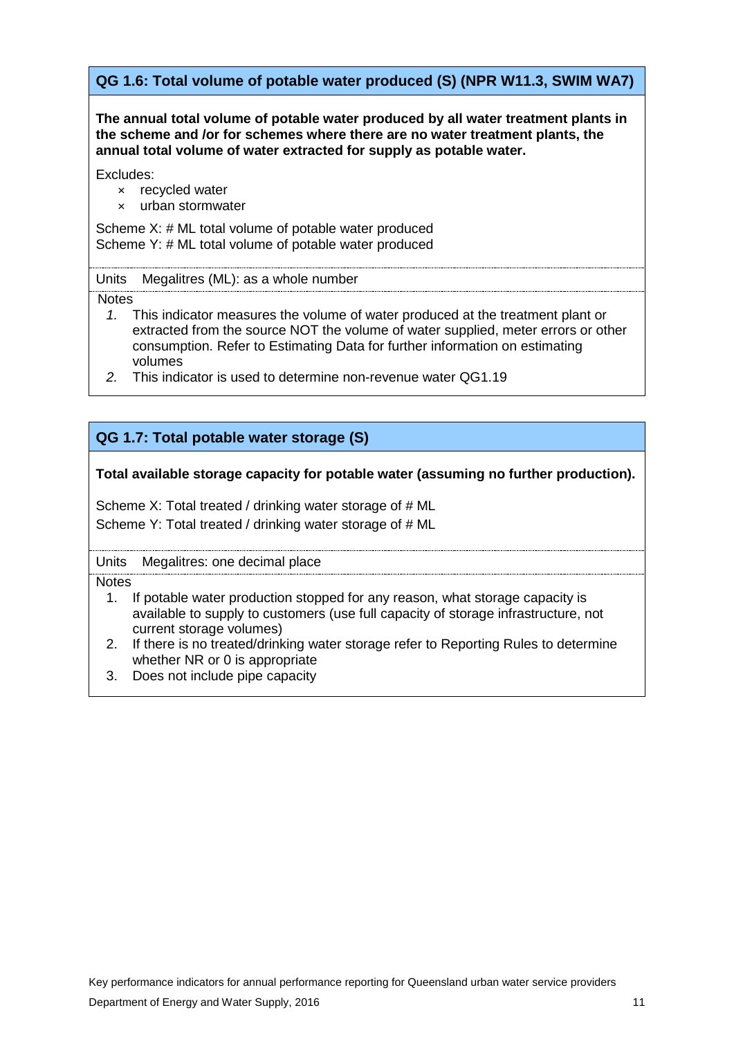## QG 1.6: Total volume of potable water produced (S) (NPR W11.3, SWIM WA7)

**The annual total volume of potable water produced by all water treatment plants in the scheme and /or for schemes where there are no water treatment plants, the annual total volume of water extracted for supply as potable water.**

Excludes:

- × recycled water
- × urban stormwater

Scheme X: # ML total volume of potable water produced
Scheme Y: # ML total volume of potable water produced

Units Megalitres (ML): as a whole number

Notes

1. This indicator measures the volume of water produced at the treatment plant or extracted from the source NOT the volume of water supplied, meter errors or other consumption. Refer to Estimating Data for further information on estimating volumes
2. This indicator is used to determine non-revenue water QG1.19

## QG 1.7: Total potable water storage (S)

**Total available storage capacity for potable water (assuming no further production).**

Scheme X: Total treated / drinking water storage of # ML
Scheme Y: Total treated / drinking water storage of # ML

Units Megalitres: one decimal place

Notes

1. If potable water production stopped for any reason, what storage capacity is available to supply to customers (use full capacity of storage infrastructure, not current storage volumes)
2. If there is no treated/drinking water storage refer to Reporting Rules to determine whether NR or 0 is appropriate
3. Does not include pipe capacity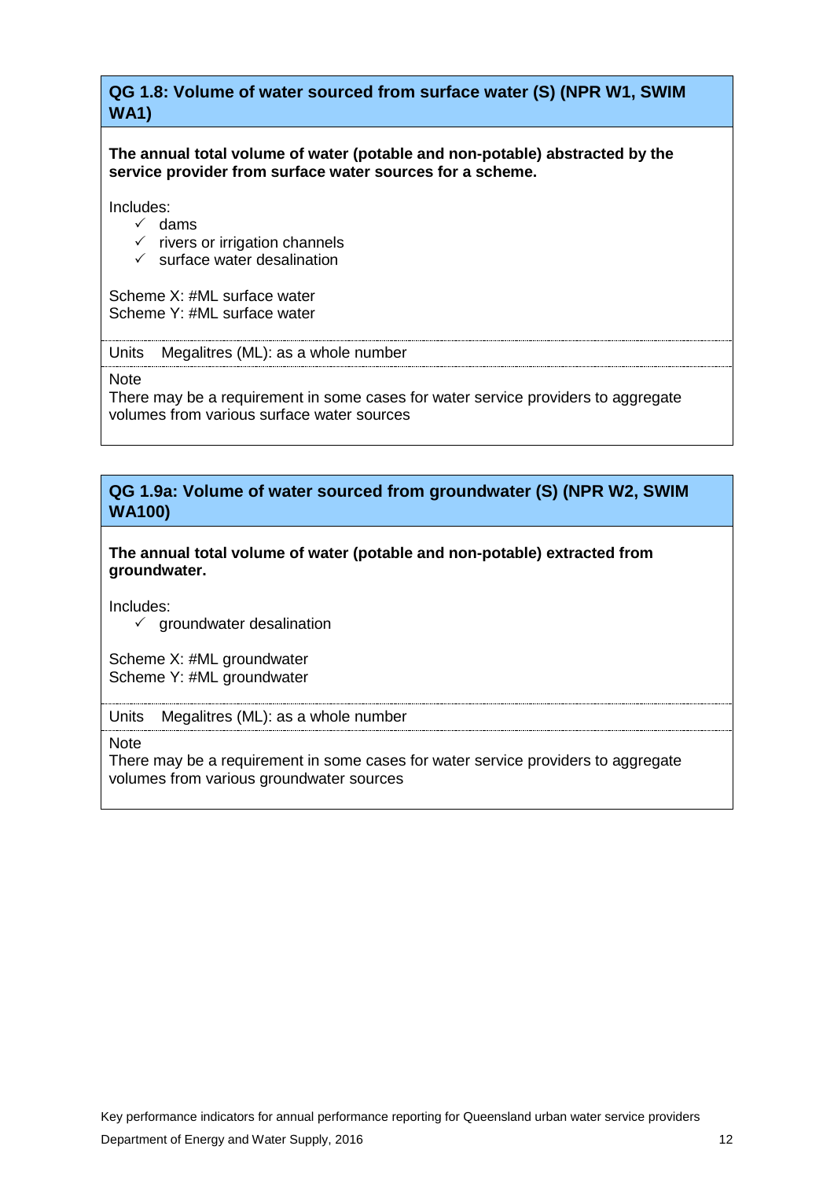### QG 1.8: Volume of water sourced from surface water (S) (NPR W1, SWIM WA1)

**The annual total volume of water (potable and non-potable) abstracted by the service provider from surface water sources for a scheme.**

Includes:

- ✓ dams
- ✓ rivers or irrigation channels
- ✓ surface water desalination

Scheme X: #ML surface water
Scheme Y: #ML surface water

Units Megalitres (ML): as a whole number

Note
There may be a requirement in some cases for water service providers to aggregate volumes from various surface water sources

### QG 1.9a: Volume of water sourced from groundwater (S) (NPR W2, SWIM WA100)

**The annual total volume of water (potable and non-potable) extracted from groundwater.**

Includes:

- ✓ groundwater desalination

Scheme X: #ML groundwater
Scheme Y: #ML groundwater

Units Megalitres (ML): as a whole number

Note
There may be a requirement in some cases for water service providers to aggregate volumes from various groundwater sources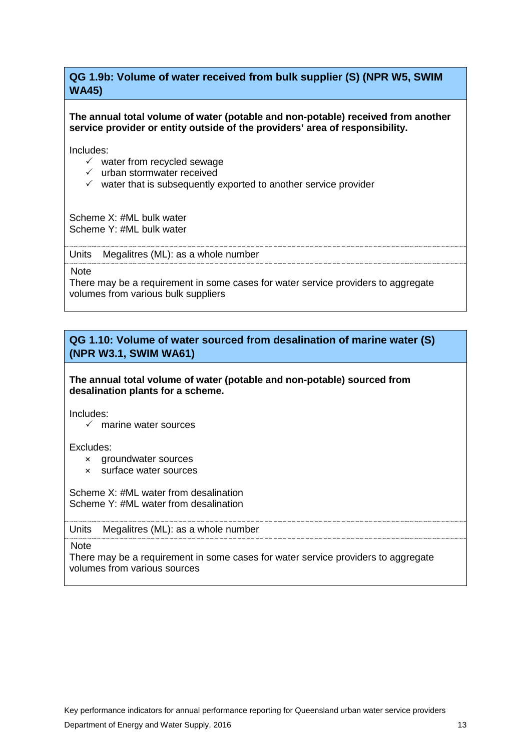### QG 1.9b: Volume of water received from bulk supplier (S) (NPR W5, SWIM WA45)

**The annual total volume of water (potable and non-potable) received from another service provider or entity outside of the providers' area of responsibility.**

Includes:

- ✓ water from recycled sewage
- ✓ urban stormwater received
- ✓ water that is subsequently exported to another service provider

Scheme X: #ML bulk water
Scheme Y: #ML bulk water

Units Megalitres (ML): as a whole number

Note
There may be a requirement in some cases for water service providers to aggregate volumes from various bulk suppliers

### QG 1.10: Volume of water sourced from desalination of marine water (S) (NPR W3.1, SWIM WA61)

**The annual total volume of water (potable and non-potable) sourced from desalination plants for a scheme.**

Includes:

- ✓ marine water sources

Excludes:

- × groundwater sources
- × surface water sources

Scheme X: #ML water from desalination
Scheme Y: #ML water from desalination

Units Megalitres (ML): as a whole number

Note
There may be a requirement in some cases for water service providers to aggregate volumes from various sources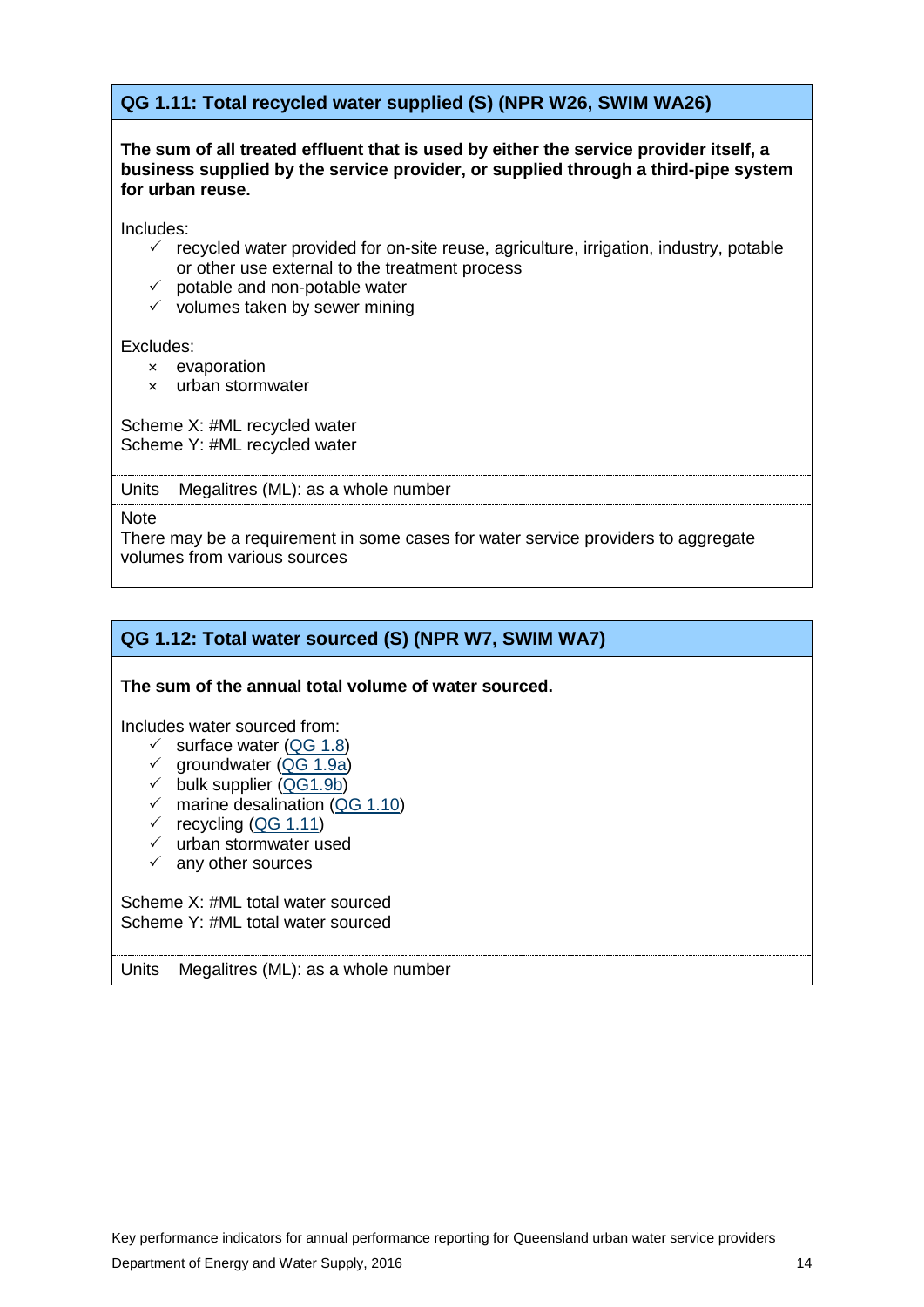## QG 1.11: Total recycled water supplied (S) (NPR W26, SWIM WA26)

**The sum of all treated effluent that is used by either the service provider itself, a business supplied by the service provider, or supplied through a third-pipe system for urban reuse.**

Includes:

- ✓ recycled water provided for on-site reuse, agriculture, irrigation, industry, potable or other use external to the treatment process
- ✓ potable and non-potable water
- ✓ volumes taken by sewer mining

Excludes:

- × evaporation
- × urban stormwater

Scheme X: #ML recycled water
Scheme Y: #ML recycled water

Units Megalitres (ML): as a whole number

Note
There may be a requirement in some cases for water service providers to aggregate volumes from various sources

## QG 1.12: Total water sourced (S) (NPR W7, SWIM WA7)

**The sum of the annual total volume of water sourced.**

Includes water sourced from:

- ✓ surface water (QG 1.8)
- ✓ groundwater (QG 1.9a)
- ✓ bulk supplier (QG1.9b)
- ✓ marine desalination (QG 1.10)
- ✓ recycling (QG 1.11)
- ✓ urban stormwater used
- ✓ any other sources

Scheme X: #ML total water sourced
Scheme Y: #ML total water sourced

Units Megalitres (ML): as a whole number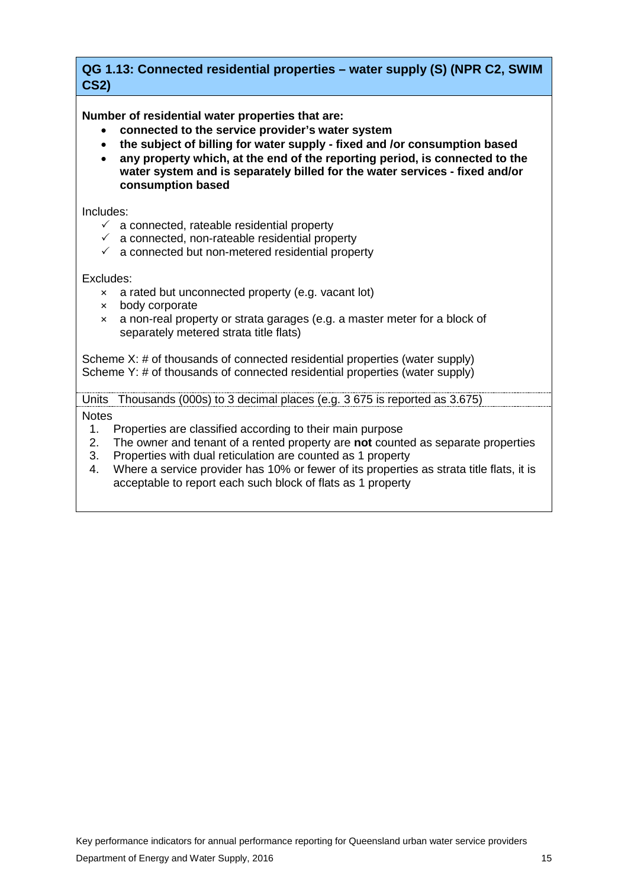### QG 1.13: Connected residential properties – water supply (S) (NPR C2, SWIM CS2)

**Number of residential water properties that are:**

- **connected to the service provider's water system**
- **the subject of billing for water supply - fixed and /or consumption based**
- **any property which, at the end of the reporting period, is connected to the water system and is separately billed for the water services - fixed and/or consumption based**

Includes:

- ✓ a connected, rateable residential property
- ✓ a connected, non-rateable residential property
- ✓ a connected but non-metered residential property

Excludes:

- × a rated but unconnected property (e.g. vacant lot)
- × body corporate
- × a non-real property or strata garages (e.g. a master meter for a block of separately metered strata title flats)

Scheme X: # of thousands of connected residential properties (water supply)
Scheme Y: # of thousands of connected residential properties (water supply)

Units Thousands (000s) to 3 decimal places (e.g. 3 675 is reported as 3.675)

Notes

1. Properties are classified according to their main purpose
2. The owner and tenant of a rented property are **not** counted as separate properties
3. Properties with dual reticulation are counted as 1 property
4. Where a service provider has 10% or fewer of its properties as strata title flats, it is acceptable to report each such block of flats as 1 property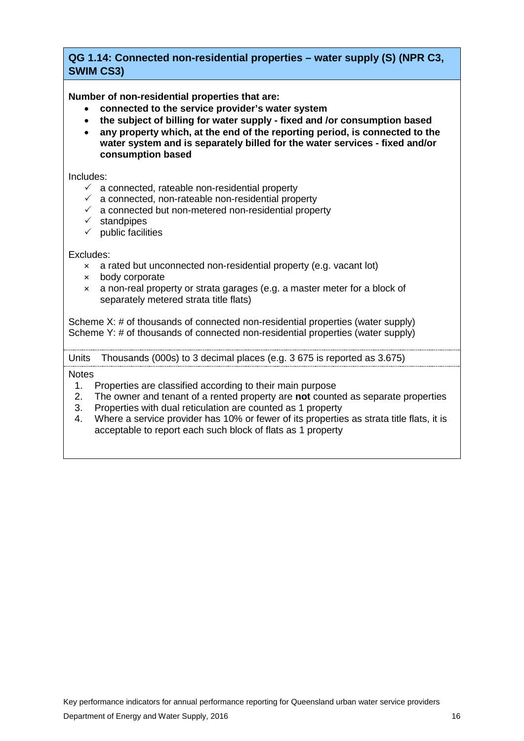## QG 1.14: Connected non-residential properties – water supply (S) (NPR C3, SWIM CS3)

**Number of non-residential properties that are:**

- **connected to the service provider's water system**
- **the subject of billing for water supply - fixed and /or consumption based**
- **any property which, at the end of the reporting period, is connected to the water system and is separately billed for the water services - fixed and/or consumption based**

Includes:

- ✓ a connected, rateable non-residential property
- ✓ a connected, non-rateable non-residential property
- ✓ a connected but non-metered non-residential property
- ✓ standpipes
- ✓ public facilities

Excludes:

- × a rated but unconnected non-residential property (e.g. vacant lot)
- × body corporate
- × a non-real property or strata garages (e.g. a master meter for a block of separately metered strata title flats)

Scheme X: # of thousands of connected non-residential properties (water supply)
Scheme Y: # of thousands of connected non-residential properties (water supply)

Units Thousands (000s) to 3 decimal places (e.g. 3 675 is reported as 3.675)

Notes

1. Properties are classified according to their main purpose
2. The owner and tenant of a rented property are **not** counted as separate properties
3. Properties with dual reticulation are counted as 1 property
4. Where a service provider has 10% or fewer of its properties as strata title flats, it is acceptable to report each such block of flats as 1 property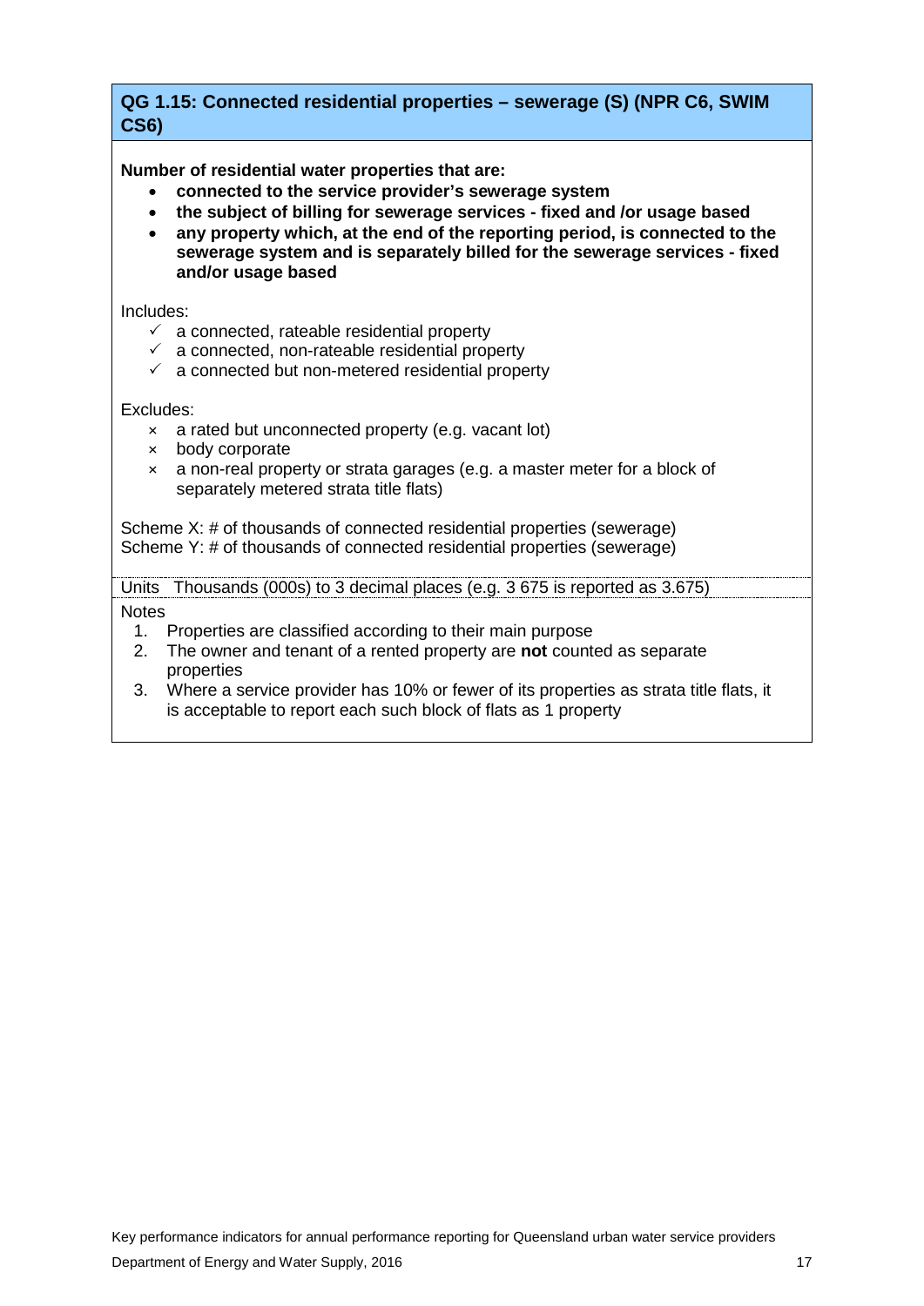## QG 1.15: Connected residential properties – sewerage (S) (NPR C6, SWIM CS6)

**Number of residential water properties that are:**

- **connected to the service provider's sewerage system**
- **the subject of billing for sewerage services - fixed and /or usage based**
- **any property which, at the end of the reporting period, is connected to the sewerage system and is separately billed for the sewerage services - fixed and/or usage based**

Includes:

- ✓ a connected, rateable residential property
- ✓ a connected, non-rateable residential property
- ✓ a connected but non-metered residential property

Excludes:

- × a rated but unconnected property (e.g. vacant lot)
- × body corporate
- × a non-real property or strata garages (e.g. a master meter for a block of separately metered strata title flats)

Scheme X: # of thousands of connected residential properties (sewerage)
Scheme Y: # of thousands of connected residential properties (sewerage)

Units Thousands (000s) to 3 decimal places (e.g. 3 675 is reported as 3.675)

Notes

1. Properties are classified according to their main purpose
2. The owner and tenant of a rented property are **not** counted as separate properties
3. Where a service provider has 10% or fewer of its properties as strata title flats, it is acceptable to report each such block of flats as 1 property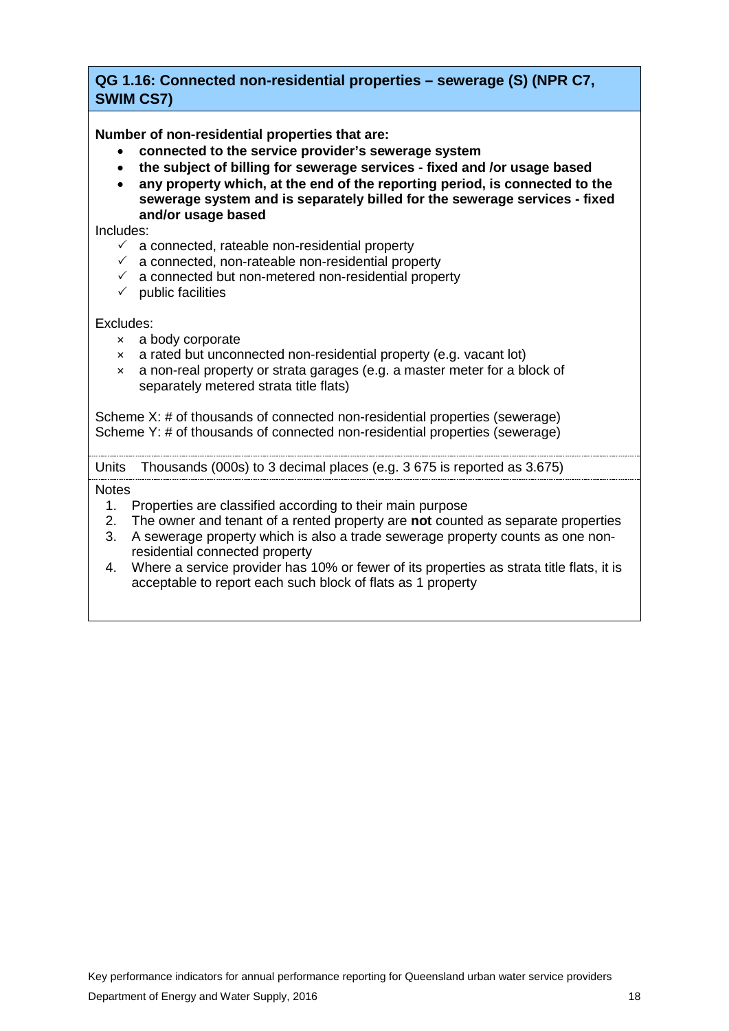## QG 1.16: Connected non-residential properties – sewerage (S) (NPR C7, SWIM CS7)

**Number of non-residential properties that are:**

- **connected to the service provider's sewerage system**
- **the subject of billing for sewerage services - fixed and /or usage based**
- **any property which, at the end of the reporting period, is connected to the sewerage system and is separately billed for the sewerage services - fixed and/or usage based**

Includes:

- ✓ a connected, rateable non-residential property
- ✓ a connected, non-rateable non-residential property
- ✓ a connected but non-metered non-residential property
- ✓ public facilities

Excludes:

- × a body corporate
- × a rated but unconnected non-residential property (e.g. vacant lot)
- × a non-real property or strata garages (e.g. a master meter for a block of separately metered strata title flats)

Scheme X: # of thousands of connected non-residential properties (sewerage)
Scheme Y: # of thousands of connected non-residential properties (sewerage)

Units Thousands (000s) to 3 decimal places (e.g. 3 675 is reported as 3.675)

Notes

1. Properties are classified according to their main purpose
2. The owner and tenant of a rented property are **not** counted as separate properties
3. A sewerage property which is also a trade sewerage property counts as one non-residential connected property
4. Where a service provider has 10% or fewer of its properties as strata title flats, it is acceptable to report each such block of flats as 1 property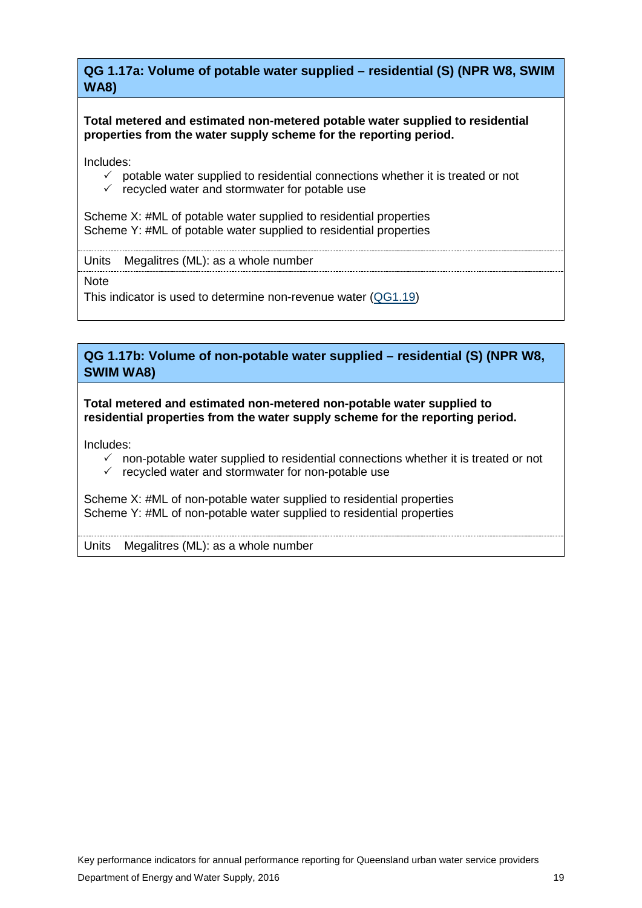### QG 1.17a: Volume of potable water supplied – residential (S) (NPR W8, SWIM WA8)

**Total metered and estimated non-metered potable water supplied to residential properties from the water supply scheme for the reporting period.**

Includes:

- ✓ potable water supplied to residential connections whether it is treated or not
- ✓ recycled water and stormwater for potable use

Scheme X: #ML of potable water supplied to residential properties
Scheme Y: #ML of potable water supplied to residential properties

Units Megalitres (ML): as a whole number

Note

This indicator is used to determine non-revenue water (QG1.19)

### QG 1.17b: Volume of non-potable water supplied – residential (S) (NPR W8, SWIM WA8)

**Total metered and estimated non-metered non-potable water supplied to residential properties from the water supply scheme for the reporting period.**

Includes:

- ✓ non-potable water supplied to residential connections whether it is treated or not
- ✓ recycled water and stormwater for non-potable use

Scheme X: #ML of non-potable water supplied to residential properties
Scheme Y: #ML of non-potable water supplied to residential properties

Units Megalitres (ML): as a whole number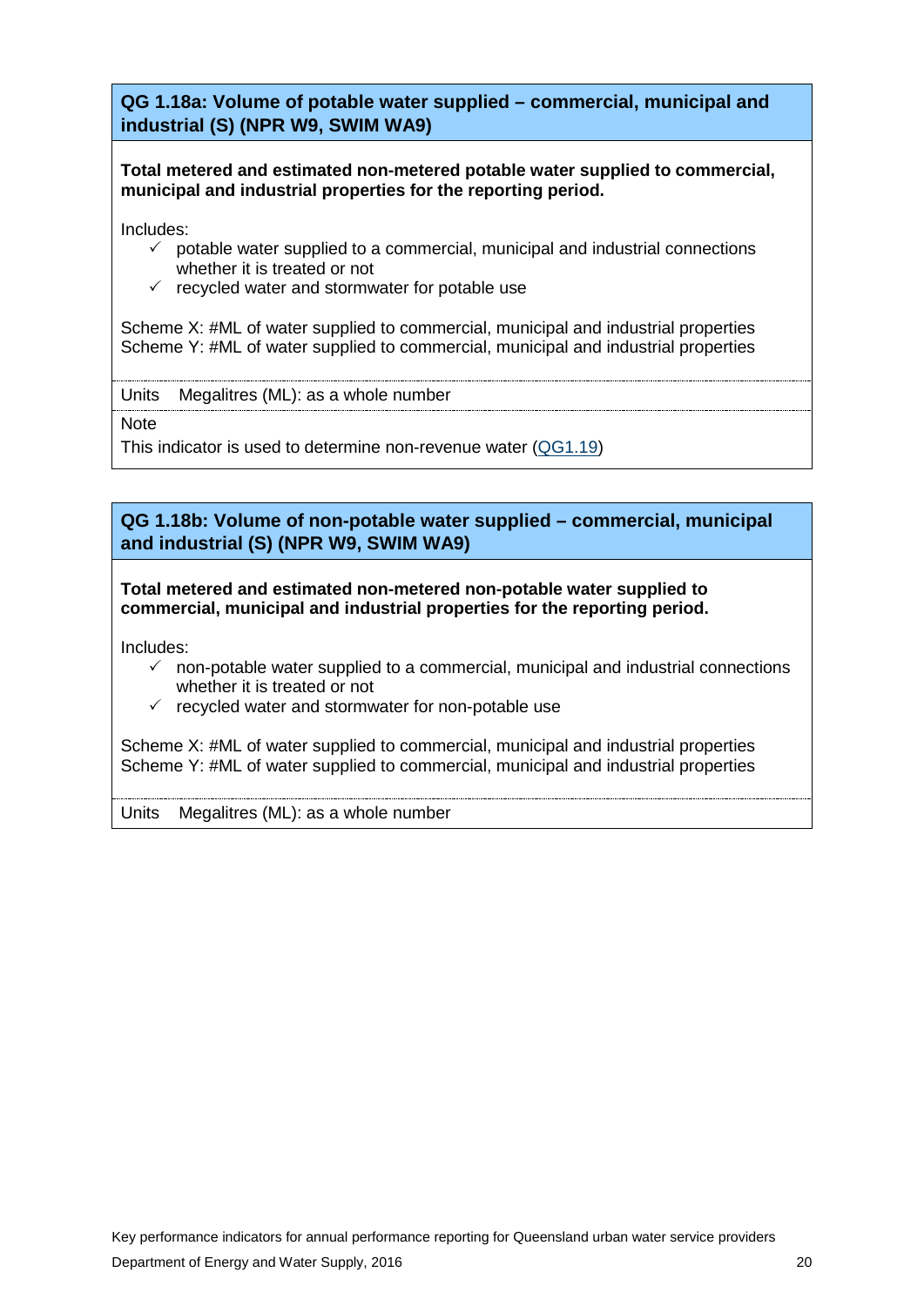### QG 1.18a: Volume of potable water supplied – commercial, municipal and industrial (S) (NPR W9, SWIM WA9)

**Total metered and estimated non-metered potable water supplied to commercial, municipal and industrial properties for the reporting period.**

Includes:

- ✓ potable water supplied to a commercial, municipal and industrial connections whether it is treated or not
- ✓ recycled water and stormwater for potable use

Scheme X: #ML of water supplied to commercial, municipal and industrial properties
Scheme Y: #ML of water supplied to commercial, municipal and industrial properties

Units Megalitres (ML): as a whole number

Note

This indicator is used to determine non-revenue water (QG1.19)

### QG 1.18b: Volume of non-potable water supplied – commercial, municipal and industrial (S) (NPR W9, SWIM WA9)

**Total metered and estimated non-metered non-potable water supplied to commercial, municipal and industrial properties for the reporting period.**

Includes:

- ✓ non-potable water supplied to a commercial, municipal and industrial connections whether it is treated or not
- ✓ recycled water and stormwater for non-potable use

Scheme X: #ML of water supplied to commercial, municipal and industrial properties
Scheme Y: #ML of water supplied to commercial, municipal and industrial properties

Units Megalitres (ML): as a whole number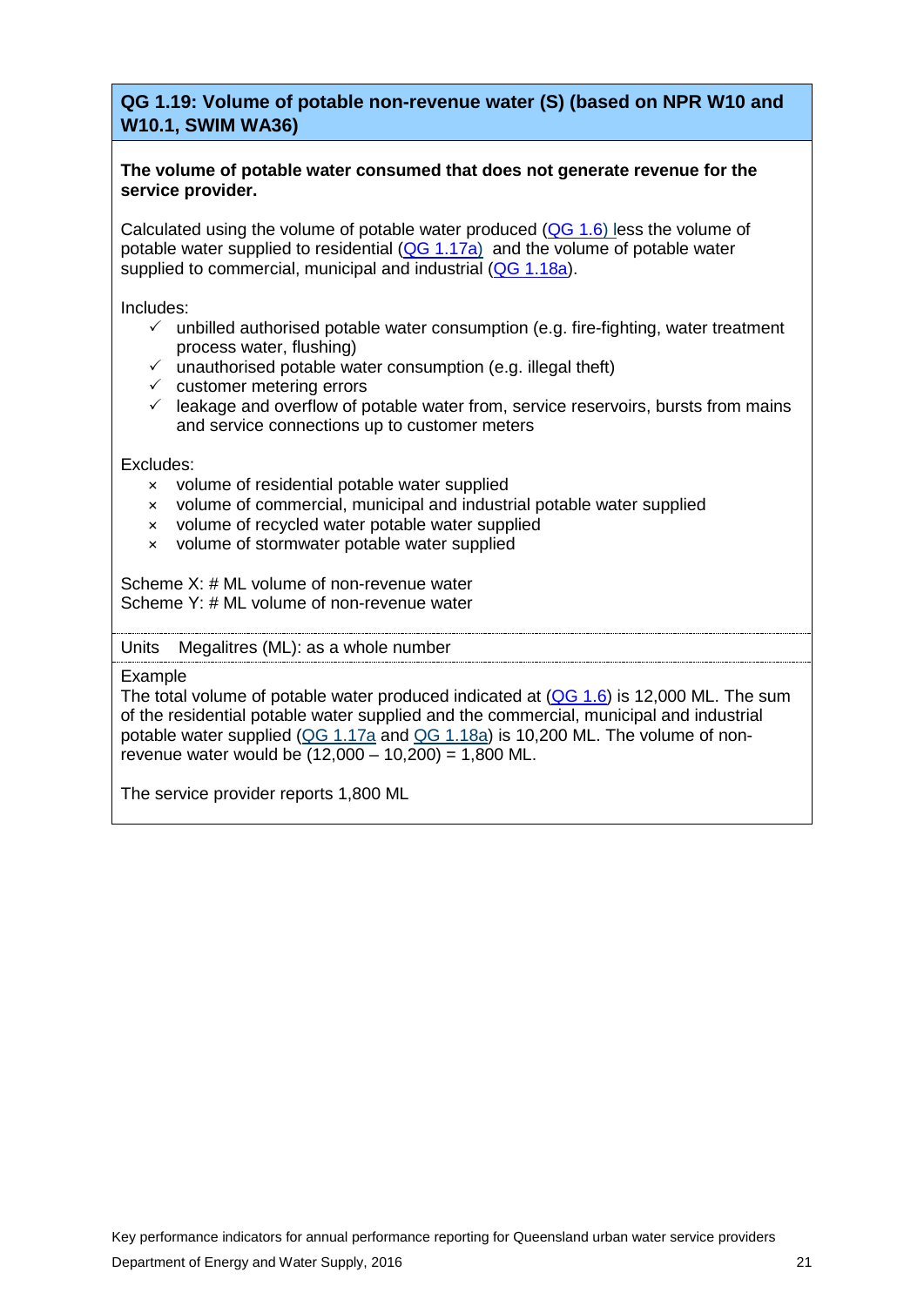## QG 1.19: Volume of potable non-revenue water (S) (based on NPR W10 and W10.1, SWIM WA36)

**The volume of potable water consumed that does not generate revenue for the service provider.**

Calculated using the volume of potable water produced (QG 1.6) less the volume of potable water supplied to residential (QG 1.17a) and the volume of potable water supplied to commercial, municipal and industrial (QG 1.18a).

Includes:

- ✓ unbilled authorised potable water consumption (e.g. fire-fighting, water treatment process water, flushing)
- ✓ unauthorised potable water consumption (e.g. illegal theft)
- ✓ customer metering errors
- ✓ leakage and overflow of potable water from, service reservoirs, bursts from mains and service connections up to customer meters

Excludes:

- × volume of residential potable water supplied
- × volume of commercial, municipal and industrial potable water supplied
- × volume of recycled water potable water supplied
- × volume of stormwater potable water supplied

Scheme X: # ML volume of non-revenue water
Scheme Y: # ML volume of non-revenue water

Units    Megalitres (ML): as a whole number

Example

The total volume of potable water produced indicated at (QG 1.6) is 12,000 ML. The sum of the residential potable water supplied and the commercial, municipal and industrial potable water supplied (QG 1.17a and QG 1.18a) is 10,200 ML. The volume of non-revenue water would be (12,000 – 10,200) = 1,800 ML.

The service provider reports 1,800 ML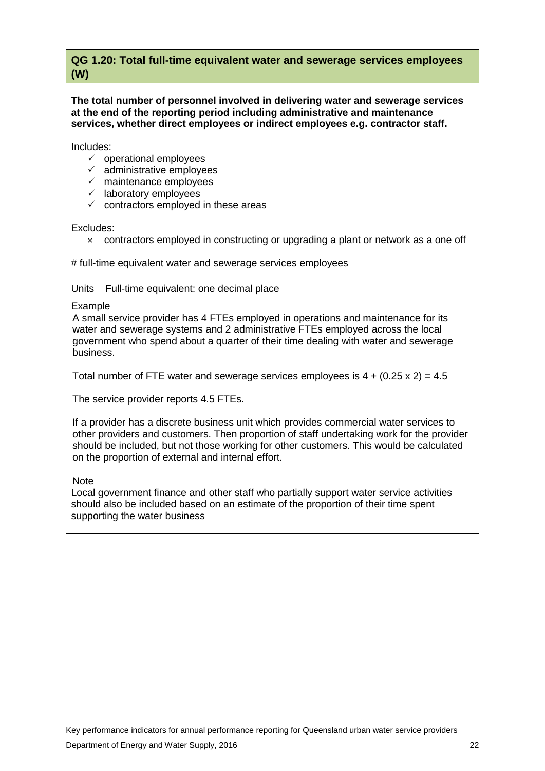## QG 1.20: Total full-time equivalent water and sewerage services employees (W)

**The total number of personnel involved in delivering water and sewerage services at the end of the reporting period including administrative and maintenance services, whether direct employees or indirect employees e.g. contractor staff.**

Includes:

- ✓ operational employees
- ✓ administrative employees
- ✓ maintenance employees
- ✓ laboratory employees
- ✓ contractors employed in these areas

Excludes:

- × contractors employed in constructing or upgrading a plant or network as a one off

# full-time equivalent water and sewerage services employees

Units Full-time equivalent: one decimal place

Example

A small service provider has 4 FTEs employed in operations and maintenance for its water and sewerage systems and 2 administrative FTEs employed across the local government who spend about a quarter of their time dealing with water and sewerage business.

Total number of FTE water and sewerage services employees is $4 + (0.25 \times 2) = 4.5$

The service provider reports 4.5 FTEs.

If a provider has a discrete business unit which provides commercial water services to other providers and customers. Then proportion of staff undertaking work for the provider should be included, but not those working for other customers. This would be calculated on the proportion of external and internal effort.

Note

Local government finance and other staff who partially support water service activities should also be included based on an estimate of the proportion of their time spent supporting the water business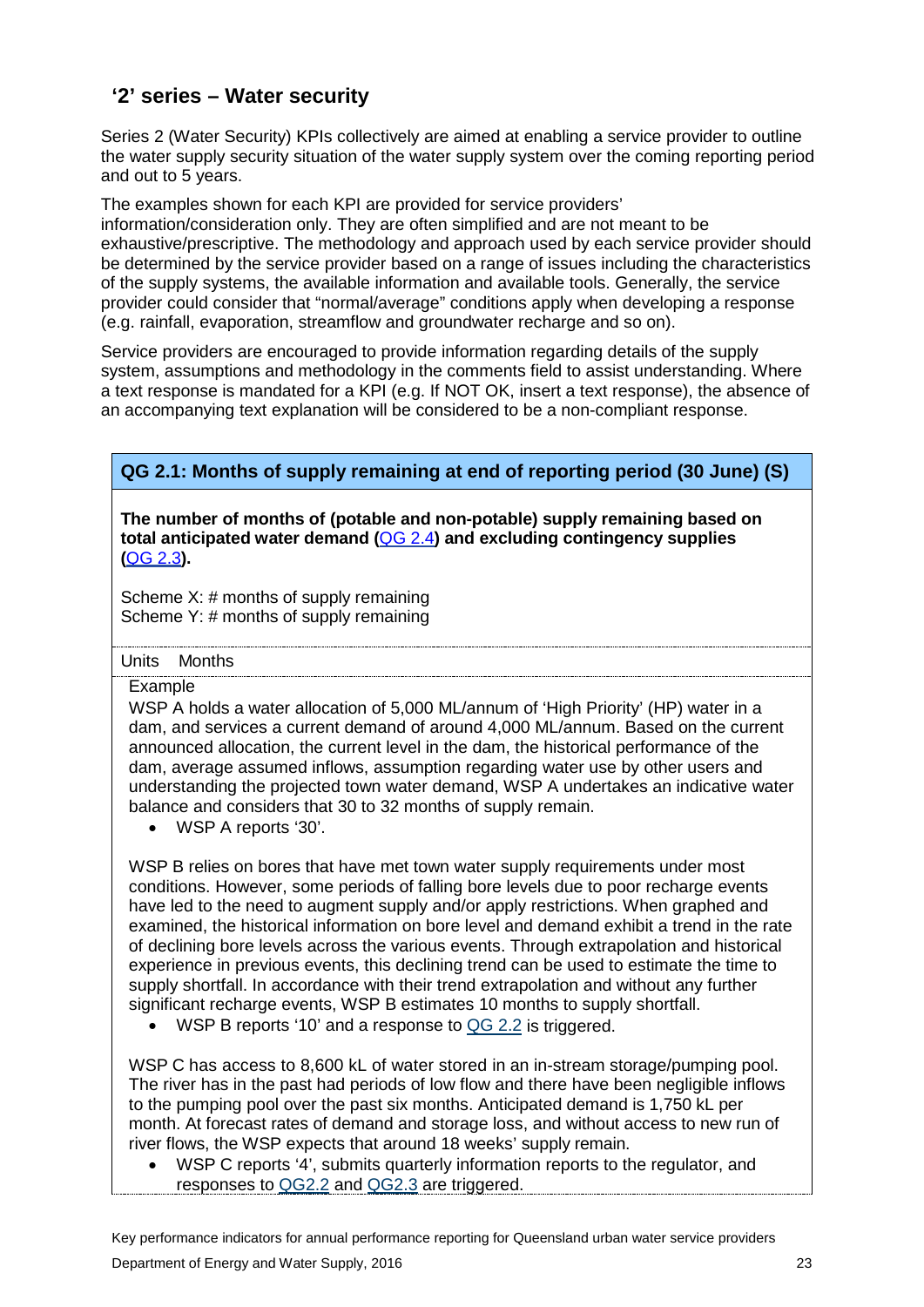## '2' series – Water security

Series 2 (Water Security) KPIs collectively are aimed at enabling a service provider to outline the water supply security situation of the water supply system over the coming reporting period and out to 5 years.

The examples shown for each KPI are provided for service providers' information/consideration only. They are often simplified and are not meant to be exhaustive/prescriptive. The methodology and approach used by each service provider should be determined by the service provider based on a range of issues including the characteristics of the supply systems, the available information and available tools. Generally, the service provider could consider that "normal/average" conditions apply when developing a response (e.g. rainfall, evaporation, streamflow and groundwater recharge and so on).

Service providers are encouraged to provide information regarding details of the supply system, assumptions and methodology in the comments field to assist understanding. Where a text response is mandated for a KPI (e.g. If NOT OK, insert a text response), the absence of an accompanying text explanation will be considered to be a non-compliant response.

### QG 2.1: Months of supply remaining at end of reporting period (30 June) (S)

**The number of months of (potable and non-potable) supply remaining based on total anticipated water demand (QG 2.4) and excluding contingency supplies (QG 2.3).**

Scheme X: # months of supply remaining
Scheme Y: # months of supply remaining

Units Months

Example

WSP A holds a water allocation of 5,000 ML/annum of 'High Priority' (HP) water in a dam, and services a current demand of around 4,000 ML/annum. Based on the current announced allocation, the current level in the dam, the historical performance of the dam, average assumed inflows, assumption regarding water use by other users and understanding the projected town water demand, WSP A undertakes an indicative water balance and considers that 30 to 32 months of supply remain.

- WSP A reports '30'.

WSP B relies on bores that have met town water supply requirements under most conditions. However, some periods of falling bore levels due to poor recharge events have led to the need to augment supply and/or apply restrictions. When graphed and examined, the historical information on bore level and demand exhibit a trend in the rate of declining bore levels across the various events. Through extrapolation and historical experience in previous events, this declining trend can be used to estimate the time to supply shortfall. In accordance with their trend extrapolation and without any further significant recharge events, WSP B estimates 10 months to supply shortfall.

- WSP B reports '10' and a response to QG 2.2 is triggered.

WSP C has access to 8,600 kL of water stored in an in-stream storage/pumping pool. The river has in the past had periods of low flow and there have been negligible inflows to the pumping pool over the past six months. Anticipated demand is 1,750 kL per month. At forecast rates of demand and storage loss, and without access to new run of river flows, the WSP expects that around 18 weeks' supply remain.

- WSP C reports '4', submits quarterly information reports to the regulator, and responses to QG2.2 and QG2.3 are triggered.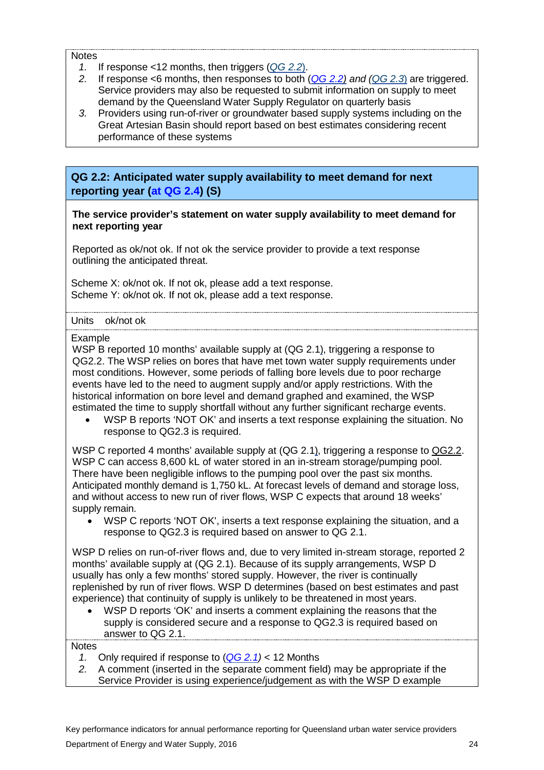Notes

1. If response <12 months, then triggers (*QG 2.2*).
2. If response <6 months, then responses to both (*QG 2.2) and (QG 2.3*) are triggered. Service providers may also be requested to submit information on supply to meet demand by the Queensland Water Supply Regulator on quarterly basis
3. Providers using run-of-river or groundwater based supply systems including on the Great Artesian Basin should report based on best estimates considering recent performance of these systems

## QG 2.2: Anticipated water supply availability to meet demand for next reporting year (at QG 2.4) (S)

**The service provider's statement on water supply availability to meet demand for next reporting year**

Reported as ok/not ok. If not ok the service provider to provide a text response outlining the anticipated threat.

Scheme X: ok/not ok. If not ok, please add a text response.
Scheme Y: ok/not ok. If not ok, please add a text response.

Units ok/not ok

Example

WSP B reported 10 months' available supply at (QG 2.1), triggering a response to QG2.2. The WSP relies on bores that have met town water supply requirements under most conditions. However, some periods of falling bore levels due to poor recharge events have led to the need to augment supply and/or apply restrictions. With the historical information on bore level and demand graphed and examined, the WSP estimated the time to supply shortfall without any further significant recharge events.

- WSP B reports 'NOT OK' and inserts a text response explaining the situation. No response to QG2.3 is required.

WSP C reported 4 months' available supply at (QG 2.1), triggering a response to QG2.2. WSP C can access 8,600 kL of water stored in an in-stream storage/pumping pool. There have been negligible inflows to the pumping pool over the past six months. Anticipated monthly demand is 1,750 kL. At forecast levels of demand and storage loss, and without access to new run of river flows, WSP C expects that around 18 weeks' supply remain.

- WSP C reports 'NOT OK', inserts a text response explaining the situation, and a response to QG2.3 is required based on answer to QG 2.1.

WSP D relies on run-of-river flows and, due to very limited in-stream storage, reported 2 months' available supply at (QG 2.1). Because of its supply arrangements, WSP D usually has only a few months' stored supply. However, the river is continually replenished by run of river flows. WSP D determines (based on best estimates and past experience) that continuity of supply is unlikely to be threatened in most years.

- WSP D reports 'OK' and inserts a comment explaining the reasons that the supply is considered secure and a response to QG2.3 is required based on answer to QG 2.1.

Notes

1. Only required if response to (*QG 2.1*) < 12 Months
2. A comment (inserted in the separate comment field) may be appropriate if the Service Provider is using experience/judgement as with the WSP D example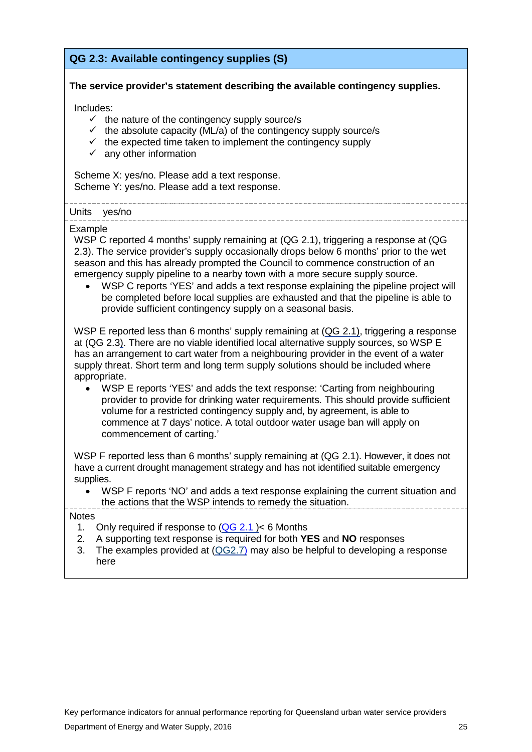## QG 2.3: Available contingency supplies (S)

**The service provider's statement describing the available contingency supplies.**

Includes:

- ✓ the nature of the contingency supply source/s
- ✓ the absolute capacity (ML/a) of the contingency supply source/s
- ✓ the expected time taken to implement the contingency supply
- ✓ any other information

Scheme X: yes/no. Please add a text response.
Scheme Y: yes/no. Please add a text response.

Units yes/no

Example

WSP C reported 4 months' supply remaining at (QG 2.1), triggering a response at (QG 2.3). The service provider's supply occasionally drops below 6 months' prior to the wet season and this has already prompted the Council to commence construction of an emergency supply pipeline to a nearby town with a more secure supply source.

- WSP C reports 'YES' and adds a text response explaining the pipeline project will be completed before local supplies are exhausted and that the pipeline is able to provide sufficient contingency supply on a seasonal basis.

WSP E reported less than 6 months' supply remaining at (QG 2.1), triggering a response at (QG 2.3). There are no viable identified local alternative supply sources, so WSP E has an arrangement to cart water from a neighbouring provider in the event of a water supply threat. Short term and long term supply solutions should be included where appropriate.

- WSP E reports 'YES' and adds the text response: 'Carting from neighbouring provider to provide for drinking water requirements. This should provide sufficient volume for a restricted contingency supply and, by agreement, is able to commence at 7 days' notice. A total outdoor water usage ban will apply on commencement of carting.'

WSP F reported less than 6 months' supply remaining at (QG 2.1). However, it does not have a current drought management strategy and has not identified suitable emergency supplies.

- WSP F reports 'NO' and adds a text response explaining the current situation and the actions that the WSP intends to remedy the situation.

Notes

1. Only required if response to (QG 2.1 )< 6 Months
2. A supporting text response is required for both **YES** and **NO** responses
3. The examples provided at (QG2.7) may also be helpful to developing a response here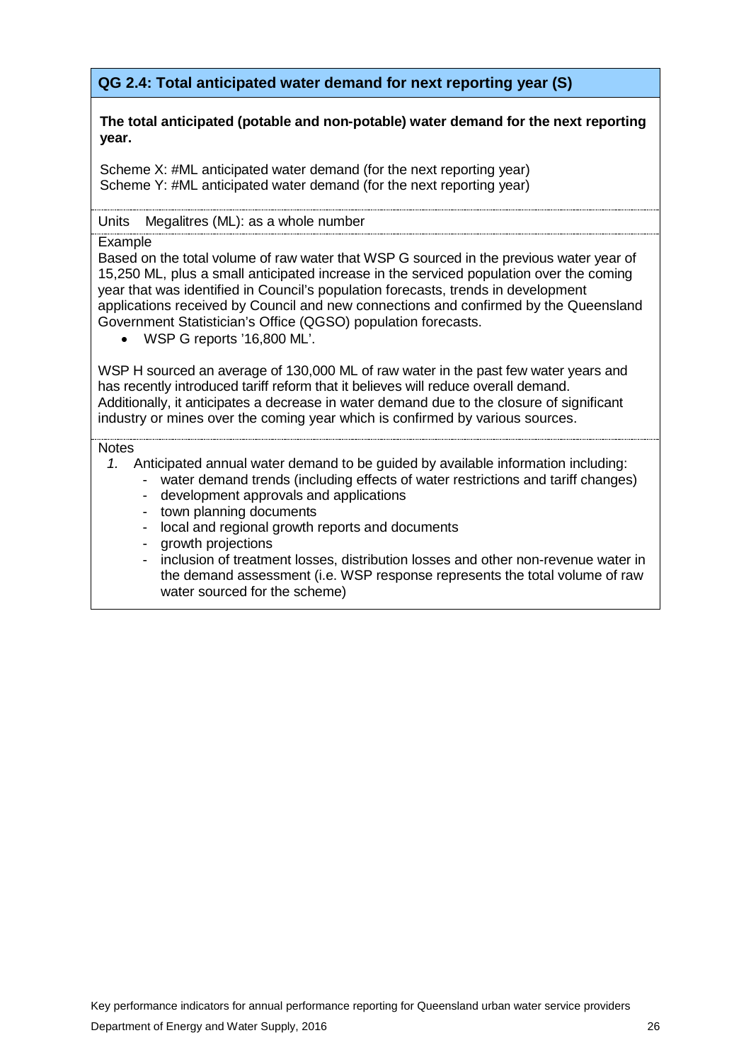## QG 2.4: Total anticipated water demand for next reporting year (S)

**The total anticipated (potable and non-potable) water demand for the next reporting year.**

Scheme X: #ML anticipated water demand (for the next reporting year)
Scheme Y: #ML anticipated water demand (for the next reporting year)

Units Megalitres (ML): as a whole number

Example

Based on the total volume of raw water that WSP G sourced in the previous water year of 15,250 ML, plus a small anticipated increase in the serviced population over the coming year that was identified in Council's population forecasts, trends in development applications received by Council and new connections and confirmed by the Queensland Government Statistician's Office (QGSO) population forecasts.

- WSP G reports '16,800 ML'.

WSP H sourced an average of 130,000 ML of raw water in the past few water years and has recently introduced tariff reform that it believes will reduce overall demand. Additionally, it anticipates a decrease in water demand due to the closure of significant industry or mines over the coming year which is confirmed by various sources.

Notes

1. Anticipated annual water demand to be guided by available information including:
   - water demand trends (including effects of water restrictions and tariff changes)
   - development approvals and applications
   - town planning documents
   - local and regional growth reports and documents
   - growth projections
   - inclusion of treatment losses, distribution losses and other non-revenue water in the demand assessment (i.e. WSP response represents the total volume of raw water sourced for the scheme)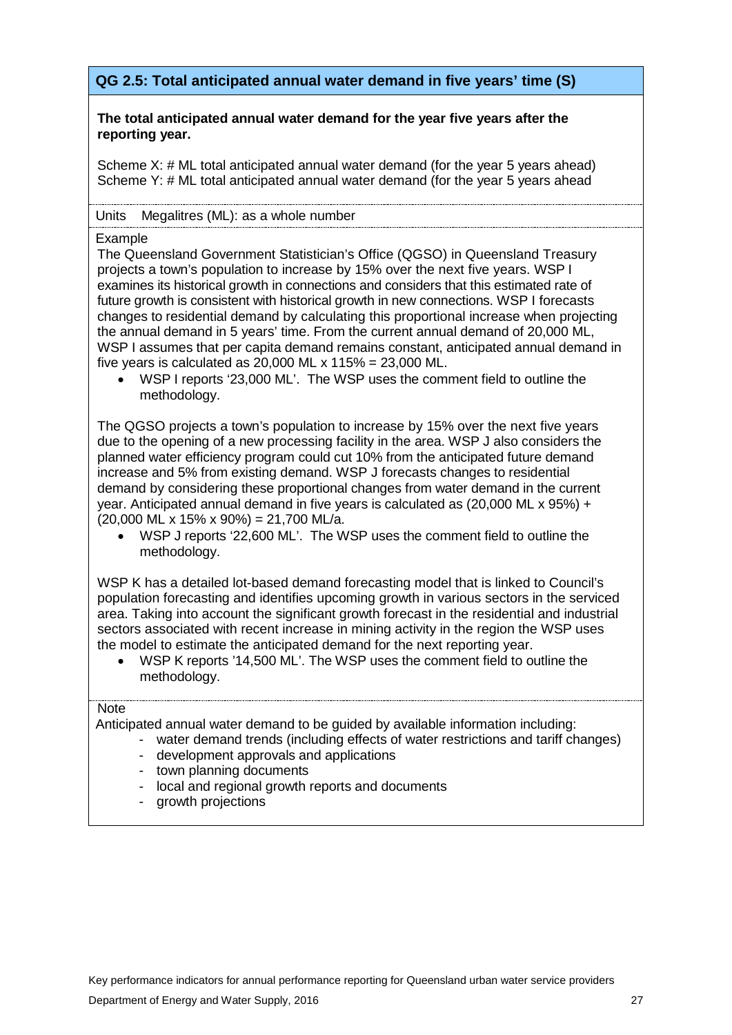## QG 2.5: Total anticipated annual water demand in five years' time (S)

**The total anticipated annual water demand for the year five years after the reporting year.**

Scheme X: # ML total anticipated annual water demand (for the year 5 years ahead)
Scheme Y: # ML total anticipated annual water demand (for the year 5 years ahead

Units Megalitres (ML): as a whole number

Example

The Queensland Government Statistician's Office (QGSO) in Queensland Treasury projects a town's population to increase by 15% over the next five years. WSP I examines its historical growth in connections and considers that this estimated rate of future growth is consistent with historical growth in new connections. WSP I forecasts changes to residential demand by calculating this proportional increase when projecting the annual demand in 5 years' time. From the current annual demand of 20,000 ML, WSP I assumes that per capita demand remains constant, anticipated annual demand in five years is calculated as 20,000 ML x 115% = 23,000 ML.

- WSP I reports '23,000 ML'. The WSP uses the comment field to outline the methodology.

The QGSO projects a town's population to increase by 15% over the next five years due to the opening of a new processing facility in the area. WSP J also considers the planned water efficiency program could cut 10% from the anticipated future demand increase and 5% from existing demand. WSP J forecasts changes to residential demand by considering these proportional changes from water demand in the current year. Anticipated annual demand in five years is calculated as (20,000 ML x 95%) + (20,000 ML x 15% x 90%) = 21,700 ML/a.

- WSP J reports '22,600 ML'. The WSP uses the comment field to outline the methodology.

WSP K has a detailed lot-based demand forecasting model that is linked to Council's population forecasting and identifies upcoming growth in various sectors in the serviced area. Taking into account the significant growth forecast in the residential and industrial sectors associated with recent increase in mining activity in the region the WSP uses the model to estimate the anticipated demand for the next reporting year.

- WSP K reports '14,500 ML'. The WSP uses the comment field to outline the methodology.

Note

Anticipated annual water demand to be guided by available information including:

- water demand trends (including effects of water restrictions and tariff changes)
- development approvals and applications
- town planning documents
- local and regional growth reports and documents
- growth projections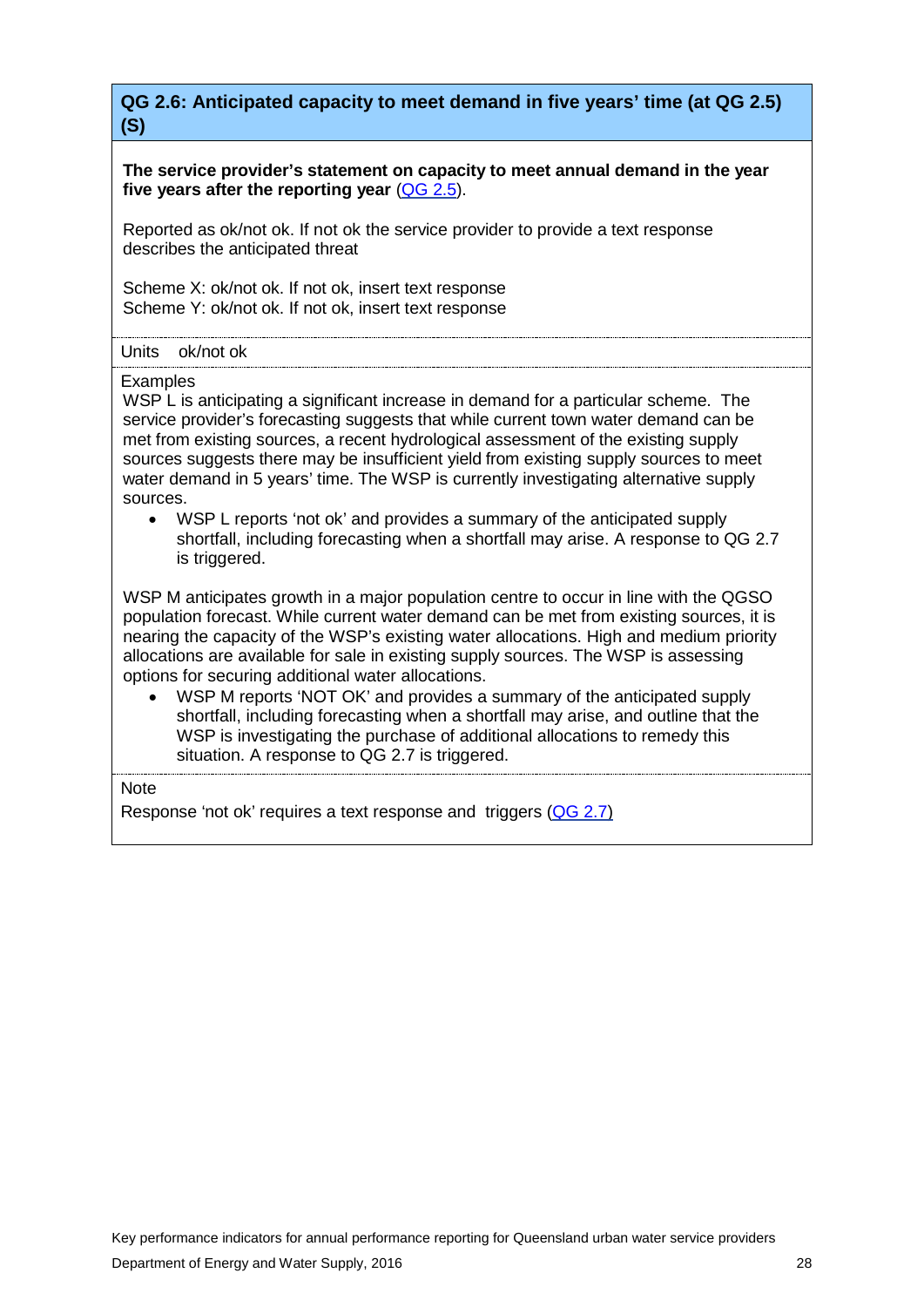## QG 2.6: Anticipated capacity to meet demand in five years' time (at QG 2.5) (S)

**The service provider's statement on capacity to meet annual demand in the year five years after the reporting year** (QG 2.5).

Reported as ok/not ok. If not ok the service provider to provide a text response describes the anticipated threat

Scheme X: ok/not ok. If not ok, insert text response
Scheme Y: ok/not ok. If not ok, insert text response

Units ok/not ok

Examples

WSP L is anticipating a significant increase in demand for a particular scheme. The service provider's forecasting suggests that while current town water demand can be met from existing sources, a recent hydrological assessment of the existing supply sources suggests there may be insufficient yield from existing supply sources to meet water demand in 5 years' time. The WSP is currently investigating alternative supply sources.

- WSP L reports 'not ok' and provides a summary of the anticipated supply shortfall, including forecasting when a shortfall may arise. A response to QG 2.7 is triggered.

WSP M anticipates growth in a major population centre to occur in line with the QGSO population forecast. While current water demand can be met from existing sources, it is nearing the capacity of the WSP's existing water allocations. High and medium priority allocations are available for sale in existing supply sources. The WSP is assessing options for securing additional water allocations.

- WSP M reports 'NOT OK' and provides a summary of the anticipated supply shortfall, including forecasting when a shortfall may arise, and outline that the WSP is investigating the purchase of additional allocations to remedy this situation. A response to QG 2.7 is triggered.

Note

Response 'not ok' requires a text response and triggers (QG 2.7)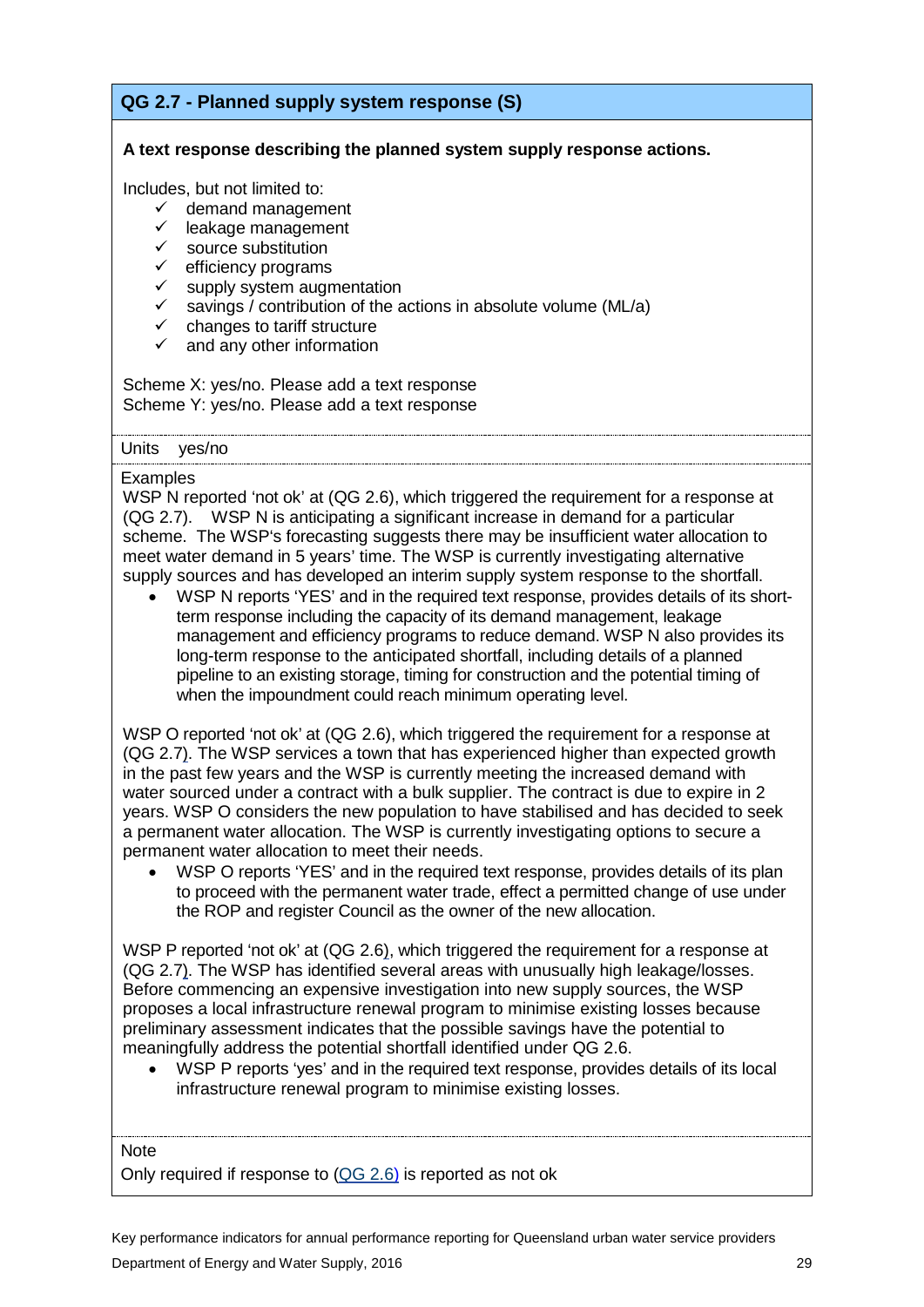## QG 2.7 - Planned supply system response (S)

**A text response describing the planned system supply response actions.**

Includes, but not limited to:

- ✓ demand management
- ✓ leakage management
- ✓ source substitution
- ✓ efficiency programs
- ✓ supply system augmentation
- ✓ savings / contribution of the actions in absolute volume (ML/a)
- ✓ changes to tariff structure
- ✓ and any other information

Scheme X: yes/no. Please add a text response
Scheme Y: yes/no. Please add a text response

Units yes/no

Examples

WSP N reported 'not ok' at (QG 2.6), which triggered the requirement for a response at (QG 2.7). WSP N is anticipating a significant increase in demand for a particular scheme. The WSP's forecasting suggests there may be insufficient water allocation to meet water demand in 5 years' time. The WSP is currently investigating alternative supply sources and has developed an interim supply system response to the shortfall.

- WSP N reports 'YES' and in the required text response, provides details of its short-term response including the capacity of its demand management, leakage management and efficiency programs to reduce demand. WSP N also provides its long-term response to the anticipated shortfall, including details of a planned pipeline to an existing storage, timing for construction and the potential timing of when the impoundment could reach minimum operating level.

WSP O reported 'not ok' at (QG 2.6), which triggered the requirement for a response at (QG 2.7). The WSP services a town that has experienced higher than expected growth in the past few years and the WSP is currently meeting the increased demand with water sourced under a contract with a bulk supplier. The contract is due to expire in 2 years. WSP O considers the new population to have stabilised and has decided to seek a permanent water allocation. The WSP is currently investigating options to secure a permanent water allocation to meet their needs.

- WSP O reports 'YES' and in the required text response, provides details of its plan to proceed with the permanent water trade, effect a permitted change of use under the ROP and register Council as the owner of the new allocation.

WSP P reported 'not ok' at (QG 2.6), which triggered the requirement for a response at (QG 2.7). The WSP has identified several areas with unusually high leakage/losses. Before commencing an expensive investigation into new supply sources, the WSP proposes a local infrastructure renewal program to minimise existing losses because preliminary assessment indicates that the possible savings have the potential to meaningfully address the potential shortfall identified under QG 2.6.

- WSP P reports 'yes' and in the required text response, provides details of its local infrastructure renewal program to minimise existing losses.

Note

Only required if response to (QG 2.6) is reported as not ok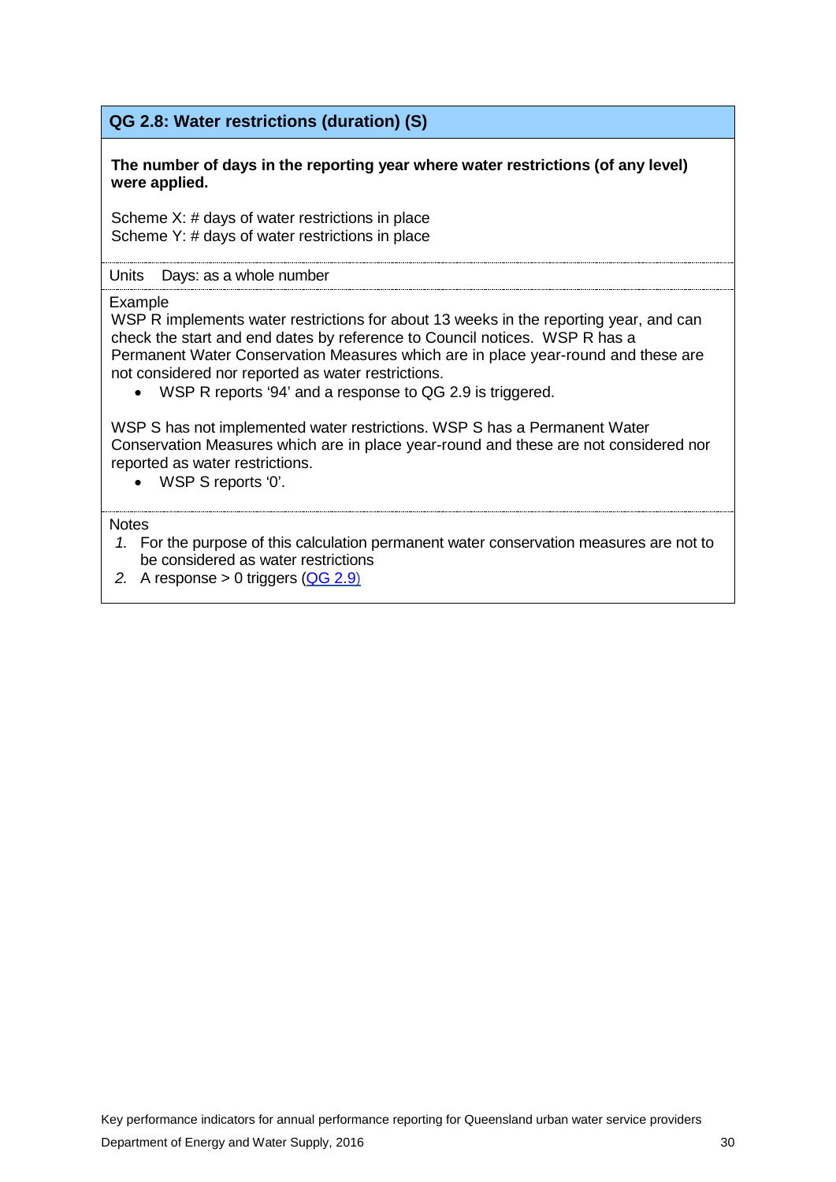## QG 2.8: Water restrictions (duration) (S)

**The number of days in the reporting year where water restrictions (of any level) were applied.**

Scheme X: # days of water restrictions in place
Scheme Y: # days of water restrictions in place

Units Days: as a whole number

Example

WSP R implements water restrictions for about 13 weeks in the reporting year, and can check the start and end dates by reference to Council notices. WSP R has a Permanent Water Conservation Measures which are in place year-round and these are not considered nor reported as water restrictions.

- WSP R reports '94' and a response to QG 2.9 is triggered.

WSP S has not implemented water restrictions. WSP S has a Permanent Water Conservation Measures which are in place year-round and these are not considered nor reported as water restrictions.

- WSP S reports '0'.

Notes

1. For the purpose of this calculation permanent water conservation measures are not to be considered as water restrictions
2. A response > 0 triggers (QG 2.9)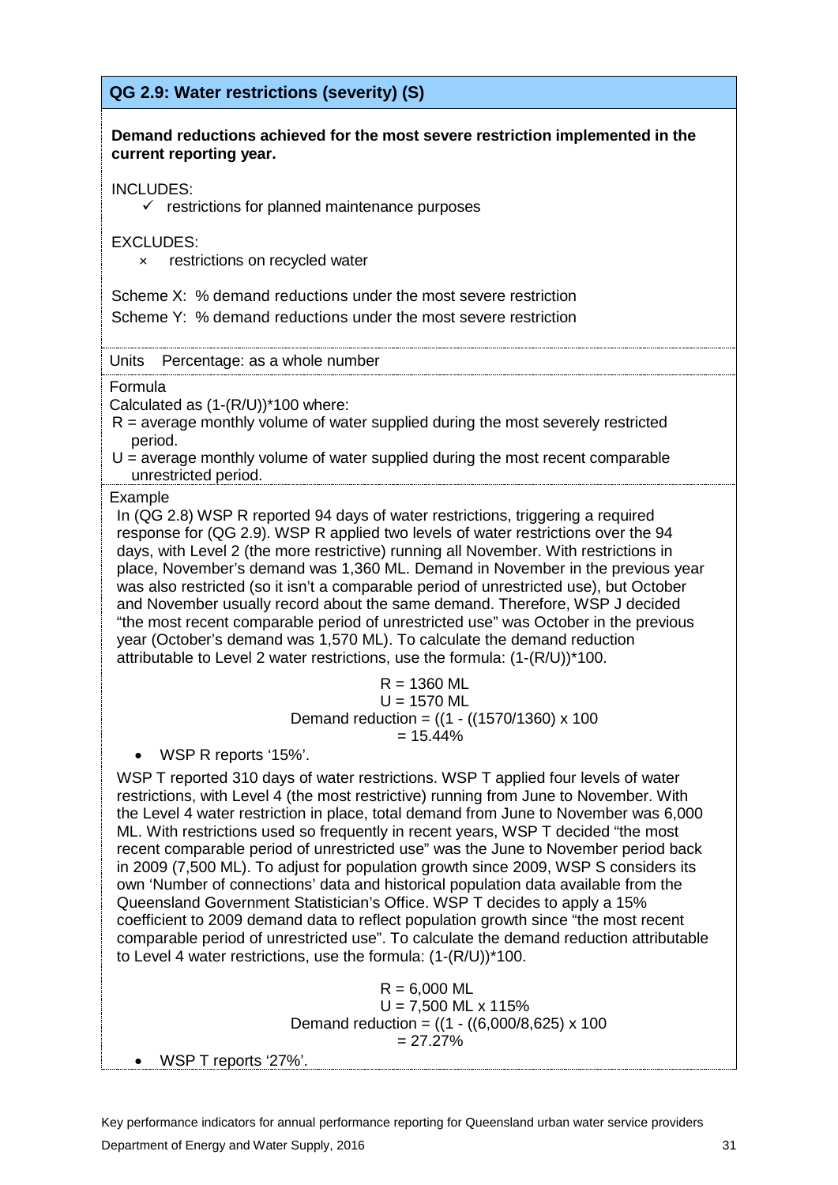## QG 2.9: Water restrictions (severity) (S)

**Demand reductions achieved for the most severe restriction implemented in the current reporting year.**

INCLUDES:

- ✓ restrictions for planned maintenance purposes

EXCLUDES:

- × restrictions on recycled water

Scheme X: % demand reductions under the most severe restriction

Scheme Y: % demand reductions under the most severe restriction

Units Percentage: as a whole number

Formula

Calculated as (1-(R/U))*100 where:

- R = average monthly volume of water supplied during the most severely restricted period.
- U = average monthly volume of water supplied during the most recent comparable unrestricted period.

Example

In (QG 2.8) WSP R reported 94 days of water restrictions, triggering a required response for (QG 2.9). WSP R applied two levels of water restrictions over the 94 days, with Level 2 (the more restrictive) running all November. With restrictions in place, November's demand was 1,360 ML. Demand in November in the previous year was also restricted (so it isn't a comparable period of unrestricted use), but October and November usually record about the same demand. Therefore, WSP J decided "the most recent comparable period of unrestricted use" was October in the previous year (October's demand was 1,570 ML). To calculate the demand reduction attributable to Level 2 water restrictions, use the formula: (1-(R/U))*100.

R = 1360 ML
U = 1570 ML
Demand reduction = ((1 - ((1570/1360) x 100
= 15.44%

- WSP R reports '15%'.

WSP T reported 310 days of water restrictions. WSP T applied four levels of water restrictions, with Level 4 (the most restrictive) running from June to November. With the Level 4 water restriction in place, total demand from June to November was 6,000 ML. With restrictions used so frequently in recent years, WSP T decided "the most recent comparable period of unrestricted use" was the June to November period back in 2009 (7,500 ML). To adjust for population growth since 2009, WSP S considers its own 'Number of connections' data and historical population data available from the Queensland Government Statistician's Office. WSP T decides to apply a 15% coefficient to 2009 demand data to reflect population growth since "the most recent comparable period of unrestricted use". To calculate the demand reduction attributable to Level 4 water restrictions, use the formula: (1-(R/U))*100.

R = 6,000 ML
U = 7,500 ML x 115%
Demand reduction = ((1 - ((6,000/8,625) x 100
= 27.27%

- WSP T reports '27%'.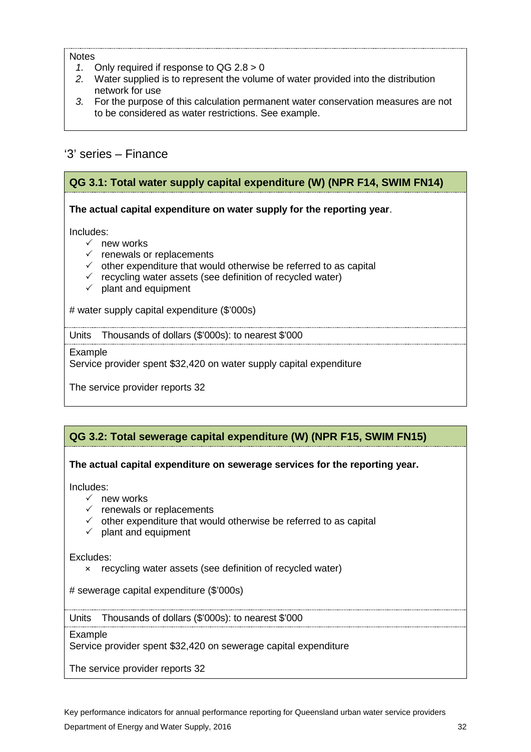Notes

1. Only required if response to QG 2.8 > 0
2. Water supplied is to represent the volume of water provided into the distribution network for use
3. For the purpose of this calculation permanent water conservation measures are not to be considered as water restrictions. See example.

## '3' series – Finance

### QG 3.1: Total water supply capital expenditure (W) (NPR F14, SWIM FN14)

**The actual capital expenditure on water supply for the reporting year**.

Includes:

- ✓ new works
- ✓ renewals or replacements
- ✓ other expenditure that would otherwise be referred to as capital
- ✓ recycling water assets (see definition of recycled water)
- ✓ plant and equipment

# water supply capital expenditure ($'000s)

Units Thousands of dollars ($'000s): to nearest $'000

Example

Service provider spent $32,420 on water supply capital expenditure

The service provider reports 32

### QG 3.2: Total sewerage capital expenditure (W) (NPR F15, SWIM FN15)

**The actual capital expenditure on sewerage services for the reporting year.**

Includes:

- ✓ new works
- ✓ renewals or replacements
- ✓ other expenditure that would otherwise be referred to as capital
- ✓ plant and equipment

Excludes:

- × recycling water assets (see definition of recycled water)

# sewerage capital expenditure ($'000s)

Units Thousands of dollars ($'000s): to nearest $'000

Example

Service provider spent $32,420 on sewerage capital expenditure

The service provider reports 32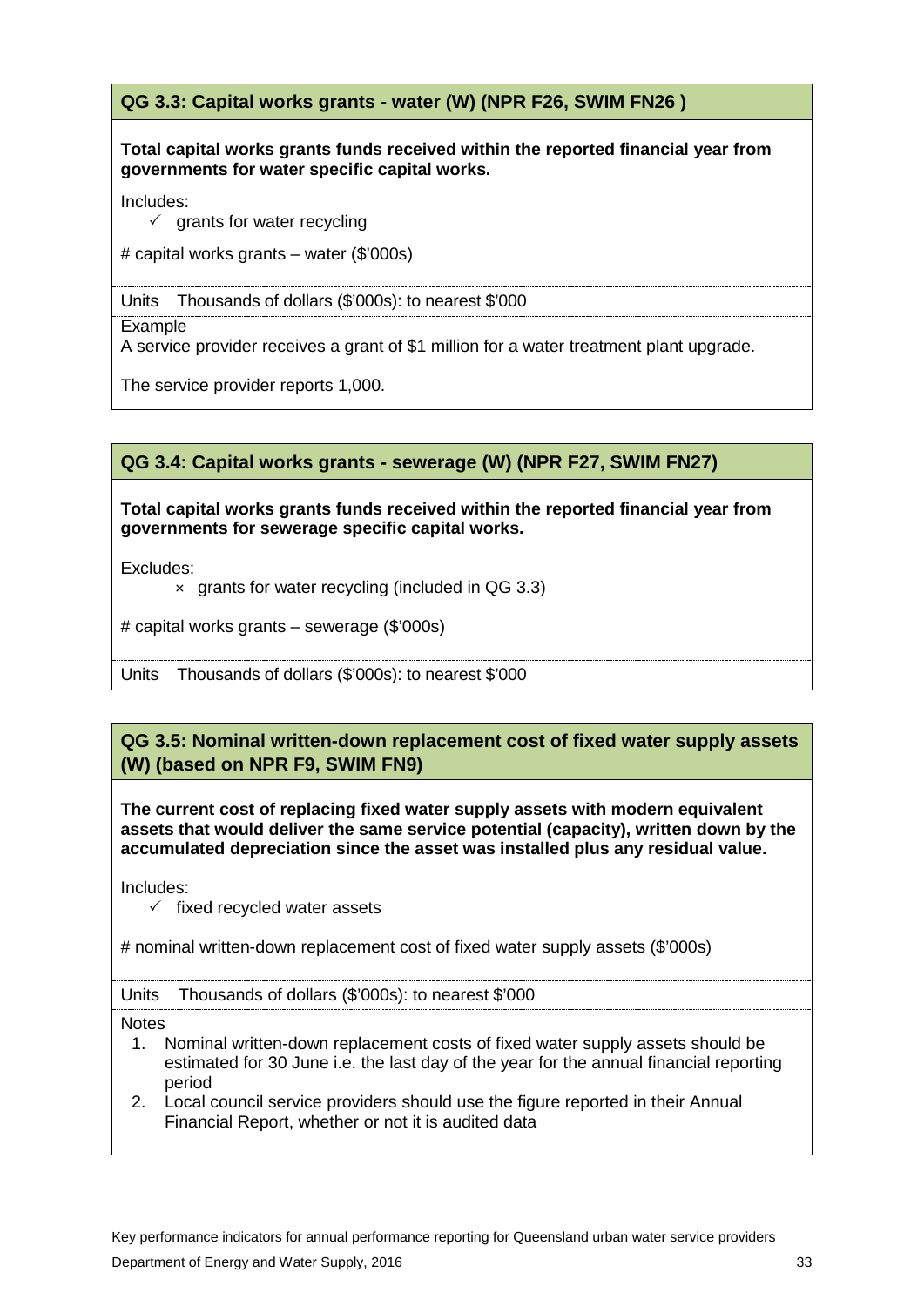### QG 3.3: Capital works grants - water (W) (NPR F26, SWIM FN26 )

**Total capital works grants funds received within the reported financial year from governments for water specific capital works.**

Includes:

- ✓ grants for water recycling

# capital works grants – water ($'000s)

Units Thousands of dollars ($'000s): to nearest $'000

Example

A service provider receives a grant of $1 million for a water treatment plant upgrade.

The service provider reports 1,000.

### QG 3.4: Capital works grants - sewerage (W) (NPR F27, SWIM FN27)

**Total capital works grants funds received within the reported financial year from governments for sewerage specific capital works.**

Excludes:

- × grants for water recycling (included in QG 3.3)

# capital works grants – sewerage ($'000s)

Units Thousands of dollars ($'000s): to nearest $'000

### QG 3.5: Nominal written-down replacement cost of fixed water supply assets (W) (based on NPR F9, SWIM FN9)

**The current cost of replacing fixed water supply assets with modern equivalent assets that would deliver the same service potential (capacity), written down by the accumulated depreciation since the asset was installed plus any residual value.**

Includes:

- ✓ fixed recycled water assets

# nominal written-down replacement cost of fixed water supply assets ($'000s)

Units Thousands of dollars ($'000s): to nearest $'000

Notes

1. Nominal written-down replacement costs of fixed water supply assets should be estimated for 30 June i.e. the last day of the year for the annual financial reporting period
2. Local council service providers should use the figure reported in their Annual Financial Report, whether or not it is audited data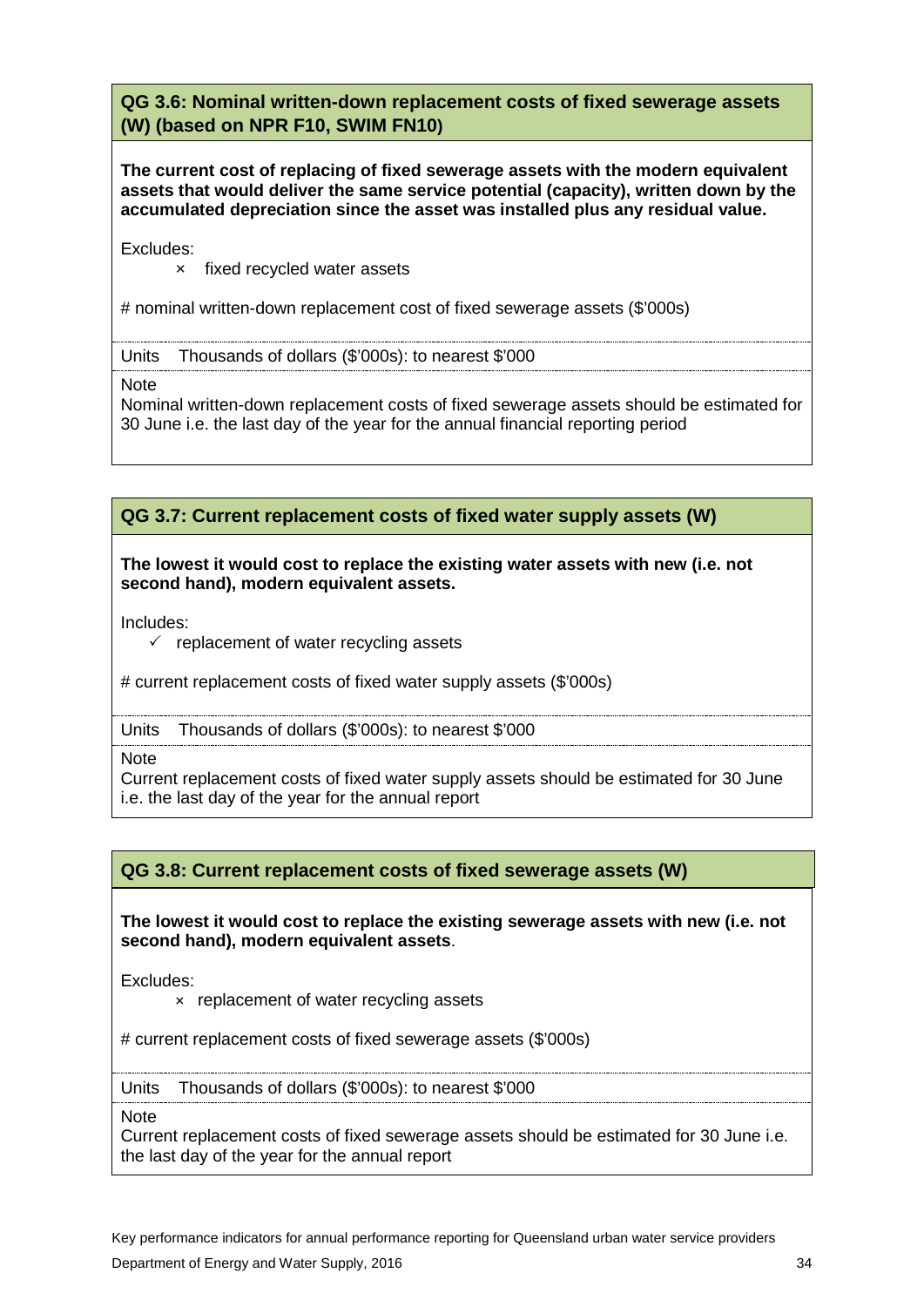### QG 3.6: Nominal written-down replacement costs of fixed sewerage assets (W) (based on NPR F10, SWIM FN10)

**The current cost of replacing of fixed sewerage assets with the modern equivalent assets that would deliver the same service potential (capacity), written down by the accumulated depreciation since the asset was installed plus any residual value.**

Excludes:

- × fixed recycled water assets

# nominal written-down replacement cost of fixed sewerage assets ($'000s)

Units Thousands of dollars ($'000s): to nearest $'000

Note

Nominal written-down replacement costs of fixed sewerage assets should be estimated for 30 June i.e. the last day of the year for the annual financial reporting period

### QG 3.7: Current replacement costs of fixed water supply assets (W)

**The lowest it would cost to replace the existing water assets with new (i.e. not second hand), modern equivalent assets.**

Includes:

- ✓ replacement of water recycling assets

# current replacement costs of fixed water supply assets ($'000s)

Units Thousands of dollars ($'000s): to nearest $'000

Note

Current replacement costs of fixed water supply assets should be estimated for 30 June i.e. the last day of the year for the annual report

### QG 3.8: Current replacement costs of fixed sewerage assets (W)

**The lowest it would cost to replace the existing sewerage assets with new (i.e. not second hand), modern equivalent assets**.

Excludes:

- × replacement of water recycling assets

# current replacement costs of fixed sewerage assets ($'000s)

Units Thousands of dollars ($'000s): to nearest $'000

Note

Current replacement costs of fixed sewerage assets should be estimated for 30 June i.e. the last day of the year for the annual report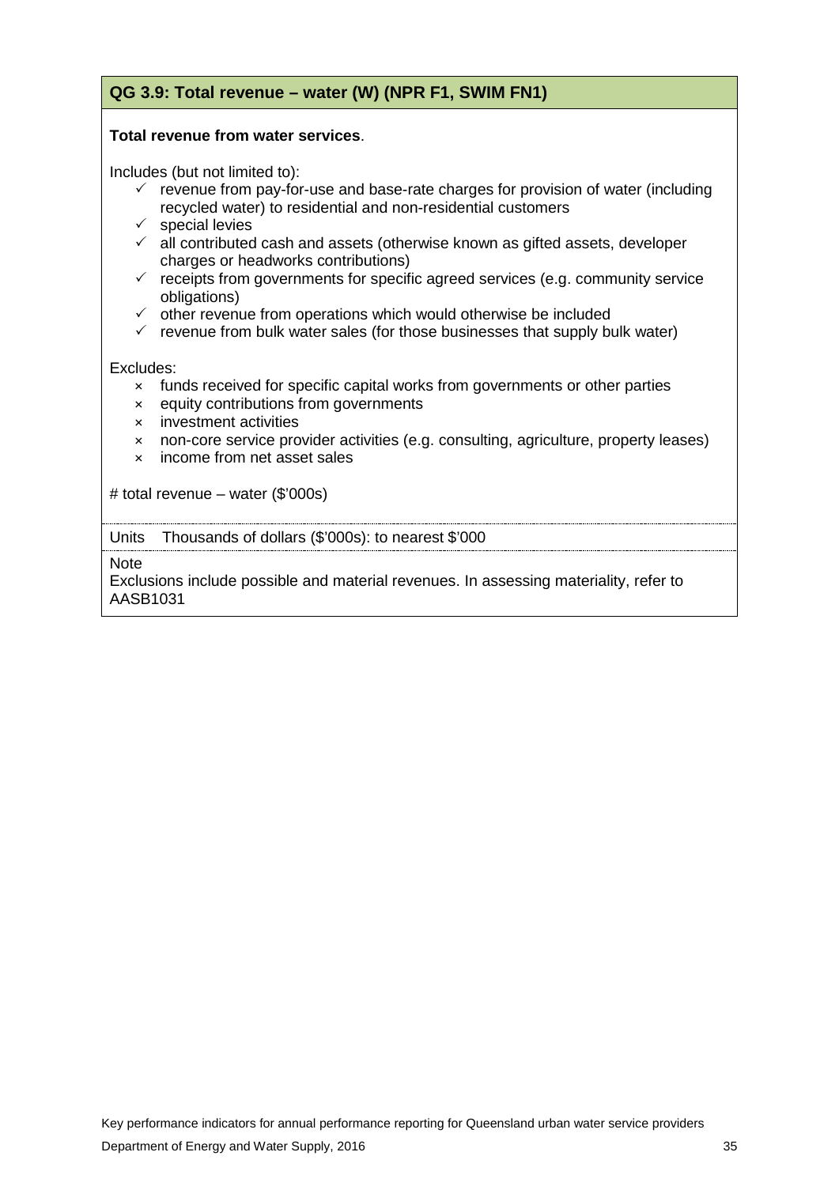## QG 3.9: Total revenue – water (W) (NPR F1, SWIM FN1)

**Total revenue from water services**.

Includes (but not limited to):

- ✓ revenue from pay-for-use and base-rate charges for provision of water (including recycled water) to residential and non-residential customers
- ✓ special levies
- ✓ all contributed cash and assets (otherwise known as gifted assets, developer charges or headworks contributions)
- ✓ receipts from governments for specific agreed services (e.g. community service obligations)
- ✓ other revenue from operations which would otherwise be included
- ✓ revenue from bulk water sales (for those businesses that supply bulk water)

Excludes:

- × funds received for specific capital works from governments or other parties
- × equity contributions from governments
- × investment activities
- × non-core service provider activities (e.g. consulting, agriculture, property leases)
- × income from net asset sales

# total revenue – water ($'000s)

Units Thousands of dollars ($'000s): to nearest $'000

Note

Exclusions include possible and material revenues. In assessing materiality, refer to AASB1031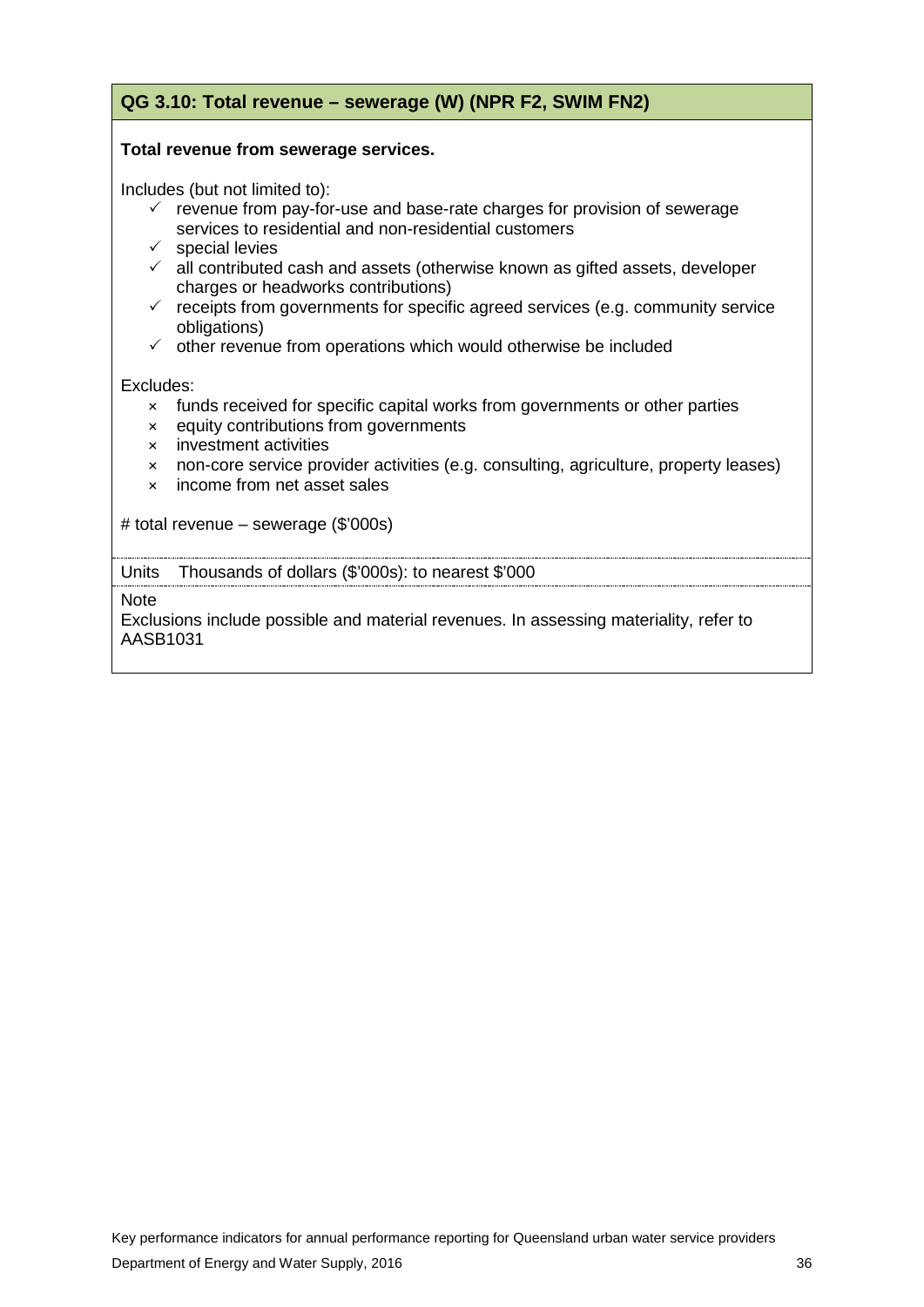## QG 3.10: Total revenue – sewerage (W) (NPR F2, SWIM FN2)

**Total revenue from sewerage services.**

Includes (but not limited to):

- ✓ revenue from pay-for-use and base-rate charges for provision of sewerage services to residential and non-residential customers
- ✓ special levies
- ✓ all contributed cash and assets (otherwise known as gifted assets, developer charges or headworks contributions)
- ✓ receipts from governments for specific agreed services (e.g. community service obligations)
- ✓ other revenue from operations which would otherwise be included

Excludes:

- × funds received for specific capital works from governments or other parties
- × equity contributions from governments
- × investment activities
- × non-core service provider activities (e.g. consulting, agriculture, property leases)
- × income from net asset sales

# total revenue – sewerage ($'000s)

Units Thousands of dollars ($'000s): to nearest $'000

Note

Exclusions include possible and material revenues. In assessing materiality, refer to AASB1031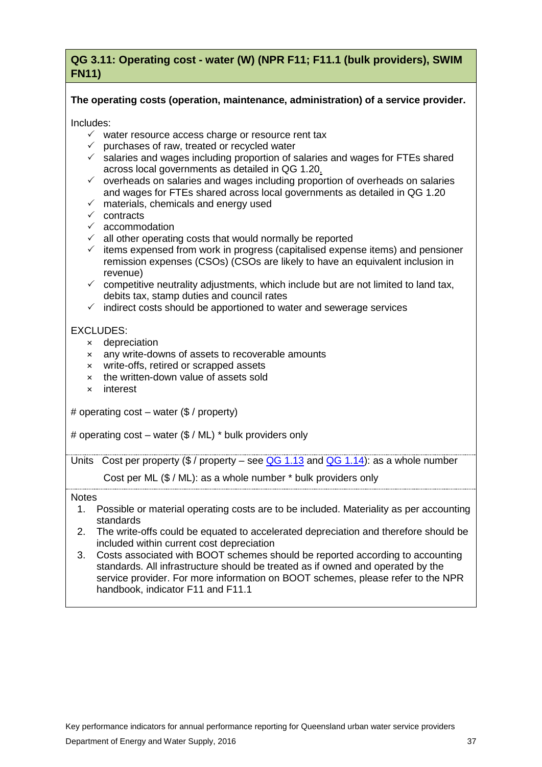## QG 3.11: Operating cost - water (W) (NPR F11; F11.1 (bulk providers), SWIM FN11)

**The operating costs (operation, maintenance, administration) of a service provider.**

Includes:

- ✓ water resource access charge or resource rent tax
- ✓ purchases of raw, treated or recycled water
- ✓ salaries and wages including proportion of salaries and wages for FTEs shared across local governments as detailed in QG 1.20.
- ✓ overheads on salaries and wages including proportion of overheads on salaries and wages for FTEs shared across local governments as detailed in QG 1.20
- ✓ materials, chemicals and energy used
- ✓ contracts
- ✓ accommodation
- ✓ all other operating costs that would normally be reported
- ✓ items expensed from work in progress (capitalised expense items) and pensioner remission expenses (CSOs) (CSOs are likely to have an equivalent inclusion in revenue)
- ✓ competitive neutrality adjustments, which include but are not limited to land tax, debits tax, stamp duties and council rates
- ✓ indirect costs should be apportioned to water and sewerage services

EXCLUDES:

- × depreciation
- × any write-downs of assets to recoverable amounts
- × write-offs, retired or scrapped assets
- × the written-down value of assets sold
- × interest

# operating cost – water ($ / property)

# operating cost – water ($ / ML) * bulk providers only

Units Cost per property ($ / property – see QG 1.13 and QG 1.14): as a whole number

Cost per ML ($ / ML): as a whole number * bulk providers only

Notes

1. Possible or material operating costs are to be included. Materiality as per accounting standards
2. The write-offs could be equated to accelerated depreciation and therefore should be included within current cost depreciation
3. Costs associated with BOOT schemes should be reported according to accounting standards. All infrastructure should be treated as if owned and operated by the service provider. For more information on BOOT schemes, please refer to the NPR handbook, indicator F11 and F11.1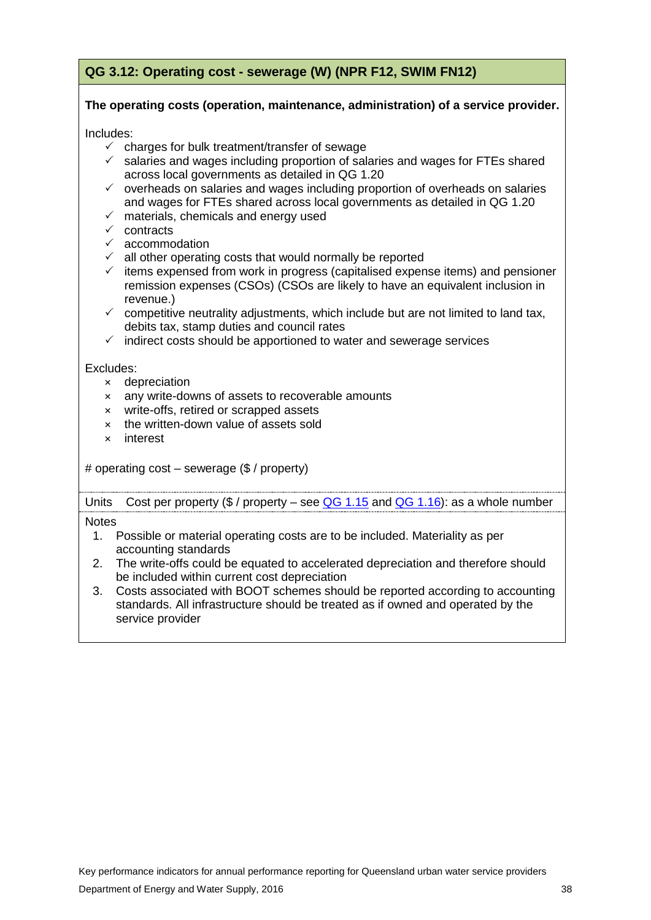## QG 3.12: Operating cost - sewerage (W) (NPR F12, SWIM FN12)

**The operating costs (operation, maintenance, administration) of a service provider.**

Includes:

- ✓ charges for bulk treatment/transfer of sewage
- ✓ salaries and wages including proportion of salaries and wages for FTEs shared across local governments as detailed in QG 1.20
- ✓ overheads on salaries and wages including proportion of overheads on salaries and wages for FTEs shared across local governments as detailed in QG 1.20
- ✓ materials, chemicals and energy used
- ✓ contracts
- ✓ accommodation
- ✓ all other operating costs that would normally be reported
- ✓ items expensed from work in progress (capitalised expense items) and pensioner remission expenses (CSOs) (CSOs are likely to have an equivalent inclusion in revenue.)
- ✓ competitive neutrality adjustments, which include but are not limited to land tax, debits tax, stamp duties and council rates
- ✓ indirect costs should be apportioned to water and sewerage services

Excludes:

- × depreciation
- × any write-downs of assets to recoverable amounts
- × write-offs, retired or scrapped assets
- × the written-down value of assets sold
- × interest

# operating cost – sewerage ($ / property)

Units Cost per property ($ / property – see QG 1.15 and QG 1.16): as a whole number

Notes

1. Possible or material operating costs are to be included. Materiality as per accounting standards
2. The write-offs could be equated to accelerated depreciation and therefore should be included within current cost depreciation
3. Costs associated with BOOT schemes should be reported according to accounting standards. All infrastructure should be treated as if owned and operated by the service provider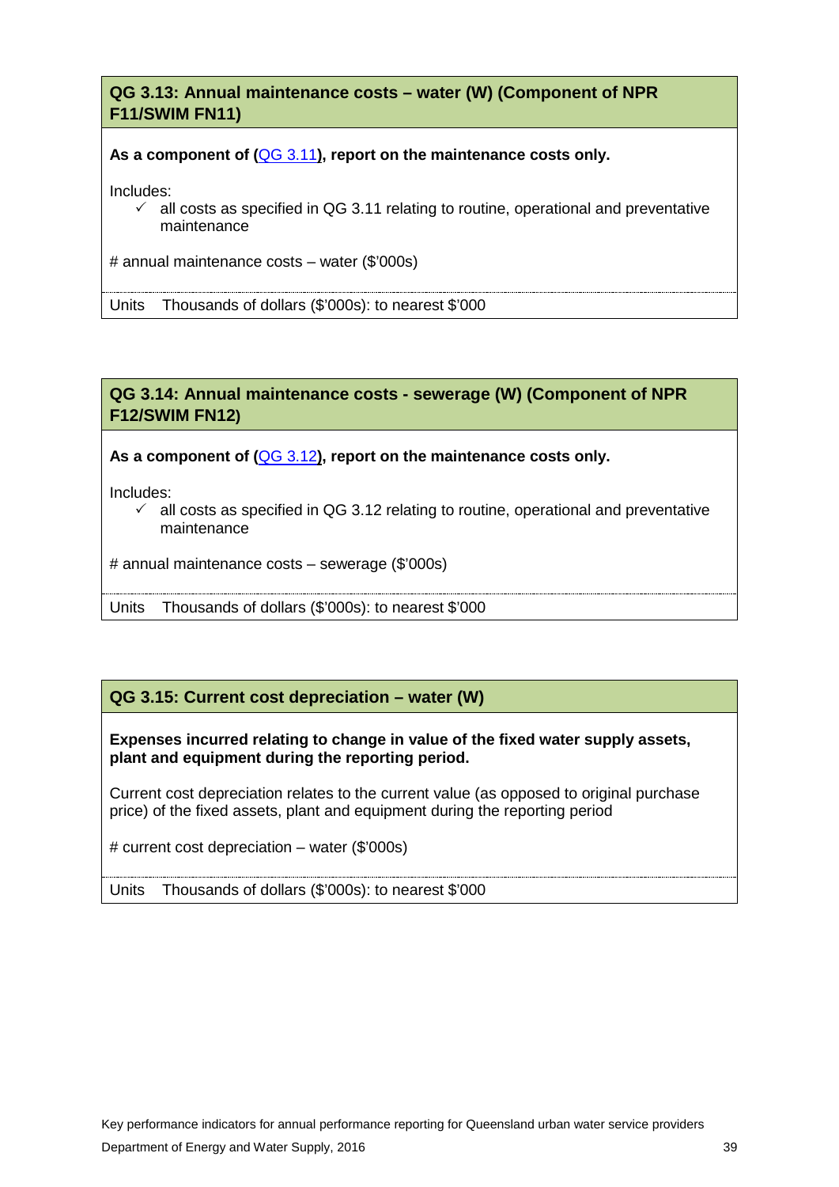## QG 3.13: Annual maintenance costs – water (W) (Component of NPR F11/SWIM FN11)

**As a component of (QG 3.11), report on the maintenance costs only.**

Includes:

- ✓ all costs as specified in QG 3.11 relating to routine, operational and preventative maintenance

# annual maintenance costs – water ($'000s)

Units Thousands of dollars ($'000s): to nearest $'000

## QG 3.14: Annual maintenance costs - sewerage (W) (Component of NPR F12/SWIM FN12)

**As a component of (QG 3.12), report on the maintenance costs only.**

Includes:

- ✓ all costs as specified in QG 3.12 relating to routine, operational and preventative maintenance

# annual maintenance costs – sewerage ($'000s)

Units Thousands of dollars ($'000s): to nearest $'000

## QG 3.15: Current cost depreciation – water (W)

**Expenses incurred relating to change in value of the fixed water supply assets, plant and equipment during the reporting period.**

Current cost depreciation relates to the current value (as opposed to original purchase price) of the fixed assets, plant and equipment during the reporting period

# current cost depreciation – water ($'000s)

Units Thousands of dollars ($'000s): to nearest $'000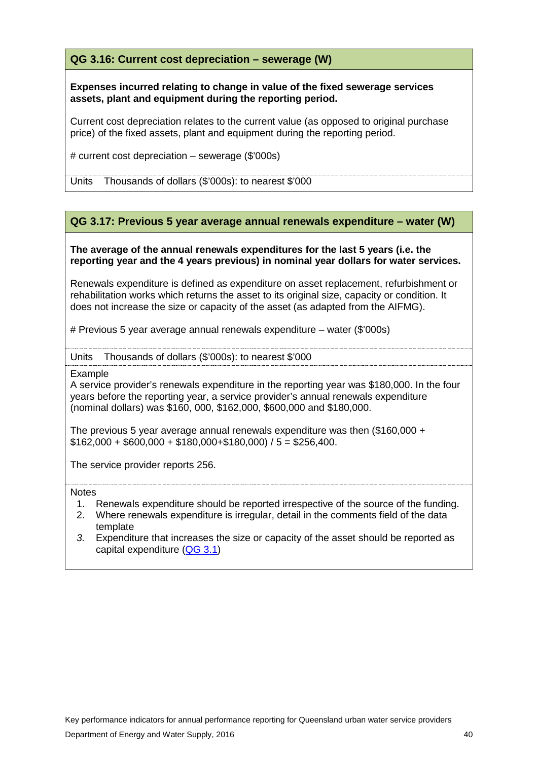### QG 3.16: Current cost depreciation – sewerage (W)

**Expenses incurred relating to change in value of the fixed sewerage services assets, plant and equipment during the reporting period.**

Current cost depreciation relates to the current value (as opposed to original purchase price) of the fixed assets, plant and equipment during the reporting period.

# current cost depreciation – sewerage ($'000s)

Units Thousands of dollars ($'000s): to nearest $'000

### QG 3.17: Previous 5 year average annual renewals expenditure – water (W)

**The average of the annual renewals expenditures for the last 5 years (i.e. the reporting year and the 4 years previous) in nominal year dollars for water services.**

Renewals expenditure is defined as expenditure on asset replacement, refurbishment or rehabilitation works which returns the asset to its original size, capacity or condition. It does not increase the size or capacity of the asset (as adapted from the AIFMG).

# Previous 5 year average annual renewals expenditure – water ($'000s)

Units Thousands of dollars ($'000s): to nearest $'000

Example

A service provider's renewals expenditure in the reporting year was $180,000. In the four years before the reporting year, a service provider's annual renewals expenditure (nominal dollars) was $160, 000, $162,000, $600,000 and $180,000.

The previous 5 year average annual renewals expenditure was then ($160,000 + $162,000 + $600,000 + $180,000+$180,000) / 5 = $256,400.

The service provider reports 256.

Notes

1. Renewals expenditure should be reported irrespective of the source of the funding.
2. Where renewals expenditure is irregular, detail in the comments field of the data template
3. Expenditure that increases the size or capacity of the asset should be reported as capital expenditure (QG 3.1)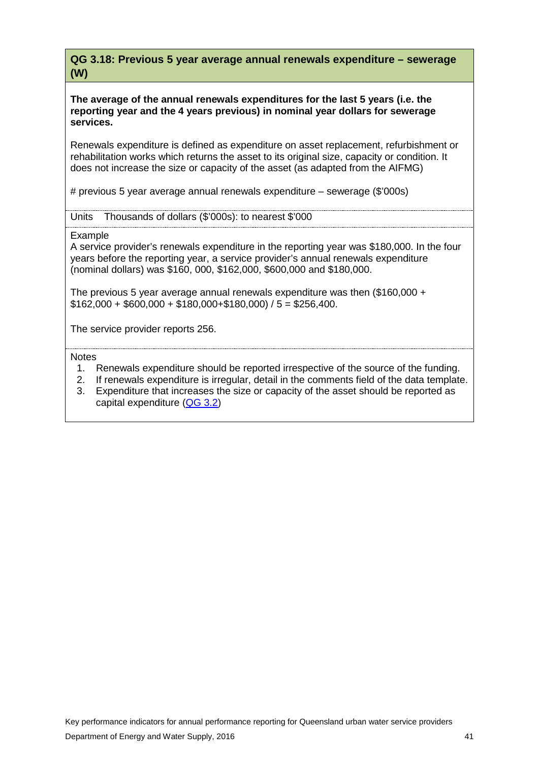## QG 3.18: Previous 5 year average annual renewals expenditure – sewerage (W)

**The average of the annual renewals expenditures for the last 5 years (i.e. the reporting year and the 4 years previous) in nominal year dollars for sewerage services.**

Renewals expenditure is defined as expenditure on asset replacement, refurbishment or rehabilitation works which returns the asset to its original size, capacity or condition. It does not increase the size or capacity of the asset (as adapted from the AIFMG)

# previous 5 year average annual renewals expenditure – sewerage ($'000s)

Units   Thousands of dollars ($'000s): to nearest $'000

Example

A service provider's renewals expenditure in the reporting year was $180,000. In the four years before the reporting year, a service provider's annual renewals expenditure (nominal dollars) was $160, 000, $162,000, $600,000 and $180,000.

The previous 5 year average annual renewals expenditure was then ($160,000 + $162,000 + $600,000 + $180,000+$180,000) / 5 = $256,400.

The service provider reports 256.

Notes

1. Renewals expenditure should be reported irrespective of the source of the funding.
2. If renewals expenditure is irregular, detail in the comments field of the data template.
3. Expenditure that increases the size or capacity of the asset should be reported as capital expenditure (QG 3.2)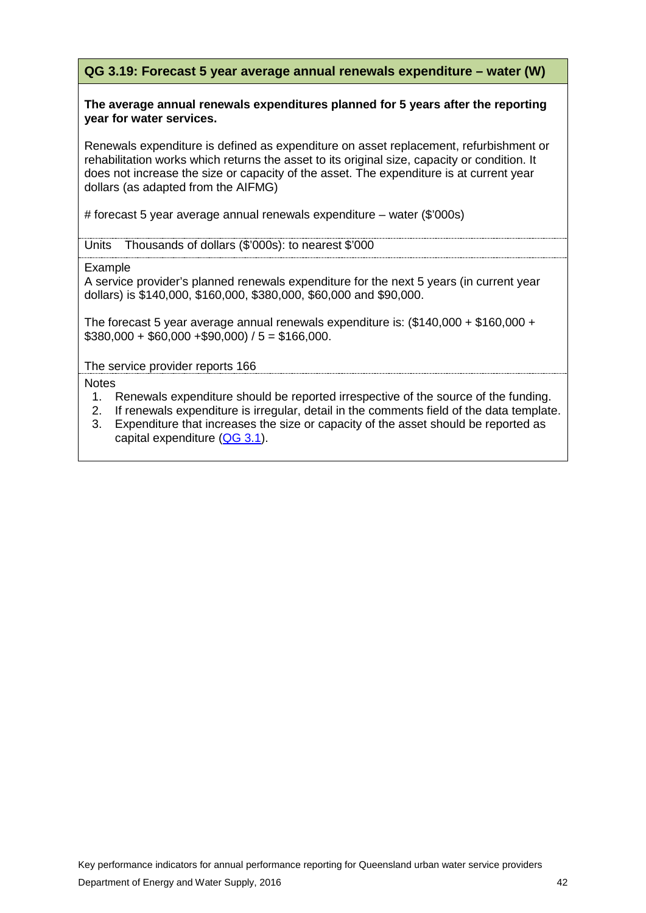## QG 3.19: Forecast 5 year average annual renewals expenditure – water (W)

**The average annual renewals expenditures planned for 5 years after the reporting year for water services.**

Renewals expenditure is defined as expenditure on asset replacement, refurbishment or rehabilitation works which returns the asset to its original size, capacity or condition. It does not increase the size or capacity of the asset. The expenditure is at current year dollars (as adapted from the AIFMG)

# forecast 5 year average annual renewals expenditure – water ($'000s)

Units Thousands of dollars ($'000s): to nearest $'000

Example

A service provider's planned renewals expenditure for the next 5 years (in current year dollars) is $140,000, $160,000, $380,000, $60,000 and $90,000.

The forecast 5 year average annual renewals expenditure is: ($140,000 + $160,000 + $380,000 + $60,000 +$90,000) / 5 = $166,000.

The service provider reports 166

Notes

1. Renewals expenditure should be reported irrespective of the source of the funding.
2. If renewals expenditure is irregular, detail in the comments field of the data template.
3. Expenditure that increases the size or capacity of the asset should be reported as capital expenditure (QG 3.1).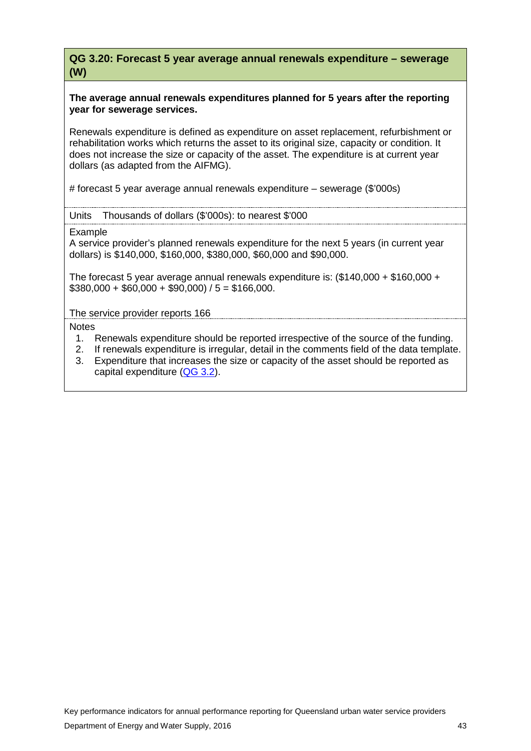## QG 3.20: Forecast 5 year average annual renewals expenditure – sewerage (W)

**The average annual renewals expenditures planned for 5 years after the reporting year for sewerage services.**

Renewals expenditure is defined as expenditure on asset replacement, refurbishment or rehabilitation works which returns the asset to its original size, capacity or condition. It does not increase the size or capacity of the asset. The expenditure is at current year dollars (as adapted from the AIFMG).

# forecast 5 year average annual renewals expenditure – sewerage ($'000s)

Units Thousands of dollars ($'000s): to nearest $'000

Example

A service provider's planned renewals expenditure for the next 5 years (in current year dollars) is $140,000, $160,000, $380,000, $60,000 and $90,000.

The forecast 5 year average annual renewals expenditure is: ($140,000 + $160,000 + $380,000 + $60,000 + $90,000) / 5 = $166,000.

The service provider reports 166

Notes

1. Renewals expenditure should be reported irrespective of the source of the funding.
2. If renewals expenditure is irregular, detail in the comments field of the data template.
3. Expenditure that increases the size or capacity of the asset should be reported as capital expenditure (QG 3.2).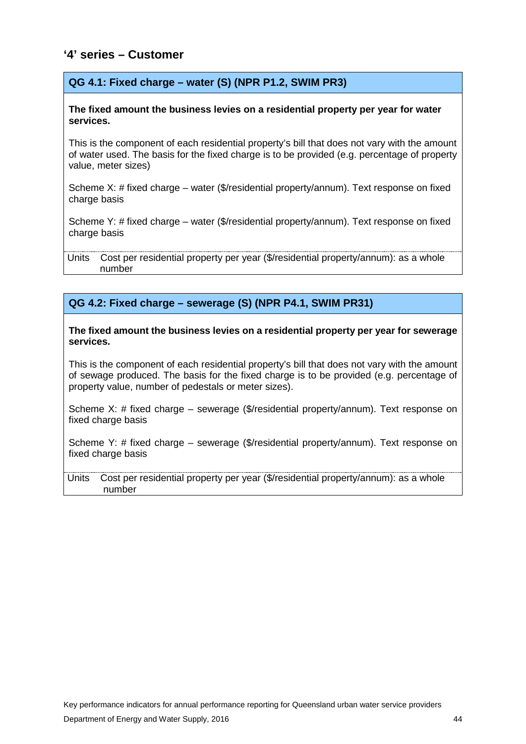## '4' series – Customer

### QG 4.1: Fixed charge – water (S) (NPR P1.2, SWIM PR3)

**The fixed amount the business levies on a residential property per year for water services.**

This is the component of each residential property's bill that does not vary with the amount of water used. The basis for the fixed charge is to be provided (e.g. percentage of property value, meter sizes)

Scheme X: # fixed charge – water ($/residential property/annum). Text response on fixed charge basis

Scheme Y: # fixed charge – water ($/residential property/annum). Text response on fixed charge basis

| Units | Cost per residential property per year ($/residential property/annum): as a whole number |
|---|---|

### QG 4.2: Fixed charge – sewerage (S) (NPR P4.1, SWIM PR31)

**The fixed amount the business levies on a residential property per year for sewerage services.**

This is the component of each residential property's bill that does not vary with the amount of sewage produced. The basis for the fixed charge is to be provided (e.g. percentage of property value, number of pedestals or meter sizes).

Scheme X: # fixed charge – sewerage ($/residential property/annum). Text response on fixed charge basis

Scheme Y: # fixed charge – sewerage ($/residential property/annum). Text response on fixed charge basis

| Units | Cost per residential property per year ($/residential property/annum): as a whole number |
|---|---|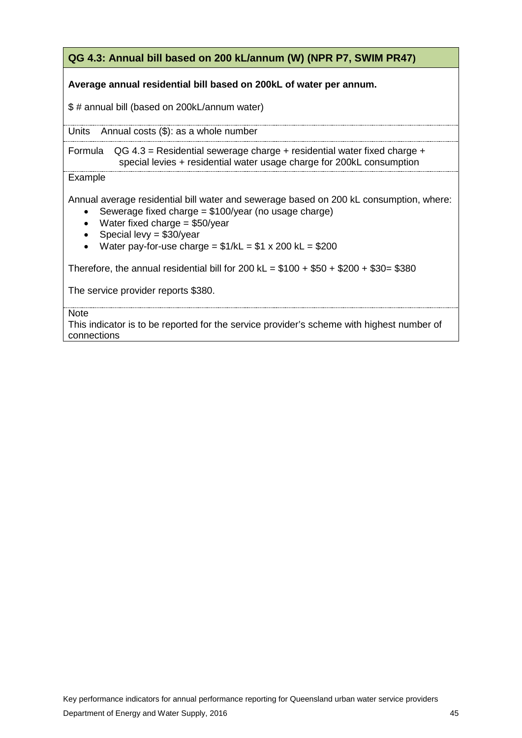## QG 4.3: Annual bill based on 200 kL/annum (W) (NPR P7, SWIM PR47)

**Average annual residential bill based on 200kL of water per annum.**

$ # annual bill (based on 200kL/annum water)

Units Annual costs ($): as a whole number

Formula QG 4.3 = Residential sewerage charge + residential water fixed charge + special levies + residential water usage charge for 200kL consumption

Example

Annual average residential bill water and sewerage based on 200 kL consumption, where:

- Sewerage fixed charge = $100/year (no usage charge)
- Water fixed charge = $50/year
- Special levy = $30/year
- Water pay-for-use charge = $1/kL = $1 x 200 kL = $200

Therefore, the annual residential bill for 200 kL = $100 + $50 + $200 + $30= $380

The service provider reports $380.

Note

This indicator is to be reported for the service provider's scheme with highest number of connections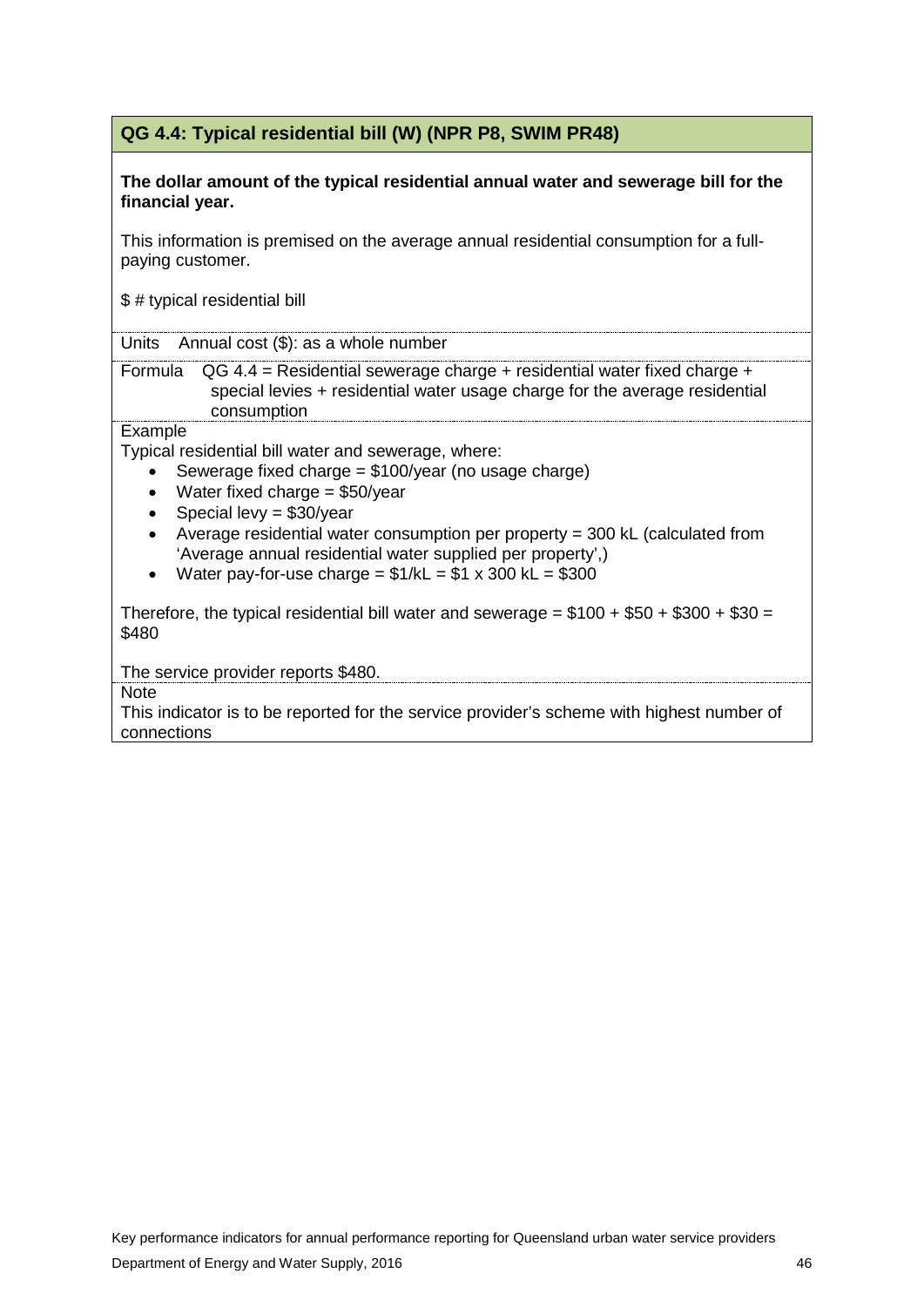## QG 4.4: Typical residential bill (W) (NPR P8, SWIM PR48)

**The dollar amount of the typical residential annual water and sewerage bill for the financial year.**

This information is premised on the average annual residential consumption for a full-paying customer.

$ # typical residential bill

**Units** Annual cost ($): as a whole number

**Formula** QG 4.4 = Residential sewerage charge + residential water fixed charge + special levies + residential water usage charge for the average residential consumption

**Example**

Typical residential bill water and sewerage, where:

- Sewerage fixed charge = $100/year (no usage charge)
- Water fixed charge = $50/year
- Special levy = $30/year
- Average residential water consumption per property = 300 kL (calculated from 'Average annual residential water supplied per property',)
- Water pay-for-use charge = $1/kL = $1 x 300 kL = $300

Therefore, the typical residential bill water and sewerage = $100 + $50 + $300 + $30 = $480

The service provider reports $480.

**Note**

This indicator is to be reported for the service provider's scheme with highest number of connections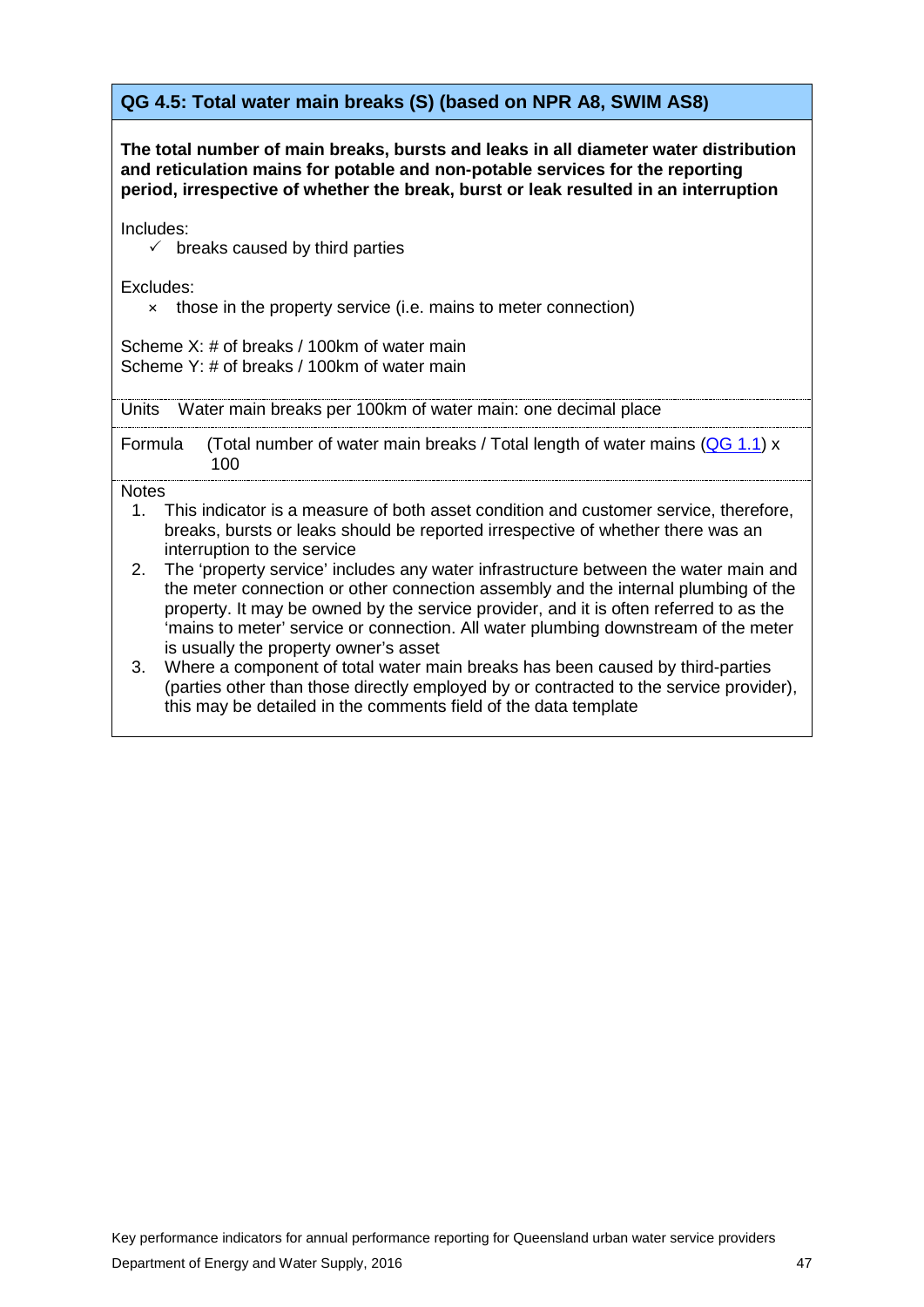## QG 4.5: Total water main breaks (S) (based on NPR A8, SWIM AS8)

**The total number of main breaks, bursts and leaks in all diameter water distribution and reticulation mains for potable and non-potable services for the reporting period, irrespective of whether the break, burst or leak resulted in an interruption**

Includes:

- ✓ breaks caused by third parties

Excludes:

- × those in the property service (i.e. mains to meter connection)

Scheme X: # of breaks / 100km of water main
Scheme Y: # of breaks / 100km of water main

Units  Water main breaks per 100km of water main: one decimal place

Formula  (Total number of water main breaks / Total length of water mains (QG 1.1) x 100

Notes

1. This indicator is a measure of both asset condition and customer service, therefore, breaks, bursts or leaks should be reported irrespective of whether there was an interruption to the service
2. The 'property service' includes any water infrastructure between the water main and the meter connection or other connection assembly and the internal plumbing of the property. It may be owned by the service provider, and it is often referred to as the 'mains to meter' service or connection. All water plumbing downstream of the meter is usually the property owner's asset
3. Where a component of total water main breaks has been caused by third-parties (parties other than those directly employed by or contracted to the service provider), this may be detailed in the comments field of the data template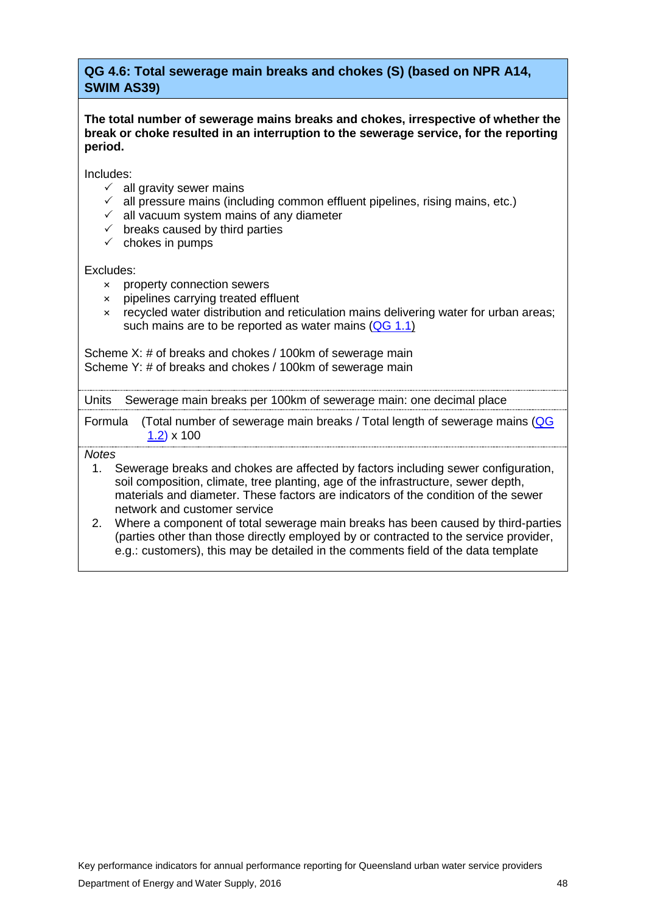## QG 4.6: Total sewerage main breaks and chokes (S) (based on NPR A14, SWIM AS39)

**The total number of sewerage mains breaks and chokes, irrespective of whether the break or choke resulted in an interruption to the sewerage service, for the reporting period.**

Includes:

- ✓ all gravity sewer mains
- ✓ all pressure mains (including common effluent pipelines, rising mains, etc.)
- ✓ all vacuum system mains of any diameter
- ✓ breaks caused by third parties
- ✓ chokes in pumps

Excludes:

- × property connection sewers
- × pipelines carrying treated effluent
- × recycled water distribution and reticulation mains delivering water for urban areas; such mains are to be reported as water mains (QG 1.1)

Scheme X: # of breaks and chokes / 100km of sewerage main
Scheme Y: # of breaks and chokes / 100km of sewerage main

Units: Sewerage main breaks per 100km of sewerage main: one decimal place

Formula: (Total number of sewerage main breaks / Total length of sewerage mains (QG 1.2) x 100

*Notes*

1. Sewerage breaks and chokes are affected by factors including sewer configuration, soil composition, climate, tree planting, age of the infrastructure, sewer depth, materials and diameter. These factors are indicators of the condition of the sewer network and customer service
2. Where a component of total sewerage main breaks has been caused by third-parties (parties other than those directly employed by or contracted to the service provider, e.g.: customers), this may be detailed in the comments field of the data template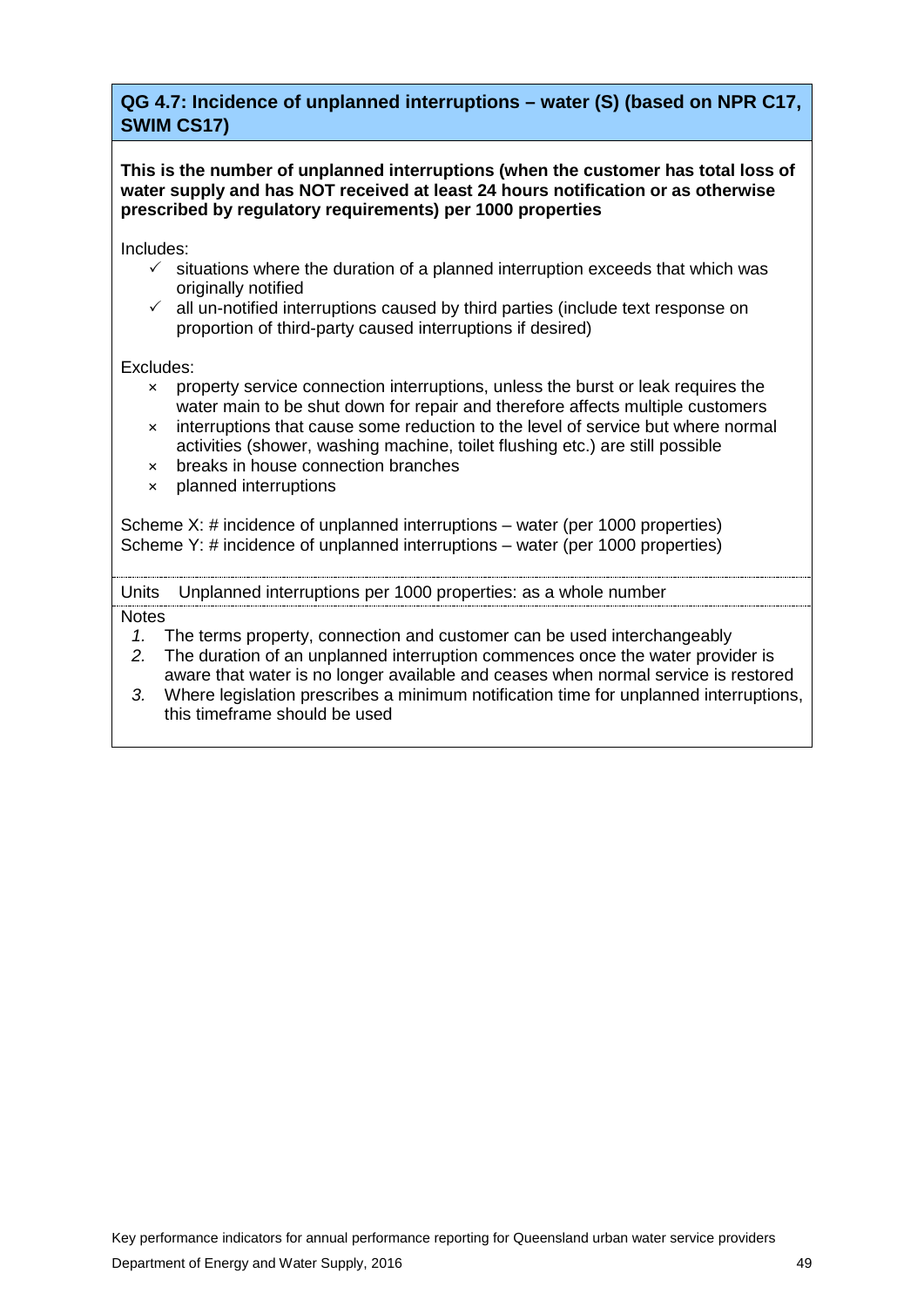## QG 4.7: Incidence of unplanned interruptions – water (S) (based on NPR C17, SWIM CS17)

**This is the number of unplanned interruptions (when the customer has total loss of water supply and has NOT received at least 24 hours notification or as otherwise prescribed by regulatory requirements) per 1000 properties**

Includes:

- ✓ situations where the duration of a planned interruption exceeds that which was originally notified
- ✓ all un-notified interruptions caused by third parties (include text response on proportion of third-party caused interruptions if desired)

Excludes:

- × property service connection interruptions, unless the burst or leak requires the water main to be shut down for repair and therefore affects multiple customers
- × interruptions that cause some reduction to the level of service but where normal activities (shower, washing machine, toilet flushing etc.) are still possible
- × breaks in house connection branches
- × planned interruptions

Scheme X: # incidence of unplanned interruptions – water (per 1000 properties)
Scheme Y: # incidence of unplanned interruptions – water (per 1000 properties)

Units Unplanned interruptions per 1000 properties: as a whole number

Notes

1. The terms property, connection and customer can be used interchangeably
2. The duration of an unplanned interruption commences once the water provider is aware that water is no longer available and ceases when normal service is restored
3. Where legislation prescribes a minimum notification time for unplanned interruptions, this timeframe should be used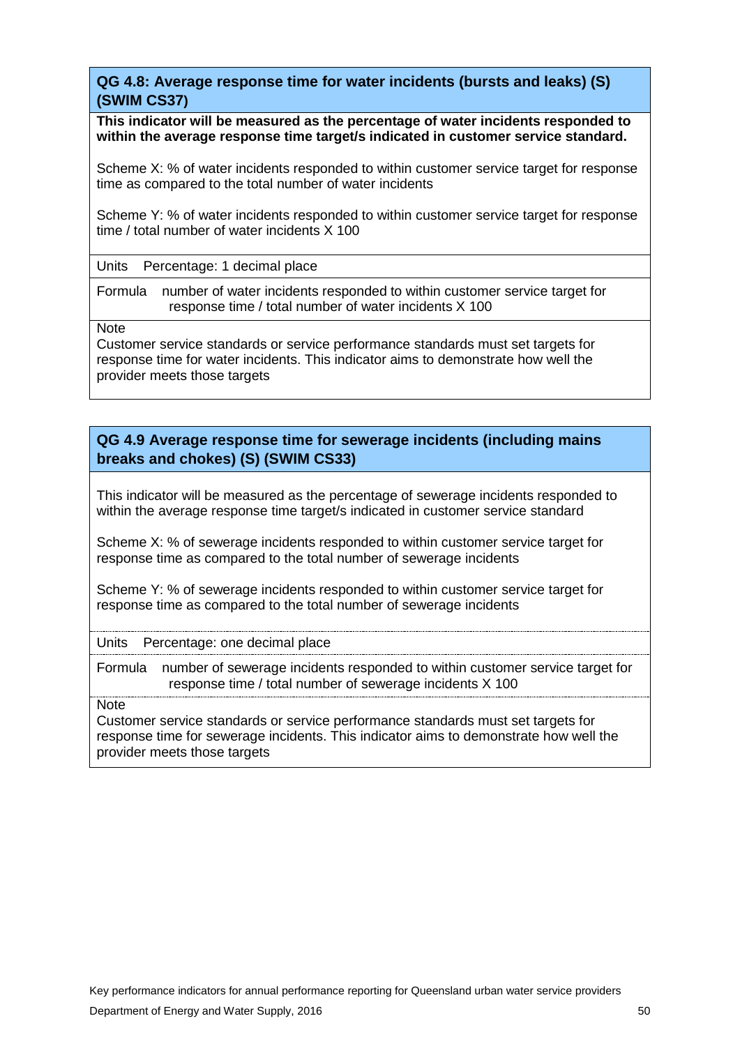### QG 4.8: Average response time for water incidents (bursts and leaks) (S) (SWIM CS37)

**This indicator will be measured as the percentage of water incidents responded to within the average response time target/s indicated in customer service standard.**

Scheme X: % of water incidents responded to within customer service target for response time as compared to the total number of water incidents

Scheme Y: % of water incidents responded to within customer service target for response time / total number of water incidents X 100

Units Percentage: 1 decimal place

Formula number of water incidents responded to within customer service target for response time / total number of water incidents X 100

Note

Customer service standards or service performance standards must set targets for response time for water incidents. This indicator aims to demonstrate how well the provider meets those targets

### QG 4.9 Average response time for sewerage incidents (including mains breaks and chokes) (S) (SWIM CS33)

This indicator will be measured as the percentage of sewerage incidents responded to within the average response time target/s indicated in customer service standard

Scheme X: % of sewerage incidents responded to within customer service target for response time as compared to the total number of sewerage incidents

Scheme Y: % of sewerage incidents responded to within customer service target for response time as compared to the total number of sewerage incidents

Units Percentage: one decimal place

Formula number of sewerage incidents responded to within customer service target for response time / total number of sewerage incidents X 100

Note

Customer service standards or service performance standards must set targets for response time for sewerage incidents. This indicator aims to demonstrate how well the provider meets those targets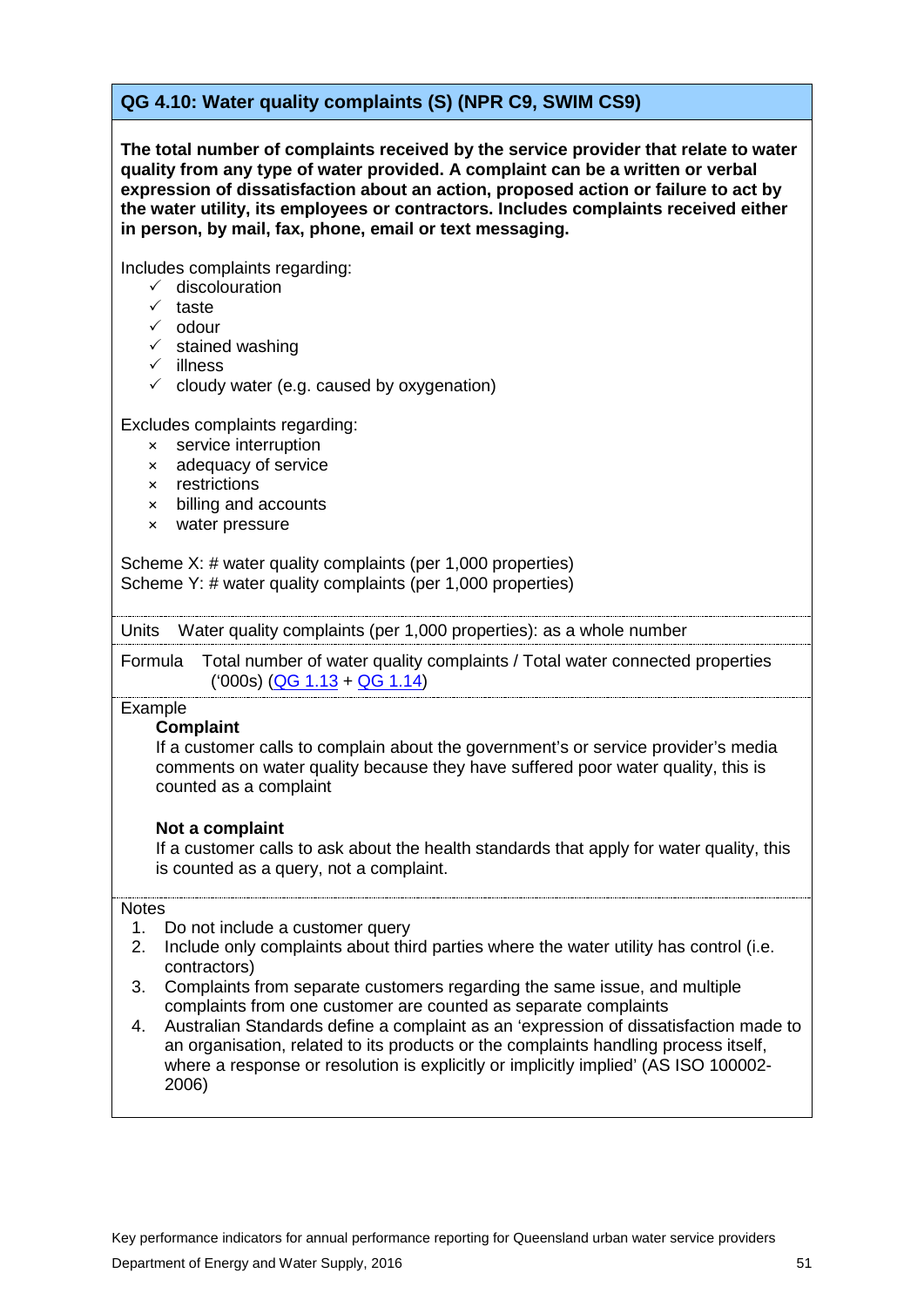## QG 4.10: Water quality complaints (S) (NPR C9, SWIM CS9)

**The total number of complaints received by the service provider that relate to water quality from any type of water provided. A complaint can be a written or verbal expression of dissatisfaction about an action, proposed action or failure to act by the water utility, its employees or contractors. Includes complaints received either in person, by mail, fax, phone, email or text messaging.**

Includes complaints regarding:

- ✓ discolouration
- ✓ taste
- ✓ odour
- ✓ stained washing
- ✓ illness
- ✓ cloudy water (e.g. caused by oxygenation)

Excludes complaints regarding:

- × service interruption
- × adequacy of service
- × restrictions
- × billing and accounts
- × water pressure

Scheme X: # water quality complaints (per 1,000 properties)
Scheme Y: # water quality complaints (per 1,000 properties)

Units: Water quality complaints (per 1,000 properties): as a whole number

Formula: Total number of water quality complaints / Total water connected properties ('000s) (QG 1.13 + QG 1.14)

Example

**Complaint**

If a customer calls to complain about the government's or service provider's media comments on water quality because they have suffered poor water quality, this is counted as a complaint

**Not a complaint**

If a customer calls to ask about the health standards that apply for water quality, this is counted as a query, not a complaint.

Notes

1. Do not include a customer query
2. Include only complaints about third parties where the water utility has control (i.e. contractors)
3. Complaints from separate customers regarding the same issue, and multiple complaints from one customer are counted as separate complaints
4. Australian Standards define a complaint as an 'expression of dissatisfaction made to an organisation, related to its products or the complaints handling process itself, where a response or resolution is explicitly or implicitly implied' (AS ISO 100002-2006)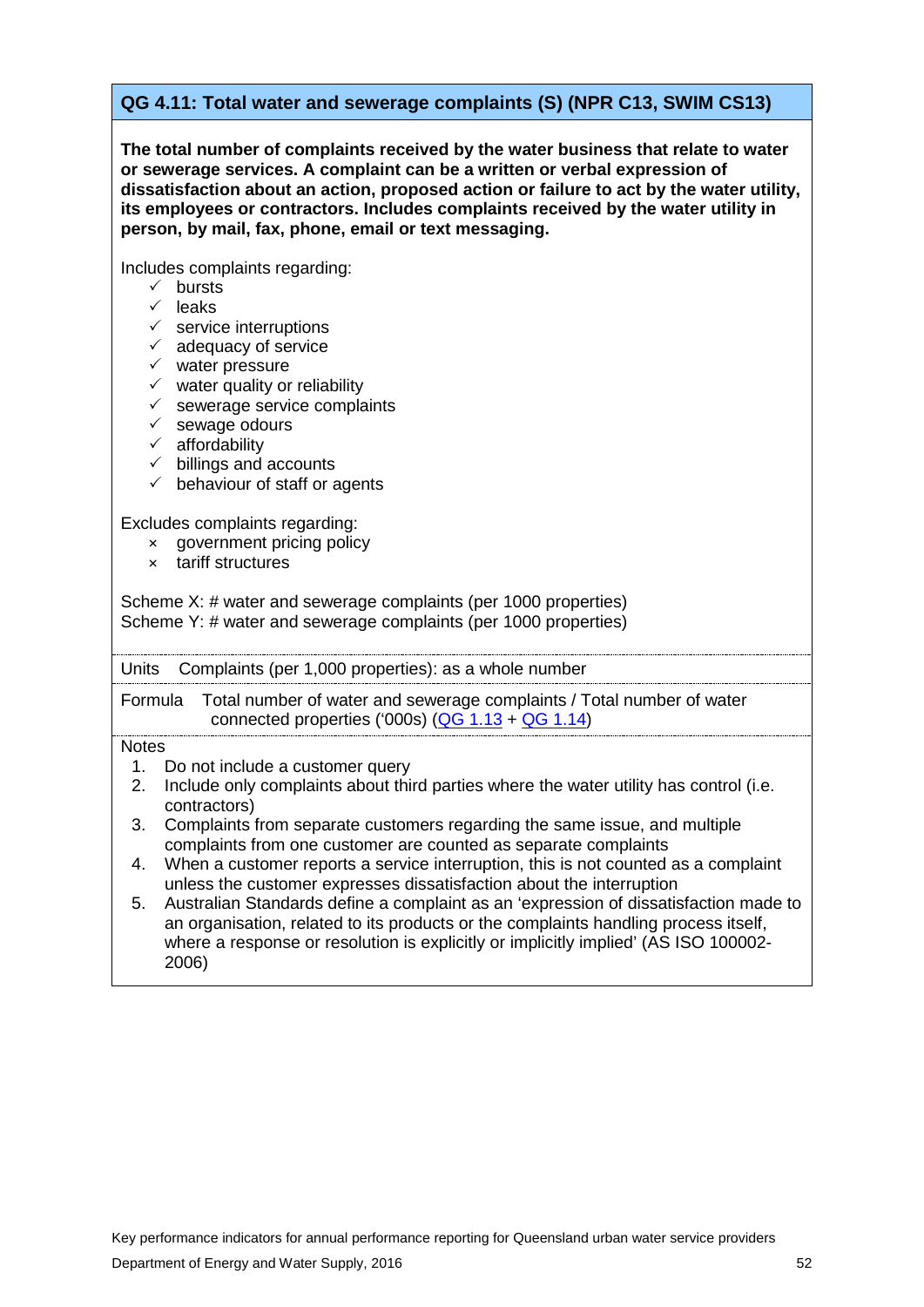### QG 4.11: Total water and sewerage complaints (S) (NPR C13, SWIM CS13)

**The total number of complaints received by the water business that relate to water or sewerage services. A complaint can be a written or verbal expression of dissatisfaction about an action, proposed action or failure to act by the water utility, its employees or contractors. Includes complaints received by the water utility in person, by mail, fax, phone, email or text messaging.**

Includes complaints regarding:

- ✓ bursts
- ✓ leaks
- ✓ service interruptions
- ✓ adequacy of service
- ✓ water pressure
- ✓ water quality or reliability
- ✓ sewerage service complaints
- ✓ sewage odours
- ✓ affordability
- ✓ billings and accounts
- ✓ behaviour of staff or agents

Excludes complaints regarding:

- × government pricing policy
- × tariff structures

Scheme X: # water and sewerage complaints (per 1000 properties)
Scheme Y: # water and sewerage complaints (per 1000 properties)

Units Complaints (per 1,000 properties): as a whole number

Formula Total number of water and sewerage complaints / Total number of water connected properties ('000s) (QG 1.13 + QG 1.14)

Notes

1. Do not include a customer query
2. Include only complaints about third parties where the water utility has control (i.e. contractors)
3. Complaints from separate customers regarding the same issue, and multiple complaints from one customer are counted as separate complaints
4. When a customer reports a service interruption, this is not counted as a complaint unless the customer expresses dissatisfaction about the interruption
5. Australian Standards define a complaint as an 'expression of dissatisfaction made to an organisation, related to its products or the complaints handling process itself, where a response or resolution is explicitly or implicitly implied' (AS ISO 100002-2006)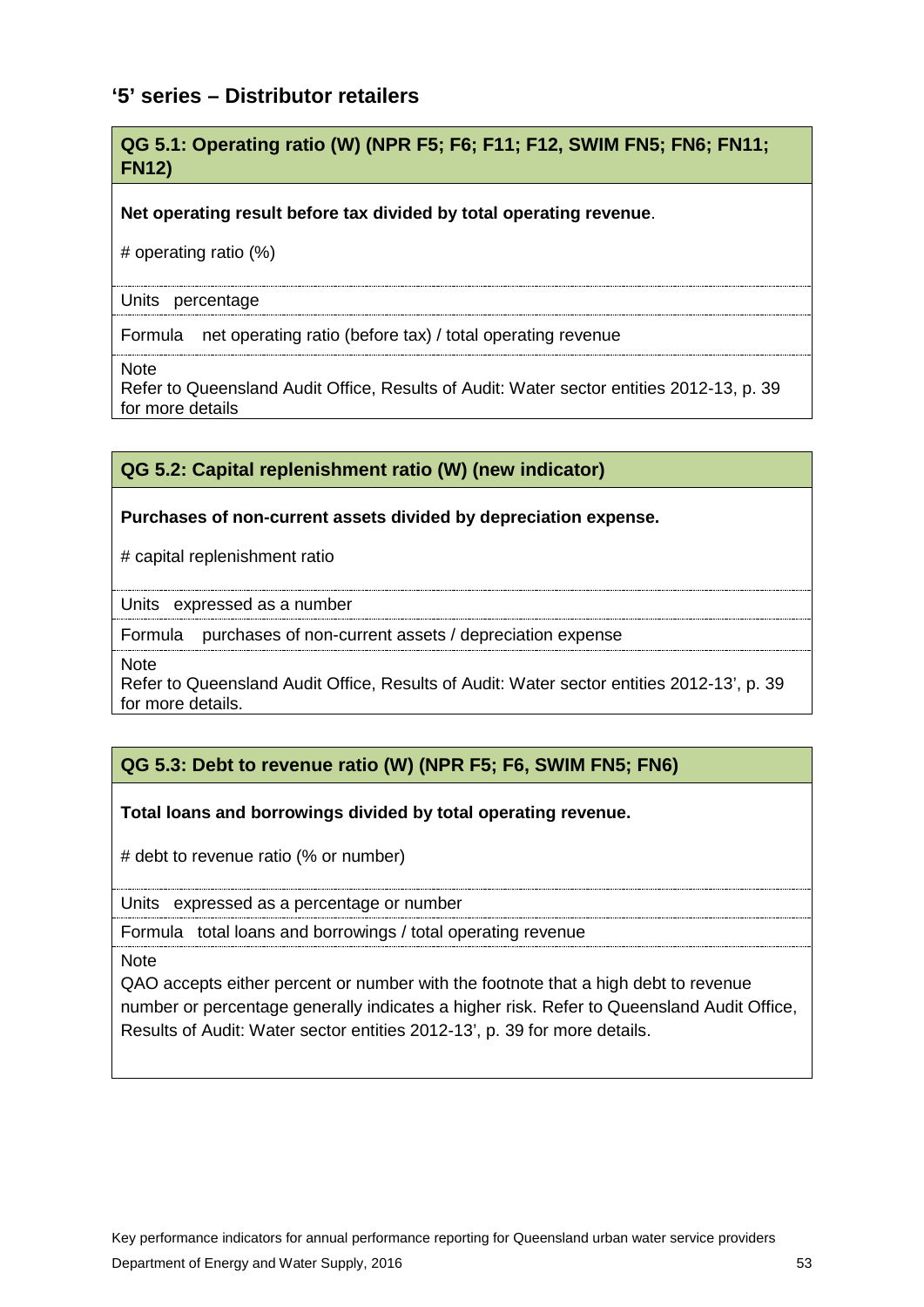## ‘5’ series – Distributor retailers

### QG 5.1: Operating ratio (W) (NPR F5; F6; F11; F12, SWIM FN5; FN6; FN11; FN12)

**Net operating result before tax divided by total operating revenue**.

# operating ratio (%)

Units percentage

Formula net operating ratio (before tax) / total operating revenue

Note
Refer to Queensland Audit Office, Results of Audit: Water sector entities 2012-13, p. 39 for more details

### QG 5.2: Capital replenishment ratio (W) (new indicator)

**Purchases of non-current assets divided by depreciation expense.**

# capital replenishment ratio

Units expressed as a number

Formula purchases of non-current assets / depreciation expense

Note
Refer to Queensland Audit Office, Results of Audit: Water sector entities 2012-13’, p. 39 for more details.

### QG 5.3: Debt to revenue ratio (W) (NPR F5; F6, SWIM FN5; FN6)

**Total loans and borrowings divided by total operating revenue.**

# debt to revenue ratio (% or number)

Units expressed as a percentage or number

Formula total loans and borrowings / total operating revenue

Note
QAO accepts either percent or number with the footnote that a high debt to revenue number or percentage generally indicates a higher risk. Refer to Queensland Audit Office, Results of Audit: Water sector entities 2012-13’, p. 39 for more details.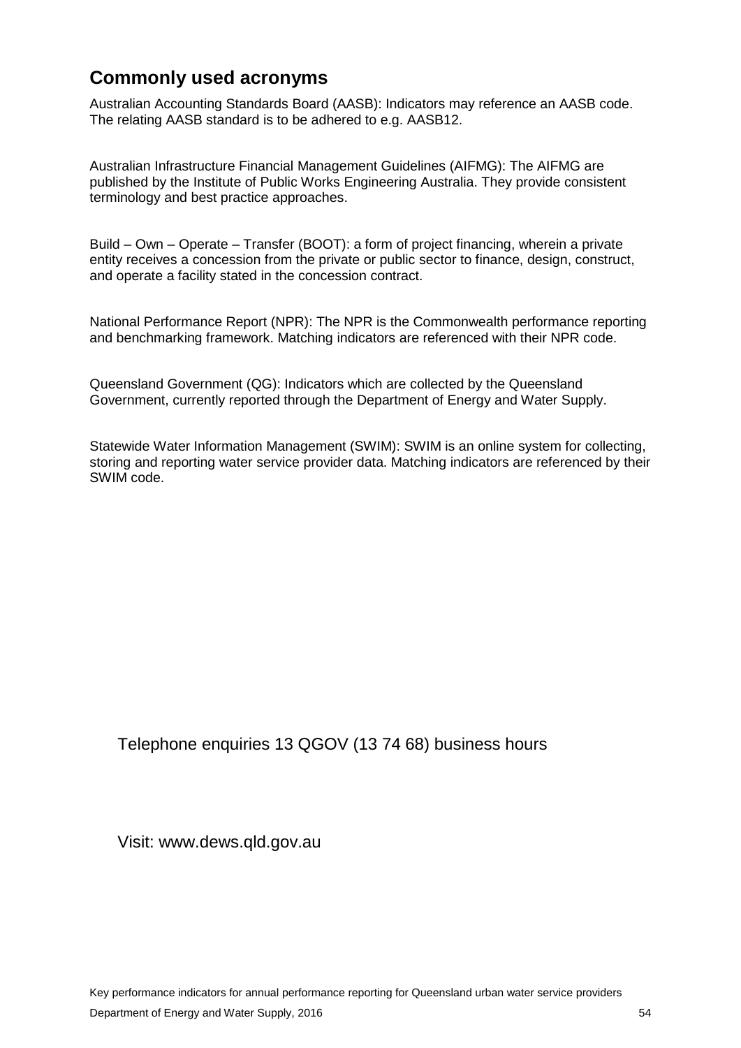## Commonly used acronyms

Australian Accounting Standards Board (AASB): Indicators may reference an AASB code. The relating AASB standard is to be adhered to e.g. AASB12.

Australian Infrastructure Financial Management Guidelines (AIFMG): The AIFMG are published by the Institute of Public Works Engineering Australia. They provide consistent terminology and best practice approaches.

Build – Own – Operate – Transfer (BOOT): a form of project financing, wherein a private entity receives a concession from the private or public sector to finance, design, construct, and operate a facility stated in the concession contract.

National Performance Report (NPR): The NPR is the Commonwealth performance reporting and benchmarking framework. Matching indicators are referenced with their NPR code.

Queensland Government (QG): Indicators which are collected by the Queensland Government, currently reported through the Department of Energy and Water Supply.

Statewide Water Information Management (SWIM): SWIM is an online system for collecting, storing and reporting water service provider data. Matching indicators are referenced by their SWIM code.

Telephone enquiries 13 QGOV (13 74 68) business hours

Visit: www.dews.qld.gov.au